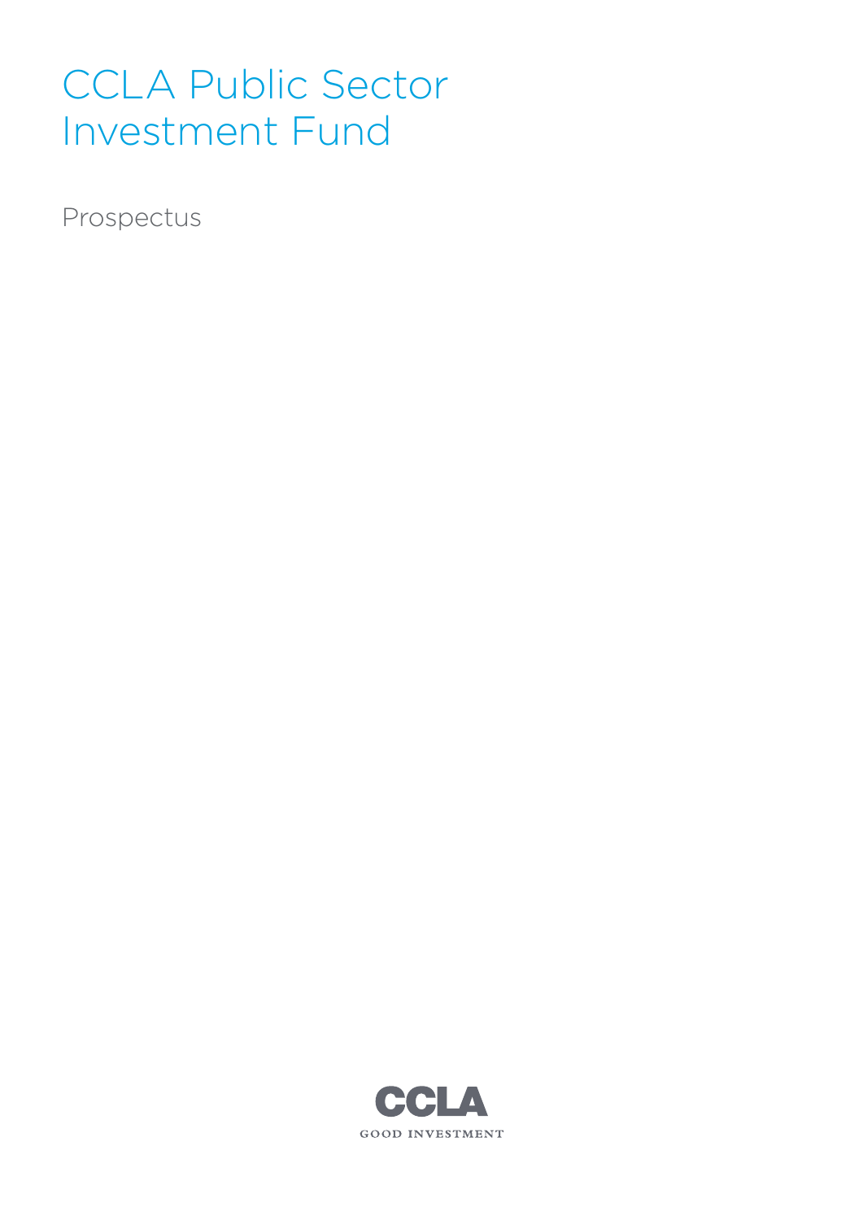# CCLA Public Sector Investment Fund

Prospectus

CCLA

GOOD INVESTMENT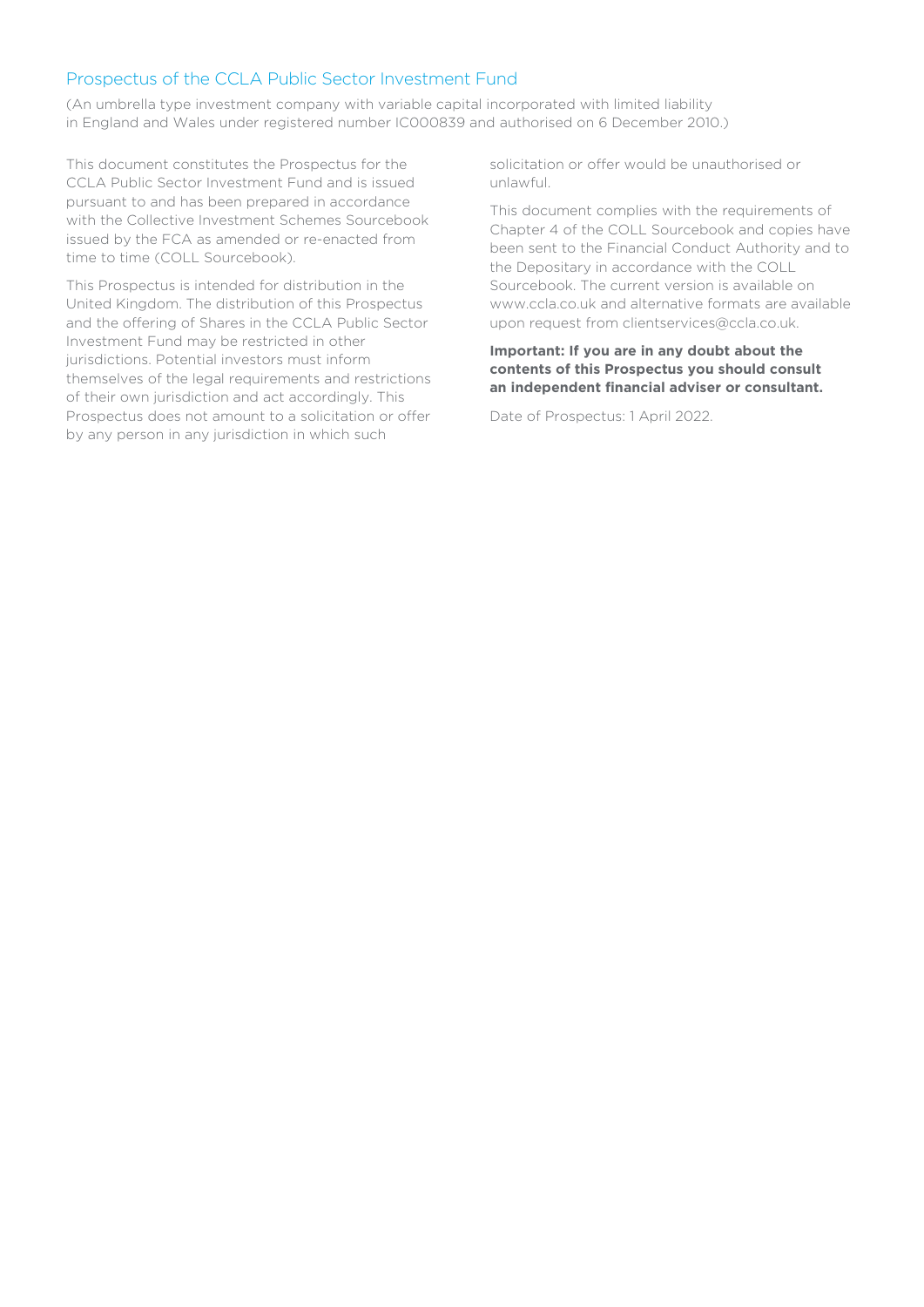## Prospectus of the CCLA Public Sector Investment Fund

(An umbrella type investment company with variable capital incorporated with limited liability in England and Wales under registered number IC000839 and authorised on 6 December 2010.)

This document constitutes the Prospectus for the CCLA Public Sector Investment Fund and is issued pursuant to and has been prepared in accordance with the Collective Investment Schemes Sourcebook issued by the FCA as amended or re-enacted from time to time (COLL Sourcebook).

This Prospectus is intended for distribution in the United Kingdom. The distribution of this Prospectus and the offering of Shares in the CCLA Public Sector Investment Fund may be restricted in other jurisdictions. Potential investors must inform themselves of the legal requirements and restrictions of their own jurisdiction and act accordingly. This Prospectus does not amount to a solicitation or offer by any person in any jurisdiction in which such solicitation or offer would be unauthorised or unlawful.

This document complies with the requirements of Chapter 4 of the COLL Sourcebook and copies have been sent to the Financial Conduct Authority and to the Depositary in accordance with the COLL Sourcebook. The current version is available on www.ccla.co.uk and alternative formats are available upon request from clientservices@ccla.co.uk.

**Important: If you are in any doubt about the contents of this Prospectus you should consult an independent financial adviser or consultant.**

Date of Prospectus: 1 April 2022.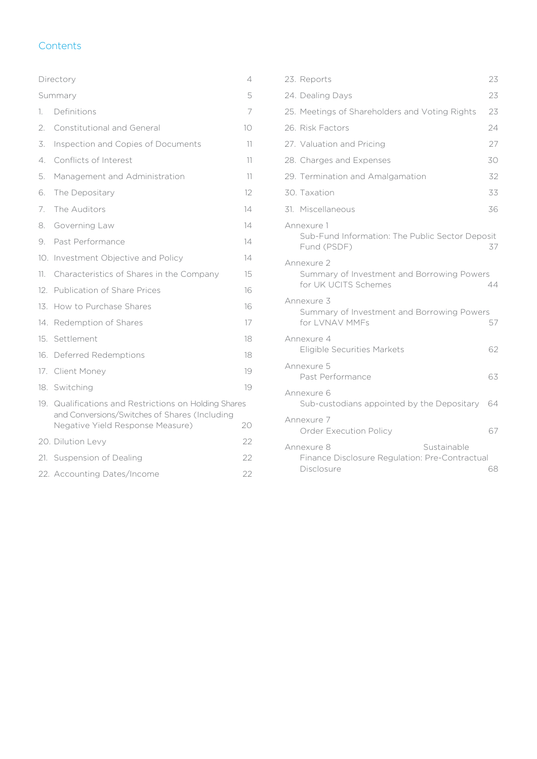## Contents

| | | |
|---|---|---|
| | Directory | 4 |
| | Summary | 5 |
| 1. | Definitions | 7 |
| 2. | Constitutional and General | 10 |
| 3. | Inspection and Copies of Documents | 11 |
| 4. | Conflicts of Interest | 11 |
| 5. | Management and Administration | 11 |
| 6. | The Depositary | 12 |
| 7. | The Auditors | 14 |
| 8. | Governing Law | 14 |
| 9. | Past Performance | 14 |
| 10. | Investment Objective and Policy | 14 |
| 11. | Characteristics of Shares in the Company | 15 |
| 12. | Publication of Share Prices | 16 |
| 13. | How to Purchase Shares | 16 |
| 14. | Redemption of Shares | 17 |
| 15. | Settlement | 18 |
| 16. | Deferred Redemptions | 18 |
| 17. | Client Money | 19 |
| 18. | Switching | 19 |
| 19. | Qualifications and Restrictions on Holding Shares and Conversions/Switches of Shares (Including Negative Yield Response Measure) | 20 |
| 20. | Dilution Levy | 22 |
| 21. | Suspension of Dealing | 22 |
| 22. | Accounting Dates/Income | 22 |
| 23. | Reports | 23 |
| 24. | Dealing Days | 23 |
| 25. | Meetings of Shareholders and Voting Rights | 23 |
| 26. | Risk Factors | 24 |
| 27. | Valuation and Pricing | 27 |
| 28. | Charges and Expenses | 30 |
| 29. | Termination and Amalgamation | 32 |
| 30. | Taxation | 33 |
| 31. | Miscellaneous | 36 |
| Annexure 1 | Sub-Fund Information: The Public Sector Deposit Fund (PSDF) | 37 |
| Annexure 2 | Summary of Investment and Borrowing Powers for UK UCITS Schemes | 44 |
| Annexure 3 | Summary of Investment and Borrowing Powers for LVNAV MMFs | 57 |
| Annexure 4 | Eligible Securities Markets | 62 |
| Annexure 5 | Past Performance | 63 |
| Annexure 6 | Sub-custodians appointed by the Depositary | 64 |
| Annexure 7 | Order Execution Policy | 67 |
| Annexure 8 | Sustainable Finance Disclosure Regulation: Pre-Contractual Disclosure | 68 |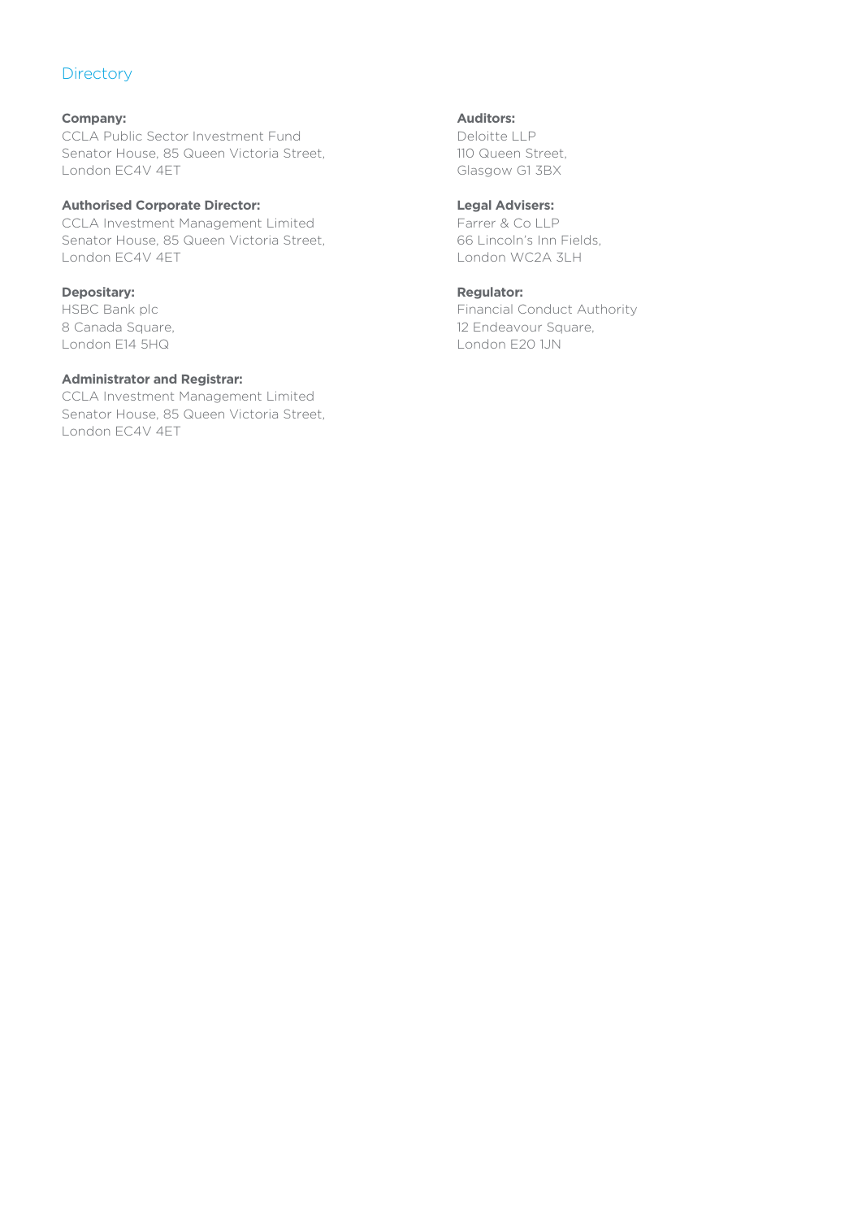## Directory

**Company:**
CCLA Public Sector Investment Fund
Senator House, 85 Queen Victoria Street,
London EC4V 4ET

**Authorised Corporate Director:**
CCLA Investment Management Limited
Senator House, 85 Queen Victoria Street,
London EC4V 4ET

**Depositary:**
HSBC Bank plc
8 Canada Square,
London E14 5HQ

**Administrator and Registrar:**
CCLA Investment Management Limited
Senator House, 85 Queen Victoria Street,
London EC4V 4ET

**Auditors:**
Deloitte LLP
110 Queen Street,
Glasgow G1 3BX

**Legal Advisers:**
Farrer & Co LLP
66 Lincoln's Inn Fields,
London WC2A 3LH

**Regulator:**
Financial Conduct Authority
12 Endeavour Square,
London E20 1JN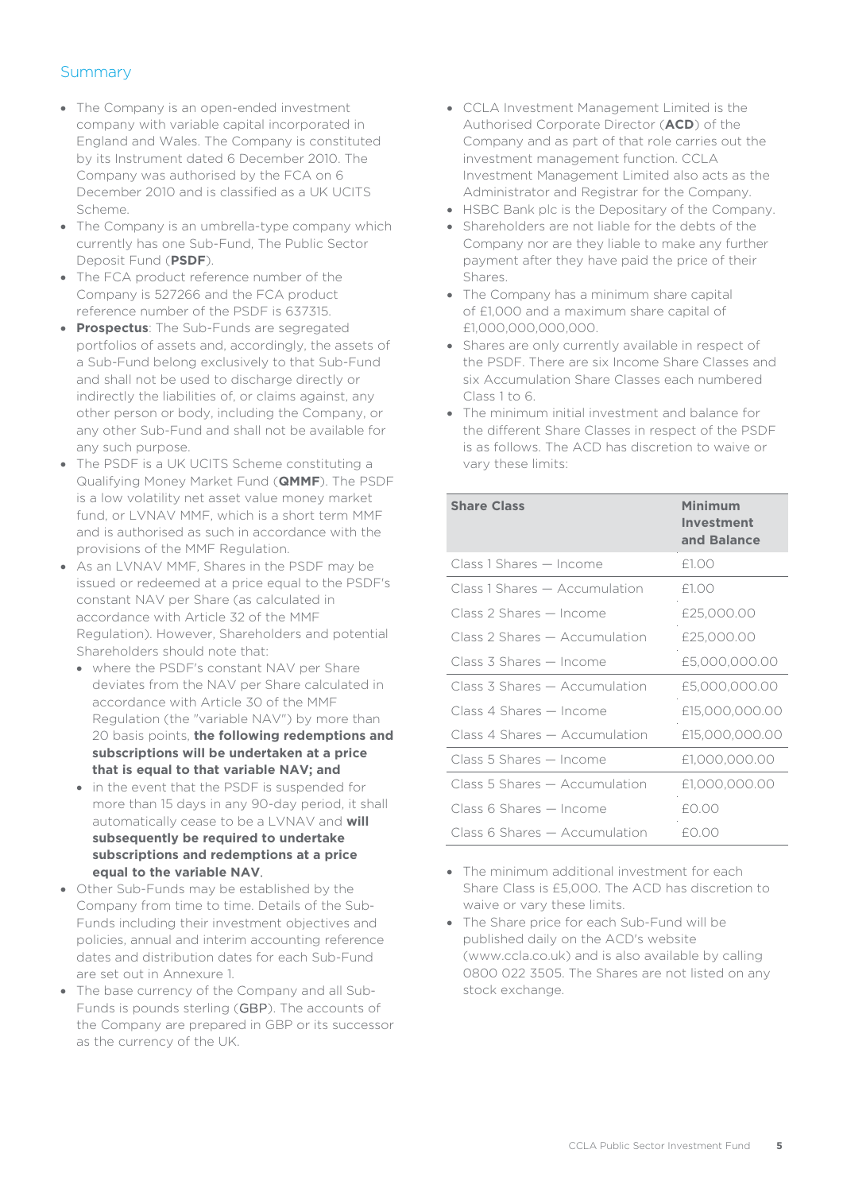## Summary

- The Company is an open-ended investment company with variable capital incorporated in England and Wales. The Company is constituted by its Instrument dated 6 December 2010. The Company was authorised by the FCA on 6 December 2010 and is classified as a UK UCITS Scheme.
- The Company is an umbrella-type company which currently has one Sub-Fund, The Public Sector Deposit Fund (**PSDF**).
- The FCA product reference number of the Company is 527266 and the FCA product reference number of the PSDF is 637315.
- **Prospectus**: The Sub-Funds are segregated portfolios of assets and, accordingly, the assets of a Sub-Fund belong exclusively to that Sub-Fund and shall not be used to discharge directly or indirectly the liabilities of, or claims against, any other person or body, including the Company, or any other Sub-Fund and shall not be available for any such purpose.
- The PSDF is a UK UCITS Scheme constituting a Qualifying Money Market Fund (**QMMF**). The PSDF is a low volatility net asset value money market fund, or LVNAV MMF, which is a short term MMF and is authorised as such in accordance with the provisions of the MMF Regulation.
- As an LVNAV MMF, Shares in the PSDF may be issued or redeemed at a price equal to the PSDF's constant NAV per Share (as calculated in accordance with Article 32 of the MMF Regulation). However, Shareholders and potential Shareholders should note that:
  - where the PSDF's constant NAV per Share deviates from the NAV per Share calculated in accordance with Article 30 of the MMF Regulation (the "variable NAV") by more than 20 basis points, **the following redemptions and subscriptions will be undertaken at a price that is equal to that variable NAV; and**
  - in the event that the PSDF is suspended for more than 15 days in any 90-day period, it shall automatically cease to be a LVNAV and **will subsequently be required to undertake subscriptions and redemptions at a price equal to the variable NAV**.
- Other Sub-Funds may be established by the Company from time to time. Details of the Sub-Funds including their investment objectives and policies, annual and interim accounting reference dates and distribution dates for each Sub-Fund are set out in Annexure 1.
- The base currency of the Company and all Sub-Funds is pounds sterling (GBP). The accounts of the Company are prepared in GBP or its successor as the currency of the UK.
- CCLA Investment Management Limited is the Authorised Corporate Director (**ACD**) of the Company and as part of that role carries out the investment management function. CCLA Investment Management Limited also acts as the Administrator and Registrar for the Company.
- HSBC Bank plc is the Depositary of the Company.
- Shareholders are not liable for the debts of the Company nor are they liable to make any further payment after they have paid the price of their Shares.
- The Company has a minimum share capital of £1,000 and a maximum share capital of £1,000,000,000,000.
- Shares are only currently available in respect of the PSDF. There are six Income Share Classes and six Accumulation Share Classes each numbered Class 1 to 6.
- The minimum initial investment and balance for the different Share Classes in respect of the PSDF is as follows. The ACD has discretion to waive or vary these limits:

| Share Class | Minimum Investment and Balance |
|---|---|
| Class 1 Shares — Income | £1.00 |
| Class 1 Shares — Accumulation | £1.00 |
| Class 2 Shares — Income | £25,000.00 |
| Class 2 Shares — Accumulation | £25,000.00 |
| Class 3 Shares — Income | £5,000,000.00 |
| Class 3 Shares — Accumulation | £5,000,000.00 |
| Class 4 Shares — Income | £15,000,000.00 |
| Class 4 Shares — Accumulation | £15,000,000.00 |
| Class 5 Shares — Income | £1,000,000.00 |
| Class 5 Shares — Accumulation | £1,000,000.00 |
| Class 6 Shares — Income | £0.00 |
| Class 6 Shares — Accumulation | £0.00 |

- The minimum additional investment for each Share Class is £5,000. The ACD has discretion to waive or vary these limits.
- The Share price for each Sub-Fund will be published daily on the ACD's website (www.ccla.co.uk) and is also available by calling 0800 022 3505. The Shares are not listed on any stock exchange.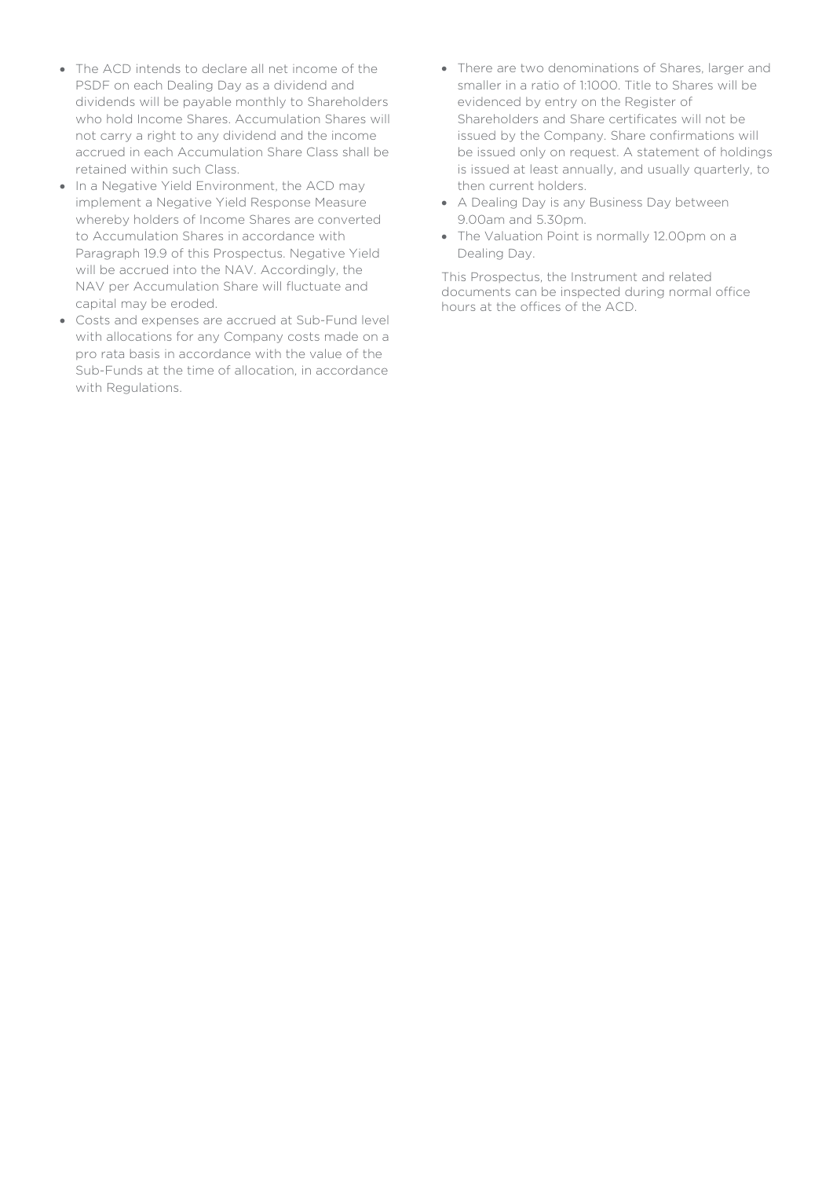- The ACD intends to declare all net income of the PSDF on each Dealing Day as a dividend and dividends will be payable monthly to Shareholders who hold Income Shares. Accumulation Shares will not carry a right to any dividend and the income accrued in each Accumulation Share Class shall be retained within such Class.
- In a Negative Yield Environment, the ACD may implement a Negative Yield Response Measure whereby holders of Income Shares are converted to Accumulation Shares in accordance with Paragraph 19.9 of this Prospectus. Negative Yield will be accrued into the NAV. Accordingly, the NAV per Accumulation Share will fluctuate and capital may be eroded.
- Costs and expenses are accrued at Sub-Fund level with allocations for any Company costs made on a pro rata basis in accordance with the value of the Sub-Funds at the time of allocation, in accordance with Regulations.
- There are two denominations of Shares, larger and smaller in a ratio of 1:1000. Title to Shares will be evidenced by entry on the Register of Shareholders and Share certificates will not be issued by the Company. Share confirmations will be issued only on request. A statement of holdings is issued at least annually, and usually quarterly, to then current holders.
- A Dealing Day is any Business Day between 9.00am and 5.30pm.
- The Valuation Point is normally 12.00pm on a Dealing Day.

This Prospectus, the Instrument and related documents can be inspected during normal office hours at the offices of the ACD.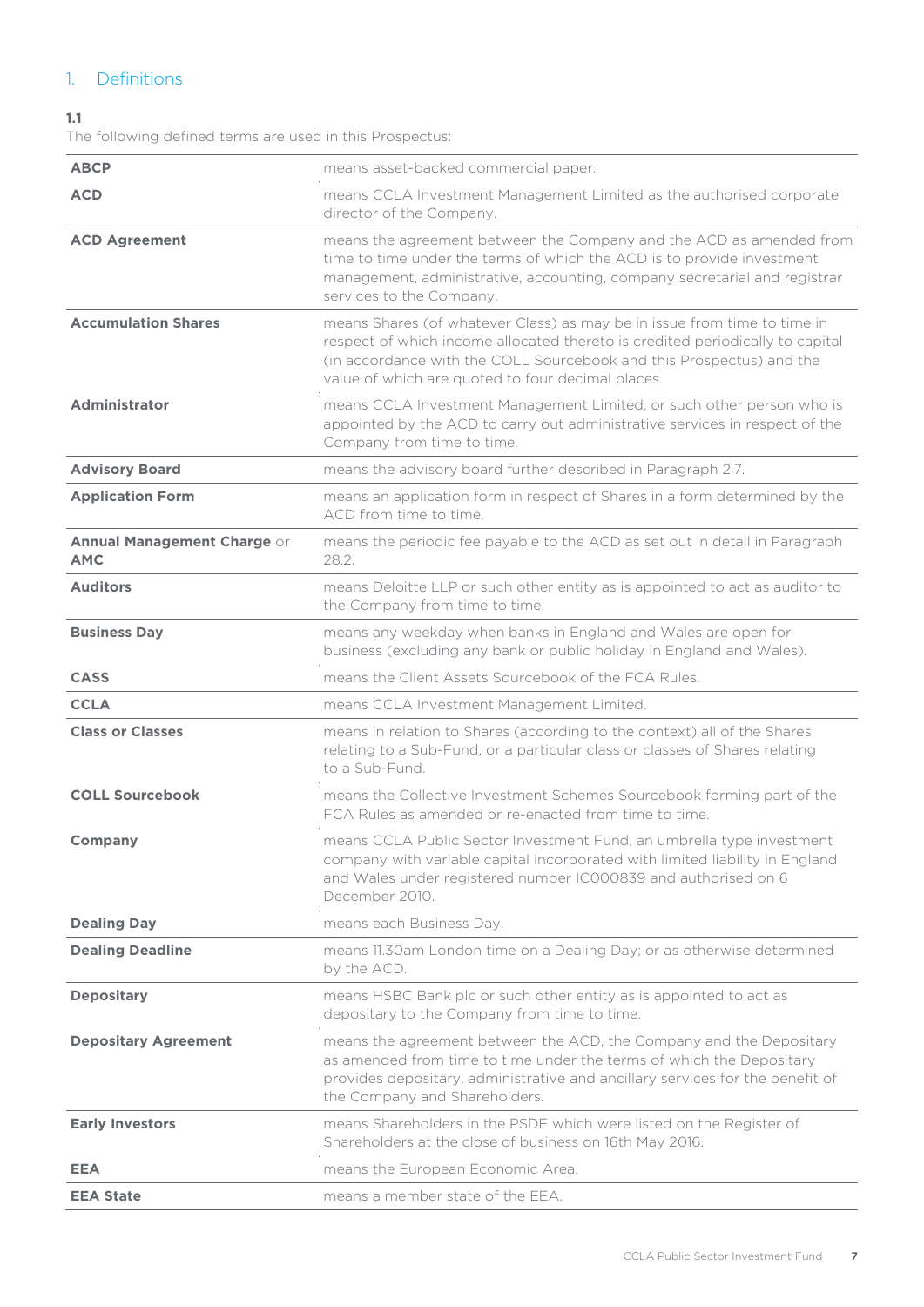## 1. Definitions

**1.1**

The following defined terms are used in this Prospectus:

| | |
|---|---|
| **ABCP** | means asset-backed commercial paper. |
| **ACD** | means CCLA Investment Management Limited as the authorised corporate director of the Company. |
| **ACD Agreement** | means the agreement between the Company and the ACD as amended from time to time under the terms of which the ACD is to provide investment management, administrative, accounting, company secretarial and registrar services to the Company. |
| **Accumulation Shares** | means Shares (of whatever Class) as may be in issue from time to time in respect of which income allocated thereto is credited periodically to capital (in accordance with the COLL Sourcebook and this Prospectus) and the value of which are quoted to four decimal places. |
| **Administrator** | means CCLA Investment Management Limited, or such other person who is appointed by the ACD to carry out administrative services in respect of the Company from time to time. |
| **Advisory Board** | means the advisory board further described in Paragraph 2.7. |
| **Application Form** | means an application form in respect of Shares in a form determined by the ACD from time to time. |
| **Annual Management Charge** or **AMC** | means the periodic fee payable to the ACD as set out in detail in Paragraph 28.2. |
| **Auditors** | means Deloitte LLP or such other entity as is appointed to act as auditor to the Company from time to time. |
| **Business Day** | means any weekday when banks in England and Wales are open for business (excluding any bank or public holiday in England and Wales). |
| **CASS** | means the Client Assets Sourcebook of the FCA Rules. |
| **CCLA** | means CCLA Investment Management Limited. |
| **Class or Classes** | means in relation to Shares (according to the context) all of the Shares relating to a Sub-Fund, or a particular class or classes of Shares relating to a Sub-Fund. |
| **COLL Sourcebook** | means the Collective Investment Schemes Sourcebook forming part of the FCA Rules as amended or re-enacted from time to time. |
| **Company** | means CCLA Public Sector Investment Fund, an umbrella type investment company with variable capital incorporated with limited liability in England and Wales under registered number IC000839 and authorised on 6 December 2010. |
| **Dealing Day** | means each Business Day. |
| **Dealing Deadline** | means 11.30am London time on a Dealing Day; or as otherwise determined by the ACD. |
| **Depositary** | means HSBC Bank plc or such other entity as is appointed to act as depositary to the Company from time to time. |
| **Depositary Agreement** | means the agreement between the ACD, the Company and the Depositary as amended from time to time under the terms of which the Depositary provides depositary, administrative and ancillary services for the benefit of the Company and Shareholders. |
| **Early Investors** | means Shareholders in the PSDF which were listed on the Register of Shareholders at the close of business on 16th May 2016. |
| **EEA** | means the European Economic Area. |
| **EEA State** | means a member state of the EEA. |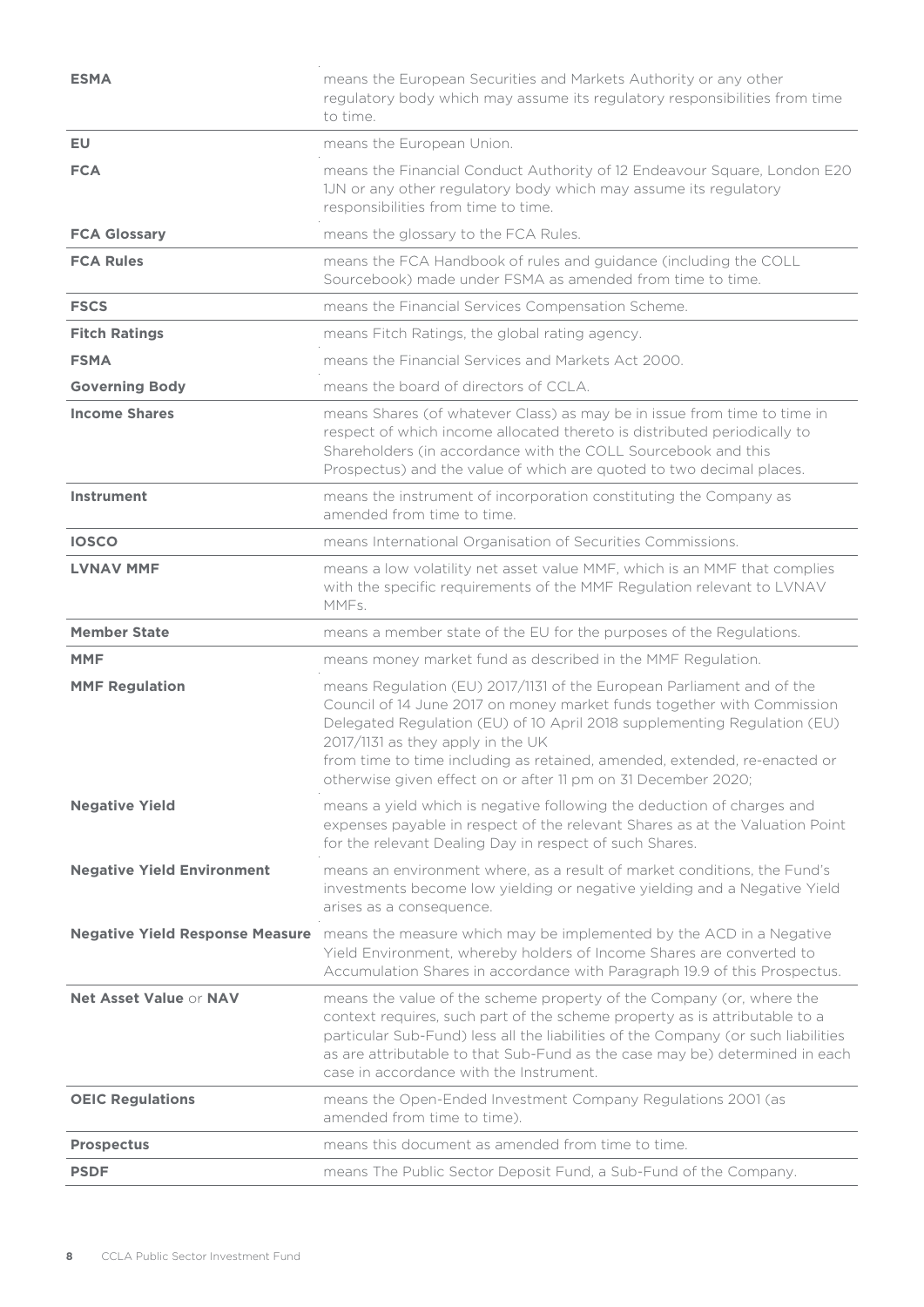| | |
|---|---|
| **ESMA** | means the European Securities and Markets Authority or any other regulatory body which may assume its regulatory responsibilities from time to time. |
| **EU** | means the European Union. |
| **FCA** | means the Financial Conduct Authority of 12 Endeavour Square, London E20 1JN or any other regulatory body which may assume its regulatory responsibilities from time to time. |
| **FCA Glossary** | means the glossary to the FCA Rules. |
| **FCA Rules** | means the FCA Handbook of rules and guidance (including the COLL Sourcebook) made under FSMA as amended from time to time. |
| **FSCS** | means the Financial Services Compensation Scheme. |
| **Fitch Ratings** | means Fitch Ratings, the global rating agency. |
| **FSMA** | means the Financial Services and Markets Act 2000. |
| **Governing Body** | means the board of directors of CCLA. |
| **Income Shares** | means Shares (of whatever Class) as may be in issue from time to time in respect of which income allocated thereto is distributed periodically to Shareholders (in accordance with the COLL Sourcebook and this Prospectus) and the value of which are quoted to two decimal places. |
| **Instrument** | means the instrument of incorporation constituting the Company as amended from time to time. |
| **IOSCO** | means International Organisation of Securities Commissions. |
| **LVNAV MMF** | means a low volatility net asset value MMF, which is an MMF that complies with the specific requirements of the MMF Regulation relevant to LVNAV MMFs. |
| **Member State** | means a member state of the EU for the purposes of the Regulations. |
| **MMF** | means money market fund as described in the MMF Regulation. |
| **MMF Regulation** | means Regulation (EU) 2017/1131 of the European Parliament and of the Council of 14 June 2017 on money market funds together with Commission Delegated Regulation (EU) of 10 April 2018 supplementing Regulation (EU) 2017/1131 as they apply in the UK from time to time including as retained, amended, extended, re-enacted or otherwise given effect on or after 11 pm on 31 December 2020; |
| **Negative Yield** | means a yield which is negative following the deduction of charges and expenses payable in respect of the relevant Shares as at the Valuation Point for the relevant Dealing Day in respect of such Shares. |
| **Negative Yield Environment** | means an environment where, as a result of market conditions, the Fund's investments become low yielding or negative yielding and a Negative Yield arises as a consequence. |
| **Negative Yield Response Measure** | means the measure which may be implemented by the ACD in a Negative Yield Environment, whereby holders of Income Shares are converted to Accumulation Shares in accordance with Paragraph 19.9 of this Prospectus. |
| **Net Asset Value** or **NAV** | means the value of the scheme property of the Company (or, where the context requires, such part of the scheme property as is attributable to a particular Sub-Fund) less all the liabilities of the Company (or such liabilities as are attributable to that Sub-Fund as the case may be) determined in each case in accordance with the Instrument. |
| **OEIC Regulations** | means the Open-Ended Investment Company Regulations 2001 (as amended from time to time). |
| **Prospectus** | means this document as amended from time to time. |
| **PSDF** | means The Public Sector Deposit Fund, a Sub-Fund of the Company. |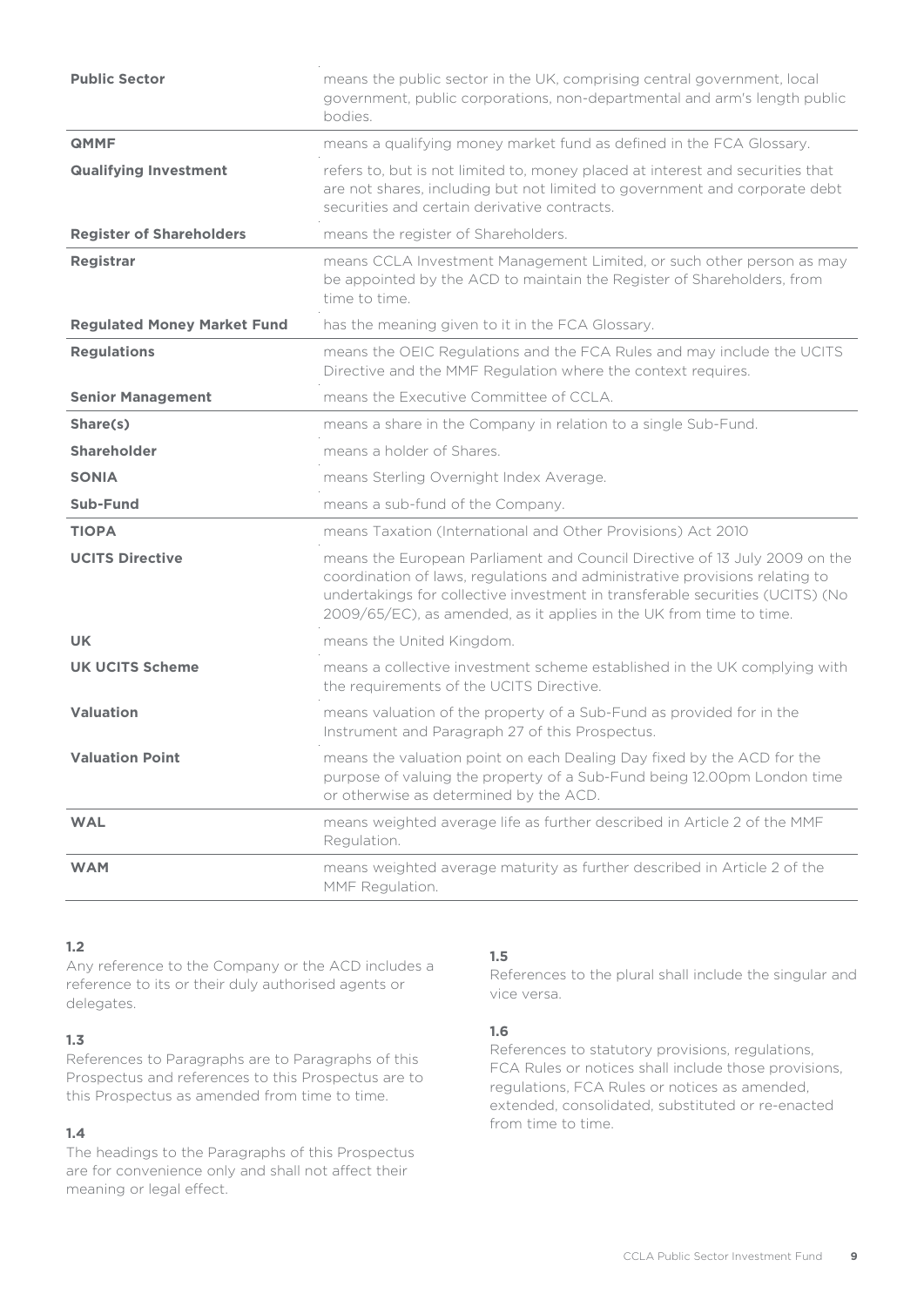| | |
|---|---|
| **Public Sector** | means the public sector in the UK, comprising central government, local government, public corporations, non-departmental and arm's length public bodies. |
| **QMMF** | means a qualifying money market fund as defined in the FCA Glossary. |
| **Qualifying Investment** | refers to, but is not limited to, money placed at interest and securities that are not shares, including but not limited to government and corporate debt securities and certain derivative contracts. |
| **Register of Shareholders** | means the register of Shareholders. |
| **Registrar** | means CCLA Investment Management Limited, or such other person as may be appointed by the ACD to maintain the Register of Shareholders, from time to time. |
| **Regulated Money Market Fund** | has the meaning given to it in the FCA Glossary. |
| **Regulations** | means the OEIC Regulations and the FCA Rules and may include the UCITS Directive and the MMF Regulation where the context requires. |
| **Senior Management** | means the Executive Committee of CCLA. |
| **Share(s)** | means a share in the Company in relation to a single Sub-Fund. |
| **Shareholder** | means a holder of Shares. |
| **SONIA** | means Sterling Overnight Index Average. |
| **Sub-Fund** | means a sub-fund of the Company. |
| **TIOPA** | means Taxation (International and Other Provisions) Act 2010 |
| **UCITS Directive** | means the European Parliament and Council Directive of 13 July 2009 on the coordination of laws, regulations and administrative provisions relating to undertakings for collective investment in transferable securities (UCITS) (No 2009/65/EC), as amended, as it applies in the UK from time to time. |
| **UK** | means the United Kingdom. |
| **UK UCITS Scheme** | means a collective investment scheme established in the UK complying with the requirements of the UCITS Directive. |
| **Valuation** | means valuation of the property of a Sub-Fund as provided for in the Instrument and Paragraph 27 of this Prospectus. |
| **Valuation Point** | means the valuation point on each Dealing Day fixed by the ACD for the purpose of valuing the property of a Sub-Fund being 12.00pm London time or otherwise as determined by the ACD. |
| **WAL** | means weighted average life as further described in Article 2 of the MMF Regulation. |
| **WAM** | means weighted average maturity as further described in Article 2 of the MMF Regulation. |

**1.2**

Any reference to the Company or the ACD includes a reference to its or their duly authorised agents or delegates.

**1.3**

References to Paragraphs are to Paragraphs of this Prospectus and references to this Prospectus are to this Prospectus as amended from time to time.

**1.4**

The headings to the Paragraphs of this Prospectus are for convenience only and shall not affect their meaning or legal effect.

**1.5**

References to the plural shall include the singular and vice versa.

**1.6**

References to statutory provisions, regulations, FCA Rules or notices shall include those provisions, regulations, FCA Rules or notices as amended, extended, consolidated, substituted or re-enacted from time to time.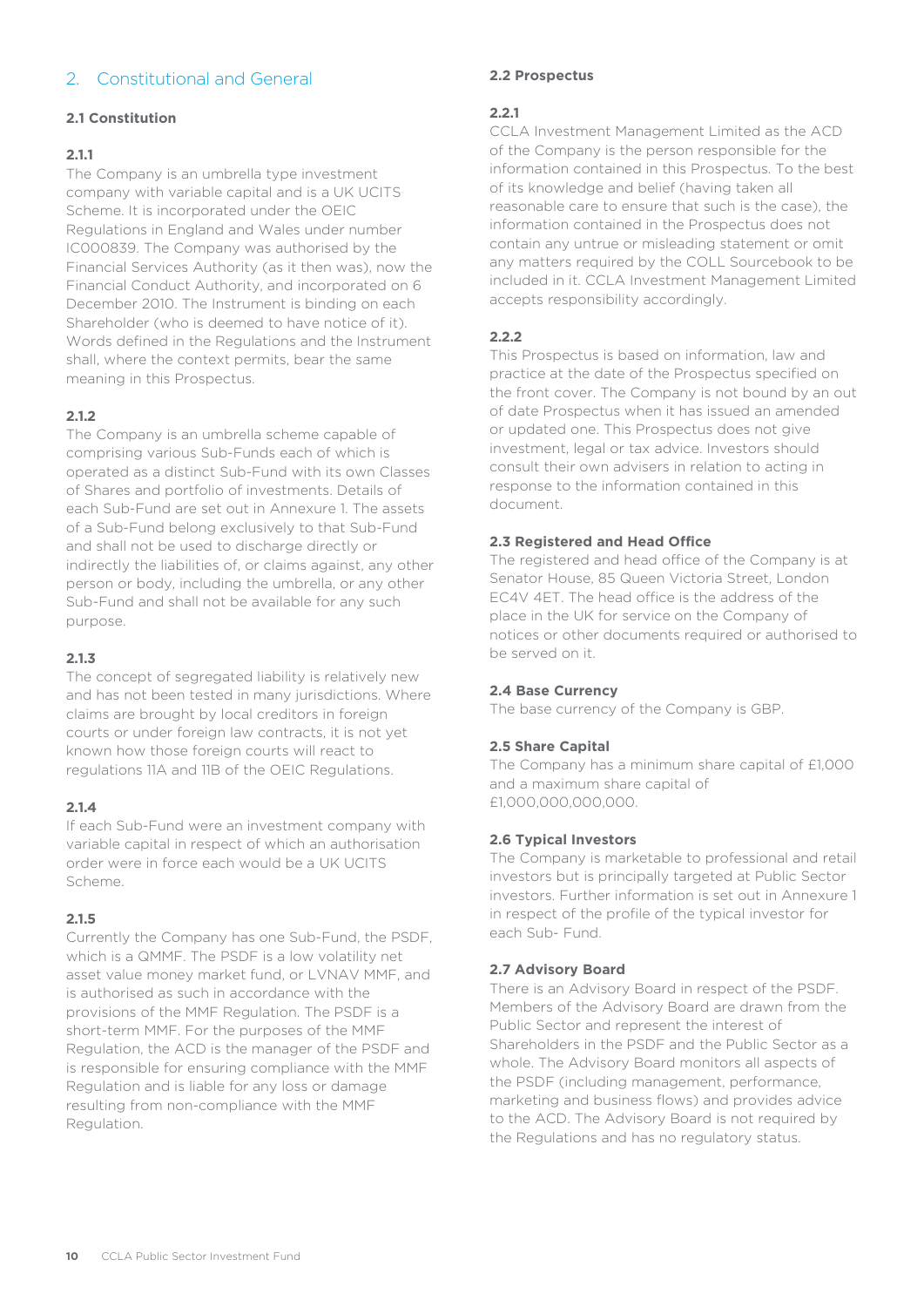## 2. Constitutional and General

### 2.1 Constitution

**2.1.1**

The Company is an umbrella type investment company with variable capital and is a UK UCITS Scheme. It is incorporated under the OEIC Regulations in England and Wales under number IC000839. The Company was authorised by the Financial Services Authority (as it then was), now the Financial Conduct Authority, and incorporated on 6 December 2010. The Instrument is binding on each Shareholder (who is deemed to have notice of it). Words defined in the Regulations and the Instrument shall, where the context permits, bear the same meaning in this Prospectus.

**2.1.2**

The Company is an umbrella scheme capable of comprising various Sub-Funds each of which is operated as a distinct Sub-Fund with its own Classes of Shares and portfolio of investments. Details of each Sub-Fund are set out in Annexure 1. The assets of a Sub-Fund belong exclusively to that Sub-Fund and shall not be used to discharge directly or indirectly the liabilities of, or claims against, any other person or body, including the umbrella, or any other Sub-Fund and shall not be available for any such purpose.

**2.1.3**

The concept of segregated liability is relatively new and has not been tested in many jurisdictions. Where claims are brought by local creditors in foreign courts or under foreign law contracts, it is not yet known how those foreign courts will react to regulations 11A and 11B of the OEIC Regulations.

**2.1.4**

If each Sub-Fund were an investment company with variable capital in respect of which an authorisation order were in force each would be a UK UCITS Scheme.

**2.1.5**

Currently the Company has one Sub-Fund, the PSDF, which is a QMMF. The PSDF is a low volatility net asset value money market fund, or LVNAV MMF, and is authorised as such in accordance with the provisions of the MMF Regulation. The PSDF is a short-term MMF. For the purposes of the MMF Regulation, the ACD is the manager of the PSDF and is responsible for ensuring compliance with the MMF Regulation and is liable for any loss or damage resulting from non-compliance with the MMF Regulation.

### 2.2 Prospectus

**2.2.1**

CCLA Investment Management Limited as the ACD of the Company is the person responsible for the information contained in this Prospectus. To the best of its knowledge and belief (having taken all reasonable care to ensure that such is the case), the information contained in the Prospectus does not contain any untrue or misleading statement or omit any matters required by the COLL Sourcebook to be included in it. CCLA Investment Management Limited accepts responsibility accordingly.

**2.2.2**

This Prospectus is based on information, law and practice at the date of the Prospectus specified on the front cover. The Company is not bound by an out of date Prospectus when it has issued an amended or updated one. This Prospectus does not give investment, legal or tax advice. Investors should consult their own advisers in relation to acting in response to the information contained in this document.

### 2.3 Registered and Head Office

The registered and head office of the Company is at Senator House, 85 Queen Victoria Street, London EC4V 4ET. The head office is the address of the place in the UK for service on the Company of notices or other documents required or authorised to be served on it.

### 2.4 Base Currency

The base currency of the Company is GBP.

### 2.5 Share Capital

The Company has a minimum share capital of £1,000 and a maximum share capital of £1,000,000,000,000.

### 2.6 Typical Investors

The Company is marketable to professional and retail investors but is principally targeted at Public Sector investors. Further information is set out in Annexure 1 in respect of the profile of the typical investor for each Sub- Fund.

### 2.7 Advisory Board

There is an Advisory Board in respect of the PSDF. Members of the Advisory Board are drawn from the Public Sector and represent the interest of Shareholders in the PSDF and the Public Sector as a whole. The Advisory Board monitors all aspects of the PSDF (including management, performance, marketing and business flows) and provides advice to the ACD. The Advisory Board is not required by the Regulations and has no regulatory status.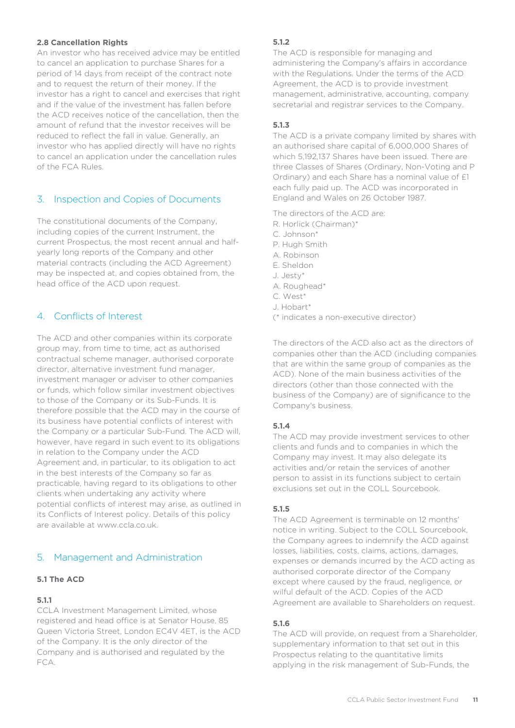**2.8 Cancellation Rights**

An investor who has received advice may be entitled to cancel an application to purchase Shares for a period of 14 days from receipt of the contract note and to request the return of their money. If the investor has a right to cancel and exercises that right and if the value of the investment has fallen before the ACD receives notice of the cancellation, then the amount of refund that the investor receives will be reduced to reflect the fall in value. Generally, an investor who has applied directly will have no rights to cancel an application under the cancellation rules of the FCA Rules.

## 3. Inspection and Copies of Documents

The constitutional documents of the Company, including copies of the current Instrument, the current Prospectus, the most recent annual and half-yearly long reports of the Company and other material contracts (including the ACD Agreement) may be inspected at, and copies obtained from, the head office of the ACD upon request.

## 4. Conflicts of Interest

The ACD and other companies within its corporate group may, from time to time, act as authorised contractual scheme manager, authorised corporate director, alternative investment fund manager, investment manager or adviser to other companies or funds, which follow similar investment objectives to those of the Company or its Sub-Funds. It is therefore possible that the ACD may in the course of its business have potential conflicts of interest with the Company or a particular Sub-Fund. The ACD will, however, have regard in such event to its obligations in relation to the Company under the ACD Agreement and, in particular, to its obligation to act in the best interests of the Company so far as practicable, having regard to its obligations to other clients when undertaking any activity where potential conflicts of interest may arise, as outlined in its Conflicts of Interest policy. Details of this policy are available at www.ccla.co.uk.

## 5. Management and Administration

**5.1 The ACD**

**5.1.1**

CCLA Investment Management Limited, whose registered and head office is at Senator House, 85 Queen Victoria Street, London EC4V 4ET, is the ACD of the Company. It is the only director of the Company and is authorised and regulated by the FCA.

**5.1.2**

The ACD is responsible for managing and administering the Company's affairs in accordance with the Regulations. Under the terms of the ACD Agreement, the ACD is to provide investment management, administrative, accounting, company secretarial and registrar services to the Company.

**5.1.3**

The ACD is a private company limited by shares with an authorised share capital of 6,000,000 Shares of which 5,192,137 Shares have been issued. There are three Classes of Shares (Ordinary, Non-Voting and P Ordinary) and each Share has a nominal value of £1 each fully paid up. The ACD was incorporated in England and Wales on 26 October 1987.

The directors of the ACD are:

R. Horlick (Chairman)*
C. Johnson*
P. Hugh Smith
A. Robinson
E. Sheldon
J. Jesty*
A. Roughead*
C. West*
J. Hobart*
(* indicates a non-executive director)

The directors of the ACD also act as the directors of companies other than the ACD (including companies that are within the same group of companies as the ACD). None of the main business activities of the directors (other than those connected with the business of the Company) are of significance to the Company's business.

**5.1.4**

The ACD may provide investment services to other clients and funds and to companies in which the Company may invest. It may also delegate its activities and/or retain the services of another person to assist in its functions subject to certain exclusions set out in the COLL Sourcebook.

**5.1.5**

The ACD Agreement is terminable on 12 months' notice in writing. Subject to the COLL Sourcebook, the Company agrees to indemnify the ACD against losses, liabilities, costs, claims, actions, damages, expenses or demands incurred by the ACD acting as authorised corporate director of the Company except where caused by the fraud, negligence, or wilful default of the ACD. Copies of the ACD Agreement are available to Shareholders on request.

**5.1.6**

The ACD will provide, on request from a Shareholder, supplementary information to that set out in this Prospectus relating to the quantitative limits applying in the risk management of Sub-Funds, the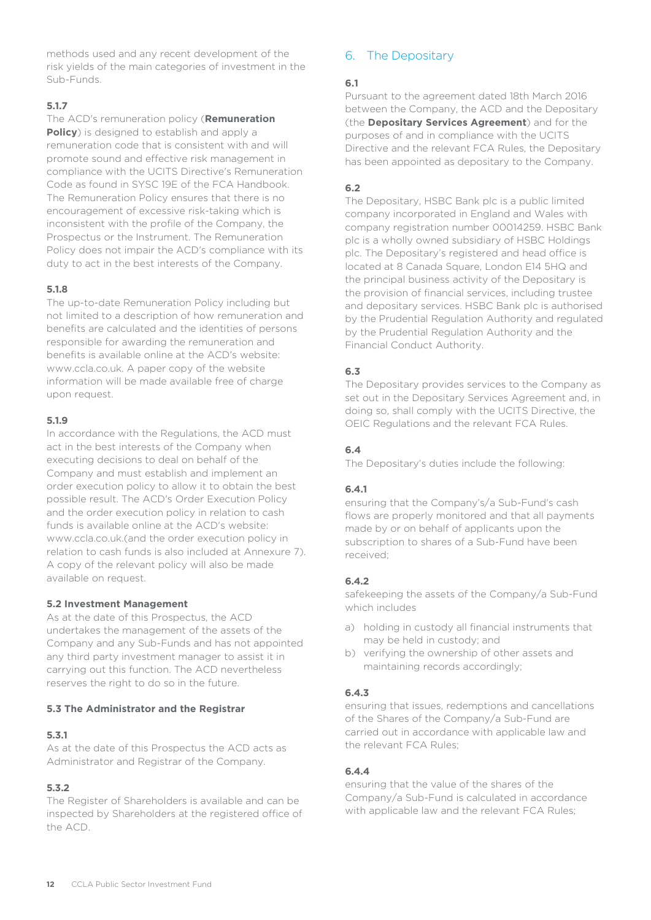methods used and any recent development of the risk yields of the main categories of investment in the Sub-Funds.

**5.1.7**

The ACD's remuneration policy (**Remuneration Policy**) is designed to establish and apply a remuneration code that is consistent with and will promote sound and effective risk management in compliance with the UCITS Directive's Remuneration Code as found in SYSC 19E of the FCA Handbook. The Remuneration Policy ensures that there is no encouragement of excessive risk-taking which is inconsistent with the profile of the Company, the Prospectus or the Instrument. The Remuneration Policy does not impair the ACD's compliance with its duty to act in the best interests of the Company.

**5.1.8**

The up-to-date Remuneration Policy including but not limited to a description of how remuneration and benefits are calculated and the identities of persons responsible for awarding the remuneration and benefits is available online at the ACD's website: www.ccla.co.uk. A paper copy of the website information will be made available free of charge upon request.

**5.1.9**

In accordance with the Regulations, the ACD must act in the best interests of the Company when executing decisions to deal on behalf of the Company and must establish and implement an order execution policy to allow it to obtain the best possible result. The ACD's Order Execution Policy and the order execution policy in relation to cash funds is available online at the ACD's website: www.ccla.co.uk.(and the order execution policy in relation to cash funds is also included at Annexure 7). A copy of the relevant policy will also be made available on request.

**5.2 Investment Management**

As at the date of this Prospectus, the ACD undertakes the management of the assets of the Company and any Sub-Funds and has not appointed any third party investment manager to assist it in carrying out this function. The ACD nevertheless reserves the right to do so in the future.

**5.3 The Administrator and the Registrar**

**5.3.1**

As at the date of this Prospectus the ACD acts as Administrator and Registrar of the Company.

**5.3.2**

The Register of Shareholders is available and can be inspected by Shareholders at the registered office of the ACD.

## 6. The Depositary

**6.1**

Pursuant to the agreement dated 18th March 2016 between the Company, the ACD and the Depositary (the **Depositary Services Agreement**) and for the purposes of and in compliance with the UCITS Directive and the relevant FCA Rules, the Depositary has been appointed as depositary to the Company.

**6.2**

The Depositary, HSBC Bank plc is a public limited company incorporated in England and Wales with company registration number 00014259. HSBC Bank plc is a wholly owned subsidiary of HSBC Holdings plc. The Depositary's registered and head office is located at 8 Canada Square, London E14 5HQ and the principal business activity of the Depositary is the provision of financial services, including trustee and depositary services. HSBC Bank plc is authorised by the Prudential Regulation Authority and regulated by the Prudential Regulation Authority and the Financial Conduct Authority.

**6.3**

The Depositary provides services to the Company as set out in the Depositary Services Agreement and, in doing so, shall comply with the UCITS Directive, the OEIC Regulations and the relevant FCA Rules.

**6.4**

The Depositary's duties include the following:

**6.4.1**

ensuring that the Company's/a Sub-Fund's cash flows are properly monitored and that all payments made by or on behalf of applicants upon the subscription to shares of a Sub-Fund have been received;

**6.4.2**

safekeeping the assets of the Company/a Sub-Fund which includes

a) holding in custody all financial instruments that may be held in custody; and
b) verifying the ownership of other assets and maintaining records accordingly;

**6.4.3**

ensuring that issues, redemptions and cancellations of the Shares of the Company/a Sub-Fund are carried out in accordance with applicable law and the relevant FCA Rules;

**6.4.4**

ensuring that the value of the shares of the Company/a Sub-Fund is calculated in accordance with applicable law and the relevant FCA Rules;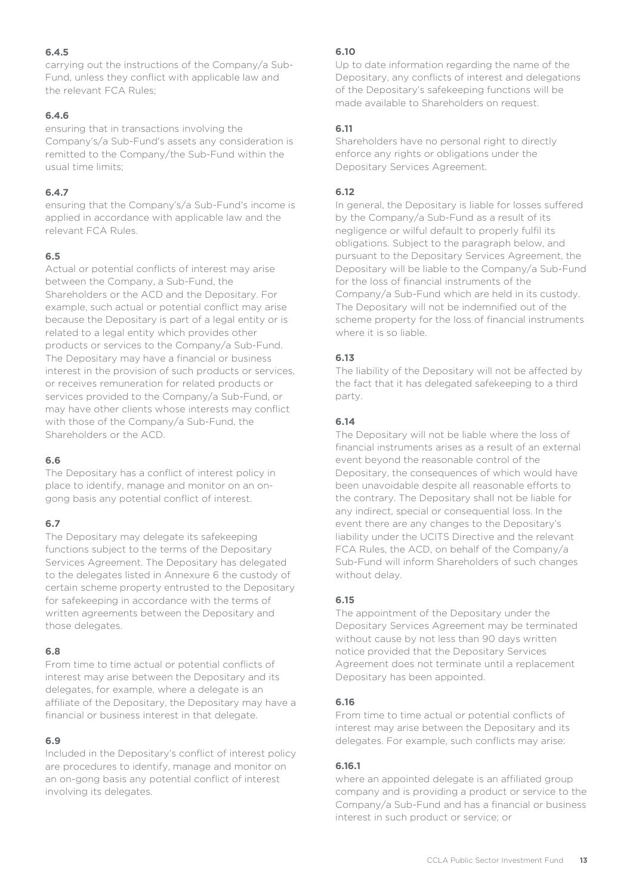**6.4.5**

carrying out the instructions of the Company/a Sub-Fund, unless they conflict with applicable law and the relevant FCA Rules;

**6.4.6**

ensuring that in transactions involving the Company's/a Sub-Fund's assets any consideration is remitted to the Company/the Sub-Fund within the usual time limits;

**6.4.7**

ensuring that the Company's/a Sub-Fund's income is applied in accordance with applicable law and the relevant FCA Rules.

**6.5**

Actual or potential conflicts of interest may arise between the Company, a Sub-Fund, the Shareholders or the ACD and the Depositary. For example, such actual or potential conflict may arise because the Depositary is part of a legal entity or is related to a legal entity which provides other products or services to the Company/a Sub-Fund. The Depositary may have a financial or business interest in the provision of such products or services, or receives remuneration for related products or services provided to the Company/a Sub-Fund, or may have other clients whose interests may conflict with those of the Company/a Sub-Fund, the Shareholders or the ACD.

**6.6**

The Depositary has a conflict of interest policy in place to identify, manage and monitor on an on-gong basis any potential conflict of interest.

**6.7**

The Depositary may delegate its safekeeping functions subject to the terms of the Depositary Services Agreement. The Depositary has delegated to the delegates listed in Annexure 6 the custody of certain scheme property entrusted to the Depositary for safekeeping in accordance with the terms of written agreements between the Depositary and those delegates.

**6.8**

From time to time actual or potential conflicts of interest may arise between the Depositary and its delegates, for example, where a delegate is an affiliate of the Depositary, the Depositary may have a financial or business interest in that delegate.

**6.9**

Included in the Depositary's conflict of interest policy are procedures to identify, manage and monitor on an on-gong basis any potential conflict of interest involving its delegates.

**6.10**

Up to date information regarding the name of the Depositary, any conflicts of interest and delegations of the Depositary's safekeeping functions will be made available to Shareholders on request.

**6.11**

Shareholders have no personal right to directly enforce any rights or obligations under the Depositary Services Agreement.

**6.12**

In general, the Depositary is liable for losses suffered by the Company/a Sub-Fund as a result of its negligence or wilful default to properly fulfil its obligations. Subject to the paragraph below, and pursuant to the Depositary Services Agreement, the Depositary will be liable to the Company/a Sub-Fund for the loss of financial instruments of the Company/a Sub-Fund which are held in its custody. The Depositary will not be indemnified out of the scheme property for the loss of financial instruments where it is so liable.

**6.13**

The liability of the Depositary will not be affected by the fact that it has delegated safekeeping to a third party.

**6.14**

The Depositary will not be liable where the loss of financial instruments arises as a result of an external event beyond the reasonable control of the Depositary, the consequences of which would have been unavoidable despite all reasonable efforts to the contrary. The Depositary shall not be liable for any indirect, special or consequential loss. In the event there are any changes to the Depositary's liability under the UCITS Directive and the relevant FCA Rules, the ACD, on behalf of the Company/a Sub-Fund will inform Shareholders of such changes without delay.

**6.15**

The appointment of the Depositary under the Depositary Services Agreement may be terminated without cause by not less than 90 days written notice provided that the Depositary Services Agreement does not terminate until a replacement Depositary has been appointed.

**6.16**

From time to time actual or potential conflicts of interest may arise between the Depositary and its delegates. For example, such conflicts may arise:

**6.16.1**

where an appointed delegate is an affiliated group company and is providing a product or service to the Company/a Sub-Fund and has a financial or business interest in such product or service; or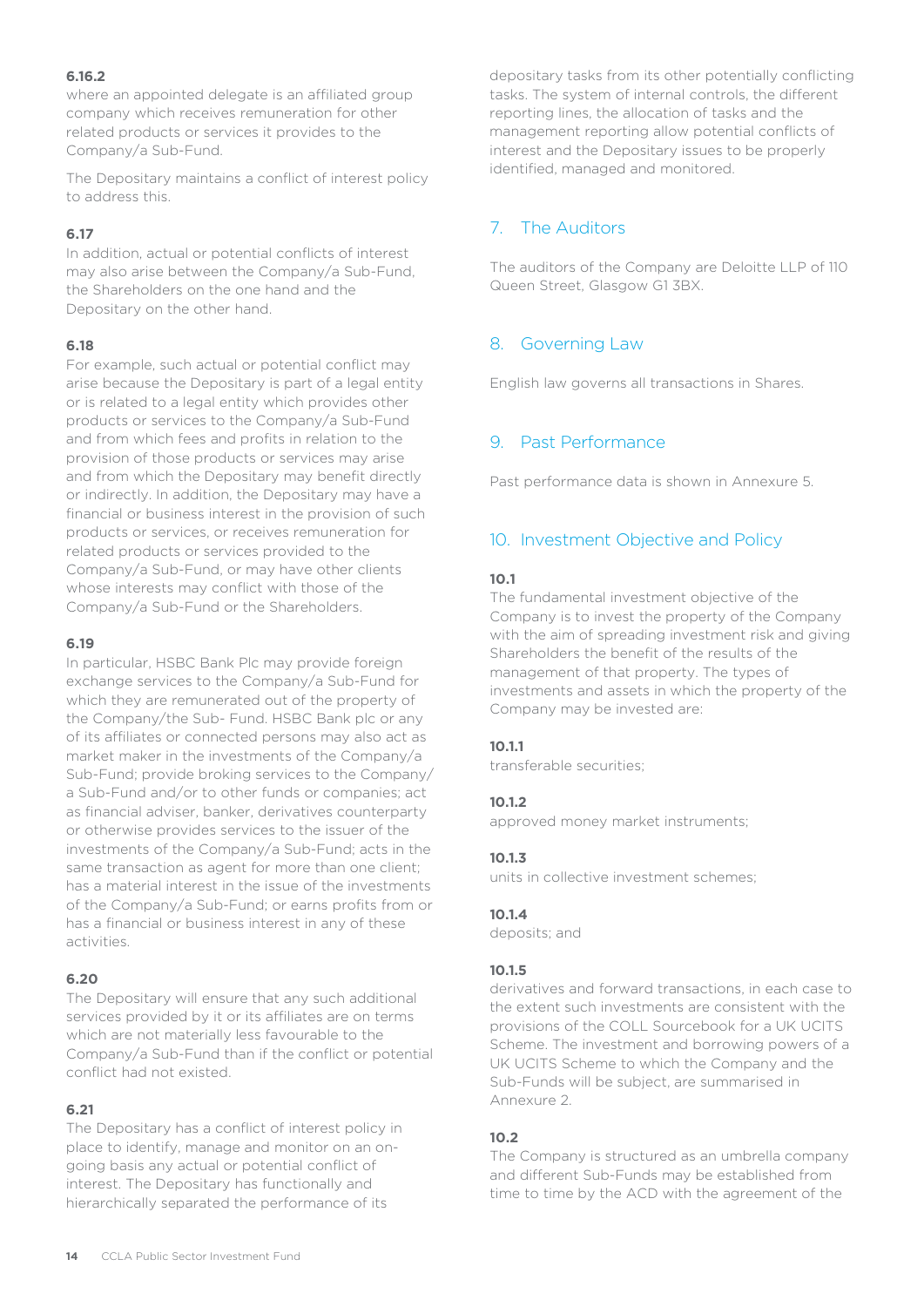**6.16.2**

where an appointed delegate is an affiliated group company which receives remuneration for other related products or services it provides to the Company/a Sub-Fund.

The Depositary maintains a conflict of interest policy to address this.

**6.17**

In addition, actual or potential conflicts of interest may also arise between the Company/a Sub-Fund, the Shareholders on the one hand and the Depositary on the other hand.

**6.18**

For example, such actual or potential conflict may arise because the Depositary is part of a legal entity or is related to a legal entity which provides other products or services to the Company/a Sub-Fund and from which fees and profits in relation to the provision of those products or services may arise and from which the Depositary may benefit directly or indirectly. In addition, the Depositary may have a financial or business interest in the provision of such products or services, or receives remuneration for related products or services provided to the Company/a Sub-Fund, or may have other clients whose interests may conflict with those of the Company/a Sub-Fund or the Shareholders.

**6.19**

In particular, HSBC Bank Plc may provide foreign exchange services to the Company/a Sub-Fund for which they are remunerated out of the property of the Company/the Sub- Fund. HSBC Bank plc or any of its affiliates or connected persons may also act as market maker in the investments of the Company/a Sub-Fund; provide broking services to the Company/a Sub-Fund and/or to other funds or companies; act as financial adviser, banker, derivatives counterparty or otherwise provides services to the issuer of the investments of the Company/a Sub-Fund; acts in the same transaction as agent for more than one client; has a material interest in the issue of the investments of the Company/a Sub-Fund; or earns profits from or has a financial or business interest in any of these activities.

**6.20**

The Depositary will ensure that any such additional services provided by it or its affiliates are on terms which are not materially less favourable to the Company/a Sub-Fund than if the conflict or potential conflict had not existed.

**6.21**

The Depositary has a conflict of interest policy in place to identify, manage and monitor on an on-going basis any actual or potential conflict of interest. The Depositary has functionally and hierarchically separated the performance of its depositary tasks from its other potentially conflicting tasks. The system of internal controls, the different reporting lines, the allocation of tasks and the management reporting allow potential conflicts of interest and the Depositary issues to be properly identified, managed and monitored.

## 7. The Auditors

The auditors of the Company are Deloitte LLP of 110 Queen Street, Glasgow G1 3BX.

## 8. Governing Law

English law governs all transactions in Shares.

## 9. Past Performance

Past performance data is shown in Annexure 5.

## 10. Investment Objective and Policy

**10.1**

The fundamental investment objective of the Company is to invest the property of the Company with the aim of spreading investment risk and giving Shareholders the benefit of the results of the management of that property. The types of investments and assets in which the property of the Company may be invested are:

**10.1.1**

transferable securities;

**10.1.2**

approved money market instruments;

**10.1.3**

units in collective investment schemes;

**10.1.4**

deposits; and

**10.1.5**

derivatives and forward transactions, in each case to the extent such investments are consistent with the provisions of the COLL Sourcebook for a UK UCITS Scheme. The investment and borrowing powers of a UK UCITS Scheme to which the Company and the Sub-Funds will be subject, are summarised in Annexure 2.

**10.2**

The Company is structured as an umbrella company and different Sub-Funds may be established from time to time by the ACD with the agreement of the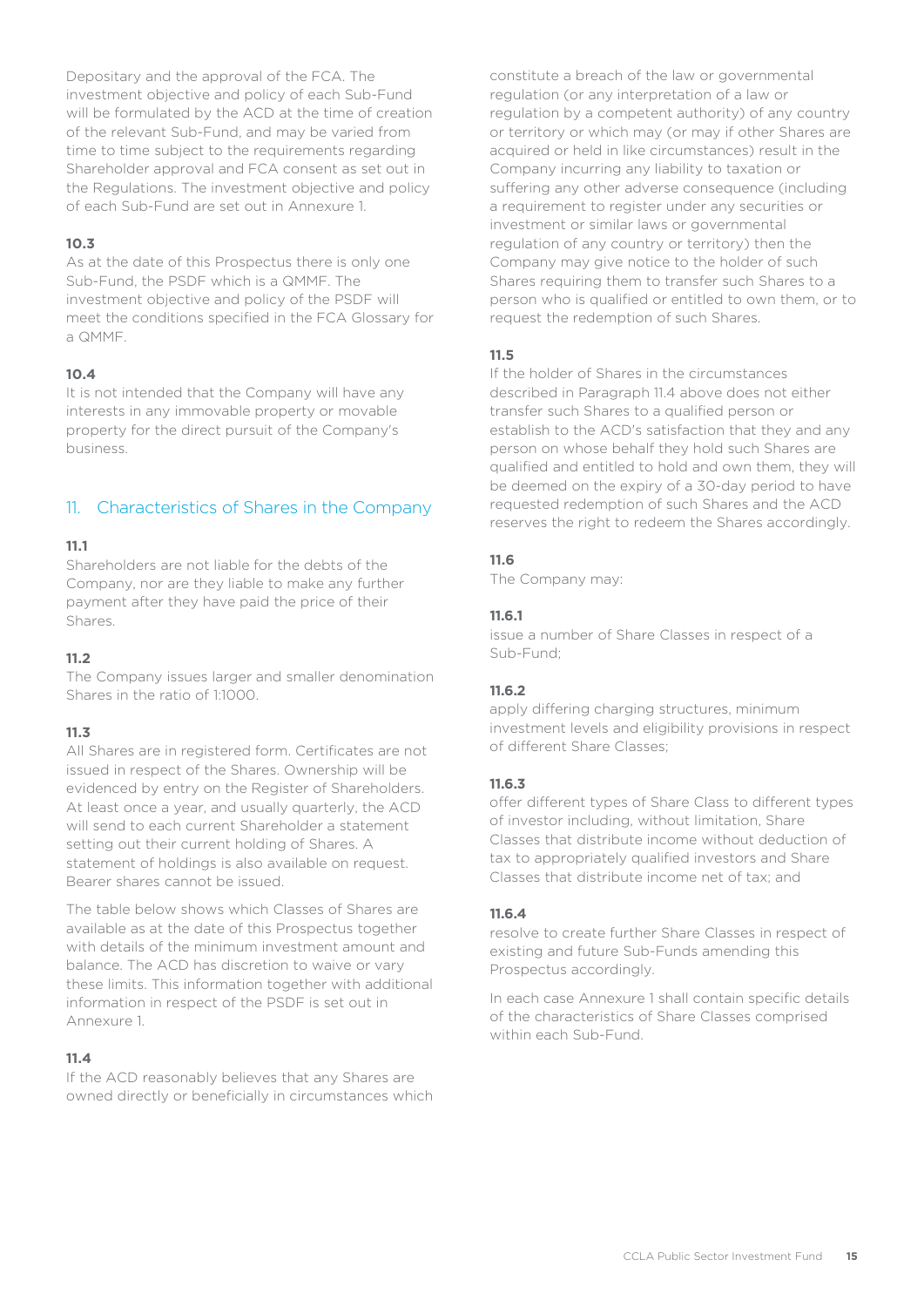Depositary and the approval of the FCA. The investment objective and policy of each Sub-Fund will be formulated by the ACD at the time of creation of the relevant Sub-Fund, and may be varied from time to time subject to the requirements regarding Shareholder approval and FCA consent as set out in the Regulations. The investment objective and policy of each Sub-Fund are set out in Annexure 1.

**10.3**

As at the date of this Prospectus there is only one Sub-Fund, the PSDF which is a QMMF. The investment objective and policy of the PSDF will meet the conditions specified in the FCA Glossary for a QMMF.

**10.4**

It is not intended that the Company will have any interests in any immovable property or movable property for the direct pursuit of the Company's business.

## 11. Characteristics of Shares in the Company

**11.1**

Shareholders are not liable for the debts of the Company, nor are they liable to make any further payment after they have paid the price of their Shares.

**11.2**

The Company issues larger and smaller denomination Shares in the ratio of 1:1000.

**11.3**

All Shares are in registered form. Certificates are not issued in respect of the Shares. Ownership will be evidenced by entry on the Register of Shareholders. At least once a year, and usually quarterly, the ACD will send to each current Shareholder a statement setting out their current holding of Shares. A statement of holdings is also available on request. Bearer shares cannot be issued.

The table below shows which Classes of Shares are available as at the date of this Prospectus together with details of the minimum investment amount and balance. The ACD has discretion to waive or vary these limits. This information together with additional information in respect of the PSDF is set out in Annexure 1.

**11.4**

If the ACD reasonably believes that any Shares are owned directly or beneficially in circumstances which constitute a breach of the law or governmental regulation (or any interpretation of a law or regulation by a competent authority) of any country or territory or which may (or may if other Shares are acquired or held in like circumstances) result in the Company incurring any liability to taxation or suffering any other adverse consequence (including a requirement to register under any securities or investment or similar laws or governmental regulation of any country or territory) then the Company may give notice to the holder of such Shares requiring them to transfer such Shares to a person who is qualified or entitled to own them, or to request the redemption of such Shares.

**11.5**

If the holder of Shares in the circumstances described in Paragraph 11.4 above does not either transfer such Shares to a qualified person or establish to the ACD's satisfaction that they and any person on whose behalf they hold such Shares are qualified and entitled to hold and own them, they will be deemed on the expiry of a 30-day period to have requested redemption of such Shares and the ACD reserves the right to redeem the Shares accordingly.

**11.6**

The Company may:

**11.6.1**

issue a number of Share Classes in respect of a Sub-Fund;

**11.6.2**

apply differing charging structures, minimum investment levels and eligibility provisions in respect of different Share Classes;

**11.6.3**

offer different types of Share Class to different types of investor including, without limitation, Share Classes that distribute income without deduction of tax to appropriately qualified investors and Share Classes that distribute income net of tax; and

**11.6.4**

resolve to create further Share Classes in respect of existing and future Sub-Funds amending this Prospectus accordingly.

In each case Annexure 1 shall contain specific details of the characteristics of Share Classes comprised within each Sub-Fund.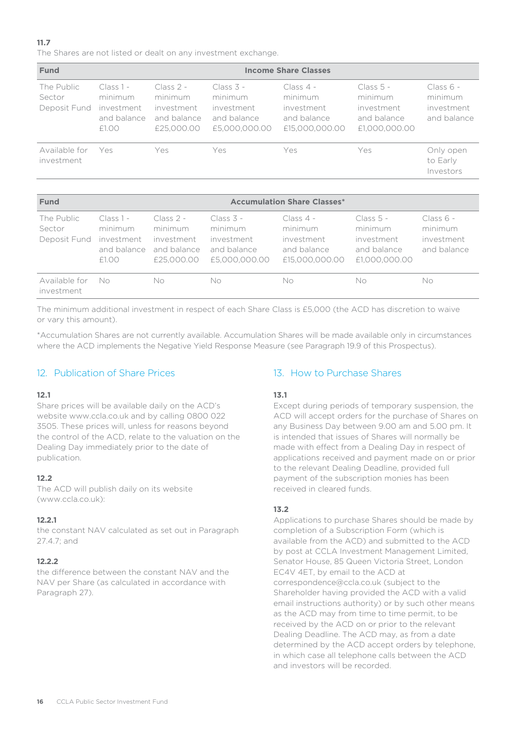**11.7**
The Shares are not listed or dealt on any investment exchange.

| Fund | Income Share Classes | | | | | |
|---|---|---|---|---|---|---|
| The Public Sector Deposit Fund | Class 1 - minimum investment and balance £1.00 | Class 2 - minimum investment and balance £25,000.00 | Class 3 - minimum investment and balance £5,000,000.00 | Class 4 - minimum investment and balance £15,000,000.00 | Class 5 - minimum investment and balance £1,000,000.00 | Class 6 - minimum investment and balance |
| Available for investment | Yes | Yes | Yes | Yes | Yes | Only open to Early Investors |

| Fund | Accumulation Share Classes* | | | | | |
|---|---|---|---|---|---|---|
| The Public Sector Deposit Fund | Class 1 - minimum investment and balance £1.00 | Class 2 - minimum investment and balance £25,000.00 | Class 3 - minimum investment and balance £5,000,000.00 | Class 4 - minimum investment and balance £15,000,000.00 | Class 5 - minimum investment and balance £1,000,000.00 | Class 6 - minimum investment and balance |
| Available for investment | No | No | No | No | No | No |

The minimum additional investment in respect of each Share Class is £5,000 (the ACD has discretion to waive or vary this amount).

*Accumulation Shares are not currently available. Accumulation Shares will be made available only in circumstances where the ACD implements the Negative Yield Response Measure (see Paragraph 19.9 of this Prospectus).

## 12. Publication of Share Prices

**12.1**
Share prices will be available daily on the ACD's website www.ccla.co.uk and by calling 0800 022 3505. These prices will, unless for reasons beyond the control of the ACD, relate to the valuation on the Dealing Day immediately prior to the date of publication.

**12.2**
The ACD will publish daily on its website (www.ccla.co.uk):

**12.2.1**
the constant NAV calculated as set out in Paragraph 27.4.7; and

**12.2.2**
the difference between the constant NAV and the NAV per Share (as calculated in accordance with Paragraph 27).

## 13. How to Purchase Shares

**13.1**
Except during periods of temporary suspension, the ACD will accept orders for the purchase of Shares on any Business Day between 9.00 am and 5.00 pm. It is intended that issues of Shares will normally be made with effect from a Dealing Day in respect of applications received and payment made on or prior to the relevant Dealing Deadline, provided full payment of the subscription monies has been received in cleared funds.

**13.2**
Applications to purchase Shares should be made by completion of a Subscription Form (which is available from the ACD) and submitted to the ACD by post at CCLA Investment Management Limited, Senator House, 85 Queen Victoria Street, London EC4V 4ET, by email to the ACD at correspondence@ccla.co.uk (subject to the Shareholder having provided the ACD with a valid email instructions authority) or by such other means as the ACD may from time to time permit, to be received by the ACD on or prior to the relevant Dealing Deadline. The ACD may, as from a date determined by the ACD accept orders by telephone, in which case all telephone calls between the ACD and investors will be recorded.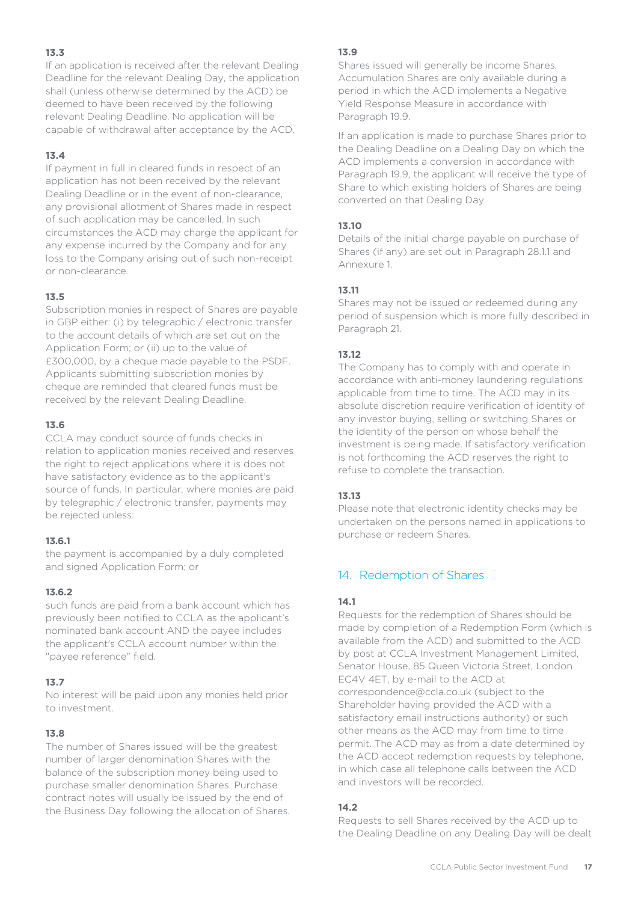**13.3**

If an application is received after the relevant Dealing Deadline for the relevant Dealing Day, the application shall (unless otherwise determined by the ACD) be deemed to have been received by the following relevant Dealing Deadline. No application will be capable of withdrawal after acceptance by the ACD.

**13.4**

If payment in full in cleared funds in respect of an application has not been received by the relevant Dealing Deadline or in the event of non-clearance, any provisional allotment of Shares made in respect of such application may be cancelled. In such circumstances the ACD may charge the applicant for any expense incurred by the Company and for any loss to the Company arising out of such non-receipt or non-clearance.

**13.5**

Subscription monies in respect of Shares are payable in GBP either: (i) by telegraphic / electronic transfer to the account details of which are set out on the Application Form; or (ii) up to the value of £300,000, by a cheque made payable to the PSDF. Applicants submitting subscription monies by cheque are reminded that cleared funds must be received by the relevant Dealing Deadline.

**13.6**

CCLA may conduct source of funds checks in relation to application monies received and reserves the right to reject applications where it is does not have satisfactory evidence as to the applicant's source of funds. In particular, where monies are paid by telegraphic / electronic transfer, payments may be rejected unless:

**13.6.1**

the payment is accompanied by a duly completed and signed Application Form; or

**13.6.2**

such funds are paid from a bank account which has previously been notified to CCLA as the applicant's nominated bank account AND the payee includes the applicant's CCLA account number within the "payee reference" field.

**13.7**

No interest will be paid upon any monies held prior to investment.

**13.8**

The number of Shares issued will be the greatest number of larger denomination Shares with the balance of the subscription money being used to purchase smaller denomination Shares. Purchase contract notes will usually be issued by the end of the Business Day following the allocation of Shares.

**13.9**

Shares issued will generally be income Shares. Accumulation Shares are only available during a period in which the ACD implements a Negative Yield Response Measure in accordance with Paragraph 19.9.

If an application is made to purchase Shares prior to the Dealing Deadline on a Dealing Day on which the ACD implements a conversion in accordance with Paragraph 19.9, the applicant will receive the type of Share to which existing holders of Shares are being converted on that Dealing Day.

**13.10**

Details of the initial charge payable on purchase of Shares (if any) are set out in Paragraph 28.1.1 and Annexure 1.

**13.11**

Shares may not be issued or redeemed during any period of suspension which is more fully described in Paragraph 21.

**13.12**

The Company has to comply with and operate in accordance with anti-money laundering regulations applicable from time to time. The ACD may in its absolute discretion require verification of identity of any investor buying, selling or switching Shares or the identity of the person on whose behalf the investment is being made. If satisfactory verification is not forthcoming the ACD reserves the right to refuse to complete the transaction.

**13.13**

Please note that electronic identity checks may be undertaken on the persons named in applications to purchase or redeem Shares.

## 14. Redemption of Shares

**14.1**

Requests for the redemption of Shares should be made by completion of a Redemption Form (which is available from the ACD) and submitted to the ACD by post at CCLA Investment Management Limited, Senator House, 85 Queen Victoria Street, London EC4V 4ET, by e-mail to the ACD at correspondence@ccla.co.uk (subject to the Shareholder having provided the ACD with a satisfactory email instructions authority) or such other means as the ACD may from time to time permit. The ACD may as from a date determined by the ACD accept redemption requests by telephone, in which case all telephone calls between the ACD and investors will be recorded.

**14.2**

Requests to sell Shares received by the ACD up to the Dealing Deadline on any Dealing Day will be dealt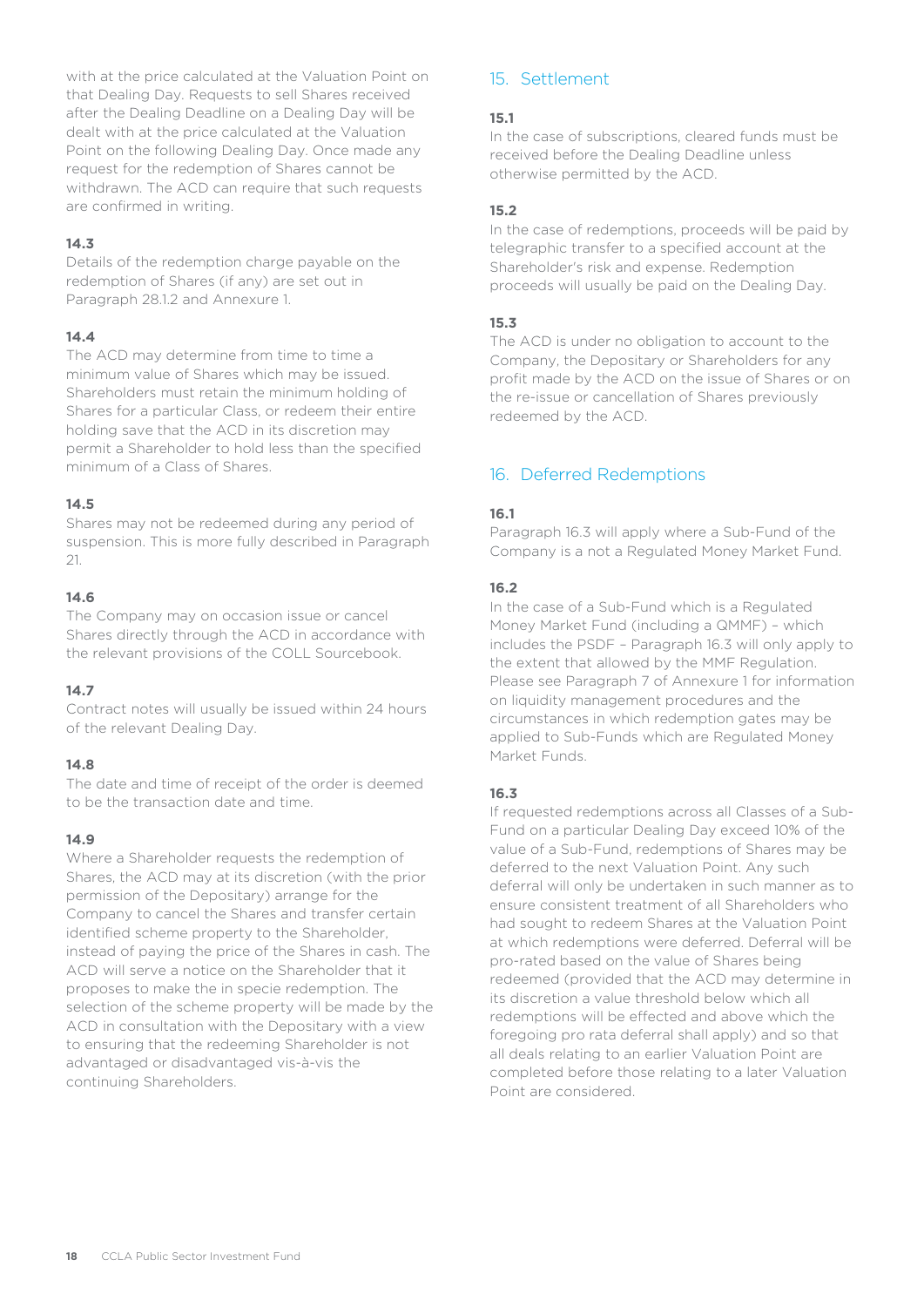with at the price calculated at the Valuation Point on that Dealing Day. Requests to sell Shares received after the Dealing Deadline on a Dealing Day will be dealt with at the price calculated at the Valuation Point on the following Dealing Day. Once made any request for the redemption of Shares cannot be withdrawn. The ACD can require that such requests are confirmed in writing.

**14.3**

Details of the redemption charge payable on the redemption of Shares (if any) are set out in Paragraph 28.1.2 and Annexure 1.

**14.4**

The ACD may determine from time to time a minimum value of Shares which may be issued. Shareholders must retain the minimum holding of Shares for a particular Class, or redeem their entire holding save that the ACD in its discretion may permit a Shareholder to hold less than the specified minimum of a Class of Shares.

**14.5**

Shares may not be redeemed during any period of suspension. This is more fully described in Paragraph 21.

**14.6**

The Company may on occasion issue or cancel Shares directly through the ACD in accordance with the relevant provisions of the COLL Sourcebook.

**14.7**

Contract notes will usually be issued within 24 hours of the relevant Dealing Day.

**14.8**

The date and time of receipt of the order is deemed to be the transaction date and time.

**14.9**

Where a Shareholder requests the redemption of Shares, the ACD may at its discretion (with the prior permission of the Depositary) arrange for the Company to cancel the Shares and transfer certain identified scheme property to the Shareholder, instead of paying the price of the Shares in cash. The ACD will serve a notice on the Shareholder that it proposes to make the in specie redemption. The selection of the scheme property will be made by the ACD in consultation with the Depositary with a view to ensuring that the redeeming Shareholder is not advantaged or disadvantaged vis-à-vis the continuing Shareholders.

## 15. Settlement

**15.1**

In the case of subscriptions, cleared funds must be received before the Dealing Deadline unless otherwise permitted by the ACD.

**15.2**

In the case of redemptions, proceeds will be paid by telegraphic transfer to a specified account at the Shareholder's risk and expense. Redemption proceeds will usually be paid on the Dealing Day.

**15.3**

The ACD is under no obligation to account to the Company, the Depositary or Shareholders for any profit made by the ACD on the issue of Shares or on the re-issue or cancellation of Shares previously redeemed by the ACD.

## 16. Deferred Redemptions

**16.1**

Paragraph 16.3 will apply where a Sub-Fund of the Company is a not a Regulated Money Market Fund.

**16.2**

In the case of a Sub-Fund which is a Regulated Money Market Fund (including a QMMF) – which includes the PSDF – Paragraph 16.3 will only apply to the extent that allowed by the MMF Regulation. Please see Paragraph 7 of Annexure 1 for information on liquidity management procedures and the circumstances in which redemption gates may be applied to Sub-Funds which are Regulated Money Market Funds.

**16.3**

If requested redemptions across all Classes of a Sub-Fund on a particular Dealing Day exceed 10% of the value of a Sub-Fund, redemptions of Shares may be deferred to the next Valuation Point. Any such deferral will only be undertaken in such manner as to ensure consistent treatment of all Shareholders who had sought to redeem Shares at the Valuation Point at which redemptions were deferred. Deferral will be pro-rated based on the value of Shares being redeemed (provided that the ACD may determine in its discretion a value threshold below which all redemptions will be effected and above which the foregoing pro rata deferral shall apply) and so that all deals relating to an earlier Valuation Point are completed before those relating to a later Valuation Point are considered.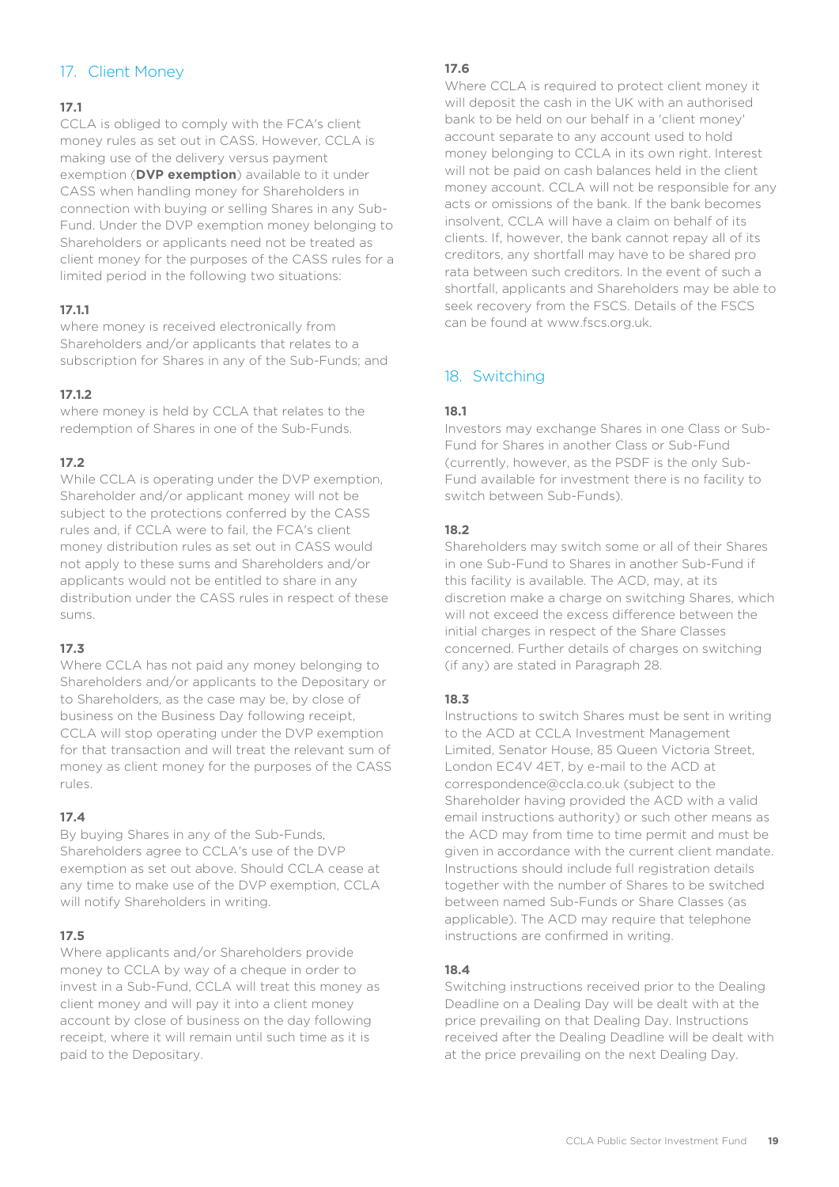## 17. Client Money

**17.1**

CCLA is obliged to comply with the FCA's client money rules as set out in CASS. However, CCLA is making use of the delivery versus payment exemption (**DVP exemption**) available to it under CASS when handling money for Shareholders in connection with buying or selling Shares in any Sub-Fund. Under the DVP exemption money belonging to Shareholders or applicants need not be treated as client money for the purposes of the CASS rules for a limited period in the following two situations:

**17.1.1**

where money is received electronically from Shareholders and/or applicants that relates to a subscription for Shares in any of the Sub-Funds; and

**17.1.2**

where money is held by CCLA that relates to the redemption of Shares in one of the Sub-Funds.

**17.2**

While CCLA is operating under the DVP exemption, Shareholder and/or applicant money will not be subject to the protections conferred by the CASS rules and, if CCLA were to fail, the FCA's client money distribution rules as set out in CASS would not apply to these sums and Shareholders and/or applicants would not be entitled to share in any distribution under the CASS rules in respect of these sums.

**17.3**

Where CCLA has not paid any money belonging to Shareholders and/or applicants to the Depositary or to Shareholders, as the case may be, by close of business on the Business Day following receipt, CCLA will stop operating under the DVP exemption for that transaction and will treat the relevant sum of money as client money for the purposes of the CASS rules.

**17.4**

By buying Shares in any of the Sub-Funds, Shareholders agree to CCLA's use of the DVP exemption as set out above. Should CCLA cease at any time to make use of the DVP exemption, CCLA will notify Shareholders in writing.

**17.5**

Where applicants and/or Shareholders provide money to CCLA by way of a cheque in order to invest in a Sub-Fund, CCLA will treat this money as client money and will pay it into a client money account by close of business on the day following receipt, where it will remain until such time as it is paid to the Depositary.

**17.6**

Where CCLA is required to protect client money it will deposit the cash in the UK with an authorised bank to be held on our behalf in a 'client money' account separate to any account used to hold money belonging to CCLA in its own right. Interest will not be paid on cash balances held in the client money account. CCLA will not be responsible for any acts or omissions of the bank. If the bank becomes insolvent, CCLA will have a claim on behalf of its clients. If, however, the bank cannot repay all of its creditors, any shortfall may have to be shared pro rata between such creditors. In the event of such a shortfall, applicants and Shareholders may be able to seek recovery from the FSCS. Details of the FSCS can be found at www.fscs.org.uk.

## 18. Switching

**18.1**

Investors may exchange Shares in one Class or Sub-Fund for Shares in another Class or Sub-Fund (currently, however, as the PSDF is the only Sub-Fund available for investment there is no facility to switch between Sub-Funds).

**18.2**

Shareholders may switch some or all of their Shares in one Sub-Fund to Shares in another Sub-Fund if this facility is available. The ACD, may, at its discretion make a charge on switching Shares, which will not exceed the excess difference between the initial charges in respect of the Share Classes concerned. Further details of charges on switching (if any) are stated in Paragraph 28.

**18.3**

Instructions to switch Shares must be sent in writing to the ACD at CCLA Investment Management Limited, Senator House, 85 Queen Victoria Street, London EC4V 4ET, by e-mail to the ACD at correspondence@ccla.co.uk (subject to the Shareholder having provided the ACD with a valid email instructions authority) or such other means as the ACD may from time to time permit and must be given in accordance with the current client mandate. Instructions should include full registration details together with the number of Shares to be switched between named Sub-Funds or Share Classes (as applicable). The ACD may require that telephone instructions are confirmed in writing.

**18.4**

Switching instructions received prior to the Dealing Deadline on a Dealing Day will be dealt with at the price prevailing on that Dealing Day. Instructions received after the Dealing Deadline will be dealt with at the price prevailing on the next Dealing Day.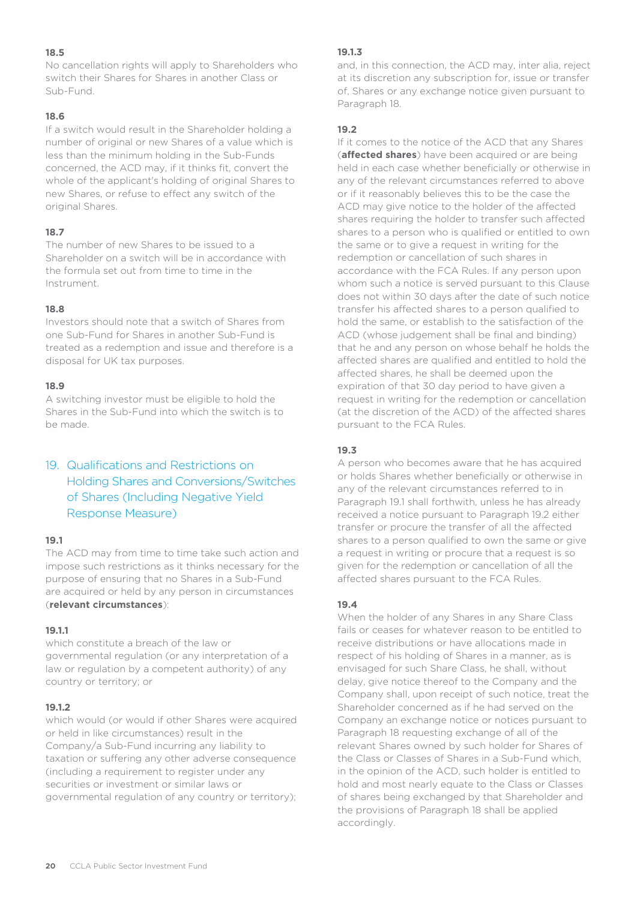**18.5**

No cancellation rights will apply to Shareholders who switch their Shares for Shares in another Class or Sub-Fund.

**18.6**

If a switch would result in the Shareholder holding a number of original or new Shares of a value which is less than the minimum holding in the Sub-Funds concerned, the ACD may, if it thinks fit, convert the whole of the applicant's holding of original Shares to new Shares, or refuse to effect any switch of the original Shares.

**18.7**

The number of new Shares to be issued to a Shareholder on a switch will be in accordance with the formula set out from time to time in the Instrument.

**18.8**

Investors should note that a switch of Shares from one Sub-Fund for Shares in another Sub-Fund is treated as a redemption and issue and therefore is a disposal for UK tax purposes.

**18.9**

A switching investor must be eligible to hold the Shares in the Sub-Fund into which the switch is to be made.

## 19. Qualifications and Restrictions on Holding Shares and Conversions/Switches of Shares (Including Negative Yield Response Measure)

**19.1**

The ACD may from time to time take such action and impose such restrictions as it thinks necessary for the purpose of ensuring that no Shares in a Sub-Fund are acquired or held by any person in circumstances (**relevant circumstances**):

**19.1.1**

which constitute a breach of the law or governmental regulation (or any interpretation of a law or regulation by a competent authority) of any country or territory; or

**19.1.2**

which would (or would if other Shares were acquired or held in like circumstances) result in the Company/a Sub-Fund incurring any liability to taxation or suffering any other adverse consequence (including a requirement to register under any securities or investment or similar laws or governmental regulation of any country or territory);

**19.1.3**

and, in this connection, the ACD may, inter alia, reject at its discretion any subscription for, issue or transfer of, Shares or any exchange notice given pursuant to Paragraph 18.

**19.2**

If it comes to the notice of the ACD that any Shares (**affected shares**) have been acquired or are being held in each case whether beneficially or otherwise in any of the relevant circumstances referred to above or if it reasonably believes this to be the case the ACD may give notice to the holder of the affected shares requiring the holder to transfer such affected shares to a person who is qualified or entitled to own the same or to give a request in writing for the redemption or cancellation of such shares in accordance with the FCA Rules. If any person upon whom such a notice is served pursuant to this Clause does not within 30 days after the date of such notice transfer his affected shares to a person qualified to hold the same, or establish to the satisfaction of the ACD (whose judgement shall be final and binding) that he and any person on whose behalf he holds the affected shares are qualified and entitled to hold the affected shares, he shall be deemed upon the expiration of that 30 day period to have given a request in writing for the redemption or cancellation (at the discretion of the ACD) of the affected shares pursuant to the FCA Rules.

**19.3**

A person who becomes aware that he has acquired or holds Shares whether beneficially or otherwise in any of the relevant circumstances referred to in Paragraph 19.1 shall forthwith, unless he has already received a notice pursuant to Paragraph 19.2 either transfer or procure the transfer of all the affected shares to a person qualified to own the same or give a request in writing or procure that a request is so given for the redemption or cancellation of all the affected shares pursuant to the FCA Rules.

**19.4**

When the holder of any Shares in any Share Class fails or ceases for whatever reason to be entitled to receive distributions or have allocations made in respect of his holding of Shares in a manner, as is envisaged for such Share Class, he shall, without delay, give notice thereof to the Company and the Company shall, upon receipt of such notice, treat the Shareholder concerned as if he had served on the Company an exchange notice or notices pursuant to Paragraph 18 requesting exchange of all of the relevant Shares owned by such holder for Shares of the Class or Classes of Shares in a Sub-Fund which, in the opinion of the ACD, such holder is entitled to hold and most nearly equate to the Class or Classes of shares being exchanged by that Shareholder and the provisions of Paragraph 18 shall be applied accordingly.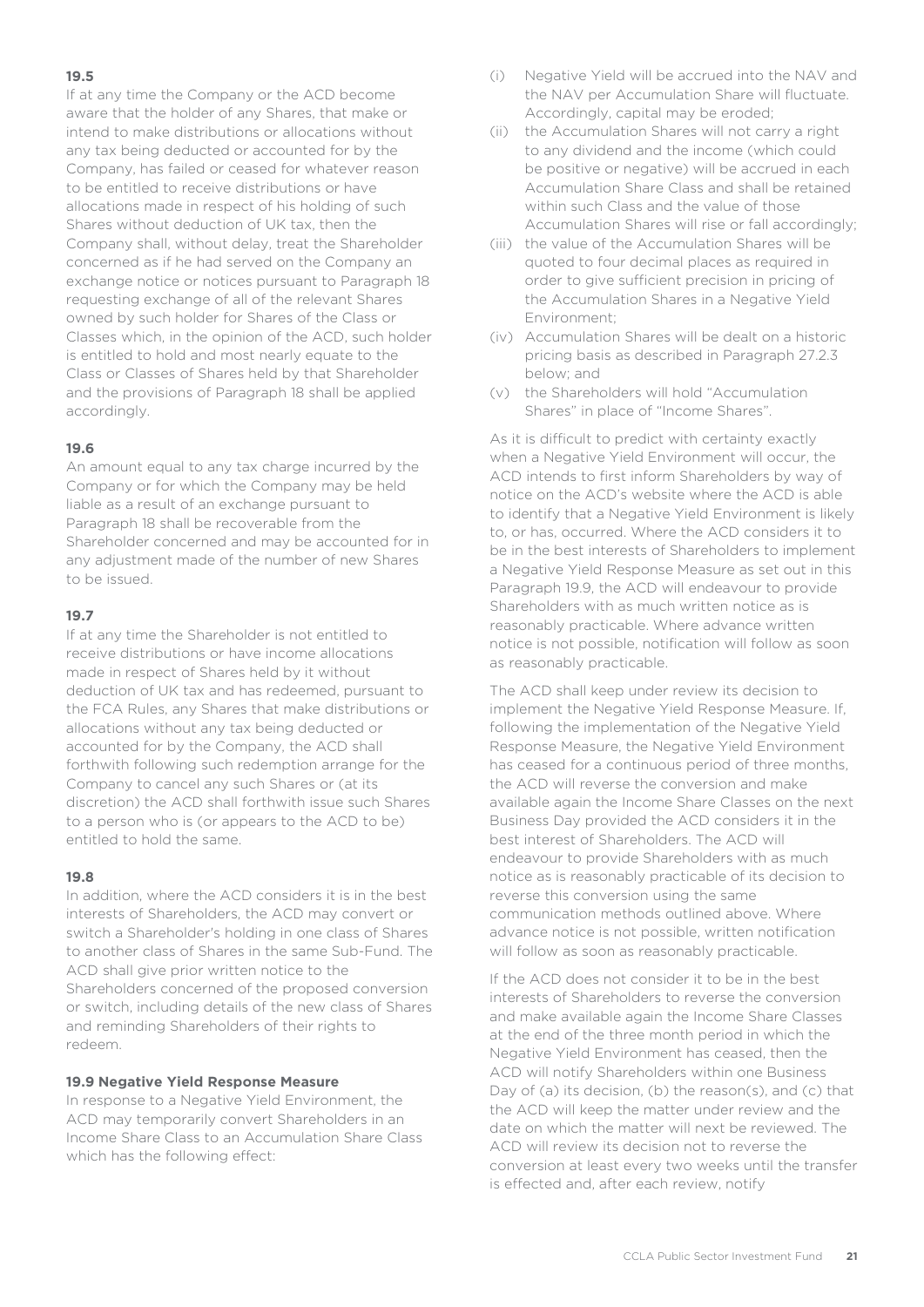**19.5**

If at any time the Company or the ACD become aware that the holder of any Shares, that make or intend to make distributions or allocations without any tax being deducted or accounted for by the Company, has failed or ceased for whatever reason to be entitled to receive distributions or have allocations made in respect of his holding of such Shares without deduction of UK tax, then the Company shall, without delay, treat the Shareholder concerned as if he had served on the Company an exchange notice or notices pursuant to Paragraph 18 requesting exchange of all of the relevant Shares owned by such holder for Shares of the Class or Classes which, in the opinion of the ACD, such holder is entitled to hold and most nearly equate to the Class or Classes of Shares held by that Shareholder and the provisions of Paragraph 18 shall be applied accordingly.

**19.6**

An amount equal to any tax charge incurred by the Company or for which the Company may be held liable as a result of an exchange pursuant to Paragraph 18 shall be recoverable from the Shareholder concerned and may be accounted for in any adjustment made of the number of new Shares to be issued.

**19.7**

If at any time the Shareholder is not entitled to receive distributions or have income allocations made in respect of Shares held by it without deduction of UK tax and has redeemed, pursuant to the FCA Rules, any Shares that make distributions or allocations without any tax being deducted or accounted for by the Company, the ACD shall forthwith following such redemption arrange for the Company to cancel any such Shares or (at its discretion) the ACD shall forthwith issue such Shares to a person who is (or appears to the ACD to be) entitled to hold the same.

**19.8**

In addition, where the ACD considers it is in the best interests of Shareholders, the ACD may convert or switch a Shareholder's holding in one class of Shares to another class of Shares in the same Sub-Fund. The ACD shall give prior written notice to the Shareholders concerned of the proposed conversion or switch, including details of the new class of Shares and reminding Shareholders of their rights to redeem.

**19.9 Negative Yield Response Measure**

In response to a Negative Yield Environment, the ACD may temporarily convert Shareholders in an Income Share Class to an Accumulation Share Class which has the following effect:

(i) Negative Yield will be accrued into the NAV and the NAV per Accumulation Share will fluctuate. Accordingly, capital may be eroded;

(ii) the Accumulation Shares will not carry a right to any dividend and the income (which could be positive or negative) will be accrued in each Accumulation Share Class and shall be retained within such Class and the value of those Accumulation Shares will rise or fall accordingly;

(iii) the value of the Accumulation Shares will be quoted to four decimal places as required in order to give sufficient precision in pricing of the Accumulation Shares in a Negative Yield Environment;

(iv) Accumulation Shares will be dealt on a historic pricing basis as described in Paragraph 27.2.3 below; and

(v) the Shareholders will hold "Accumulation Shares" in place of "Income Shares".

As it is difficult to predict with certainty exactly when a Negative Yield Environment will occur, the ACD intends to first inform Shareholders by way of notice on the ACD's website where the ACD is able to identify that a Negative Yield Environment is likely to, or has, occurred. Where the ACD considers it to be in the best interests of Shareholders to implement a Negative Yield Response Measure as set out in this Paragraph 19.9, the ACD will endeavour to provide Shareholders with as much written notice as is reasonably practicable. Where advance written notice is not possible, notification will follow as soon as reasonably practicable.

The ACD shall keep under review its decision to implement the Negative Yield Response Measure. If, following the implementation of the Negative Yield Response Measure, the Negative Yield Environment has ceased for a continuous period of three months, the ACD will reverse the conversion and make available again the Income Share Classes on the next Business Day provided the ACD considers it in the best interest of Shareholders. The ACD will endeavour to provide Shareholders with as much notice as is reasonably practicable of its decision to reverse this conversion using the same communication methods outlined above. Where advance notice is not possible, written notification will follow as soon as reasonably practicable.

If the ACD does not consider it to be in the best interests of Shareholders to reverse the conversion and make available again the Income Share Classes at the end of the three month period in which the Negative Yield Environment has ceased, then the ACD will notify Shareholders within one Business Day of (a) its decision, (b) the reason(s), and (c) that the ACD will keep the matter under review and the date on which the matter will next be reviewed. The ACD will review its decision not to reverse the conversion at least every two weeks until the transfer is effected and, after each review, notify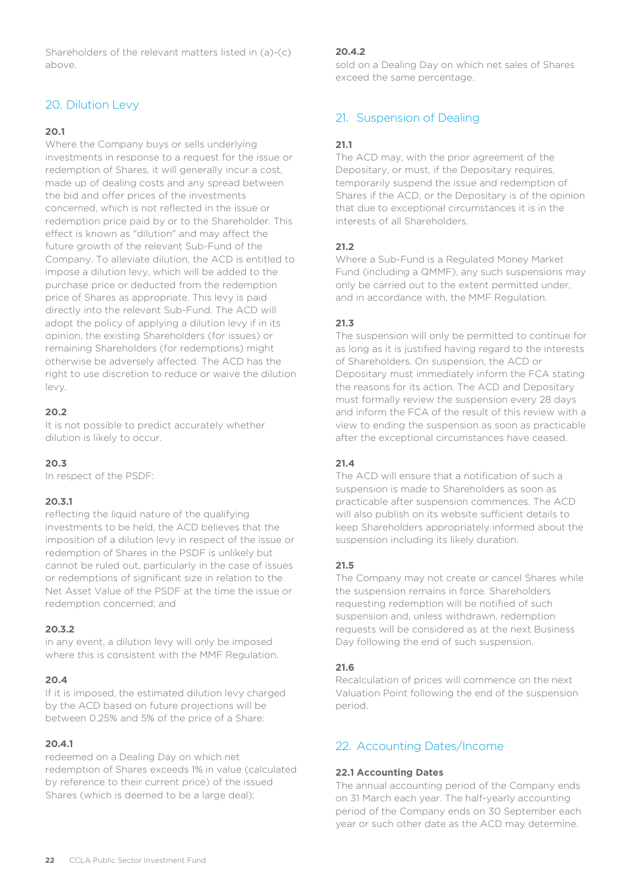Shareholders of the relevant matters listed in (a)-(c) above.

## 20. Dilution Levy

**20.1**

Where the Company buys or sells underlying investments in response to a request for the issue or redemption of Shares, it will generally incur a cost, made up of dealing costs and any spread between the bid and offer prices of the investments concerned, which is not reflected in the issue or redemption price paid by or to the Shareholder. This effect is known as "dilution" and may affect the future growth of the relevant Sub-Fund of the Company. To alleviate dilution, the ACD is entitled to impose a dilution levy, which will be added to the purchase price or deducted from the redemption price of Shares as appropriate. This levy is paid directly into the relevant Sub-Fund. The ACD will adopt the policy of applying a dilution levy if in its opinion, the existing Shareholders (for issues) or remaining Shareholders (for redemptions) might otherwise be adversely affected. The ACD has the right to use discretion to reduce or waive the dilution levy.

**20.2**

It is not possible to predict accurately whether dilution is likely to occur.

**20.3**

In respect of the PSDF:

**20.3.1**

reflecting the liquid nature of the qualifying investments to be held, the ACD believes that the imposition of a dilution levy in respect of the issue or redemption of Shares in the PSDF is unlikely but cannot be ruled out, particularly in the case of issues or redemptions of significant size in relation to the Net Asset Value of the PSDF at the time the issue or redemption concerned; and

**20.3.2**

in any event, a dilution levy will only be imposed where this is consistent with the MMF Regulation.

**20.4**

If it is imposed, the estimated dilution levy charged by the ACD based on future projections will be between 0.25% and 5% of the price of a Share:

**20.4.1**

redeemed on a Dealing Day on which net redemption of Shares exceeds 1% in value (calculated by reference to their current price) of the issued Shares (which is deemed to be a large deal);

**20.4.2**

sold on a Dealing Day on which net sales of Shares exceed the same percentage.

## 21. Suspension of Dealing

**21.1**

The ACD may, with the prior agreement of the Depositary, or must, if the Depositary requires, temporarily suspend the issue and redemption of Shares if the ACD, or the Depositary is of the opinion that due to exceptional circumstances it is in the interests of all Shareholders.

**21.2**

Where a Sub-Fund is a Regulated Money Market Fund (including a QMMF), any such suspensions may only be carried out to the extent permitted under, and in accordance with, the MMF Regulation.

**21.3**

The suspension will only be permitted to continue for as long as it is justified having regard to the interests of Shareholders. On suspension, the ACD or Depositary must immediately inform the FCA stating the reasons for its action. The ACD and Depositary must formally review the suspension every 28 days and inform the FCA of the result of this review with a view to ending the suspension as soon as practicable after the exceptional circumstances have ceased.

**21.4**

The ACD will ensure that a notification of such a suspension is made to Shareholders as soon as practicable after suspension commences. The ACD will also publish on its website sufficient details to keep Shareholders appropriately informed about the suspension including its likely duration.

**21.5**

The Company may not create or cancel Shares while the suspension remains in force. Shareholders requesting redemption will be notified of such suspension and, unless withdrawn, redemption requests will be considered as at the next Business Day following the end of such suspension.

**21.6**

Recalculation of prices will commence on the next Valuation Point following the end of the suspension period.

## 22. Accounting Dates/Income

**22.1 Accounting Dates**

The annual accounting period of the Company ends on 31 March each year. The half-yearly accounting period of the Company ends on 30 September each year or such other date as the ACD may determine.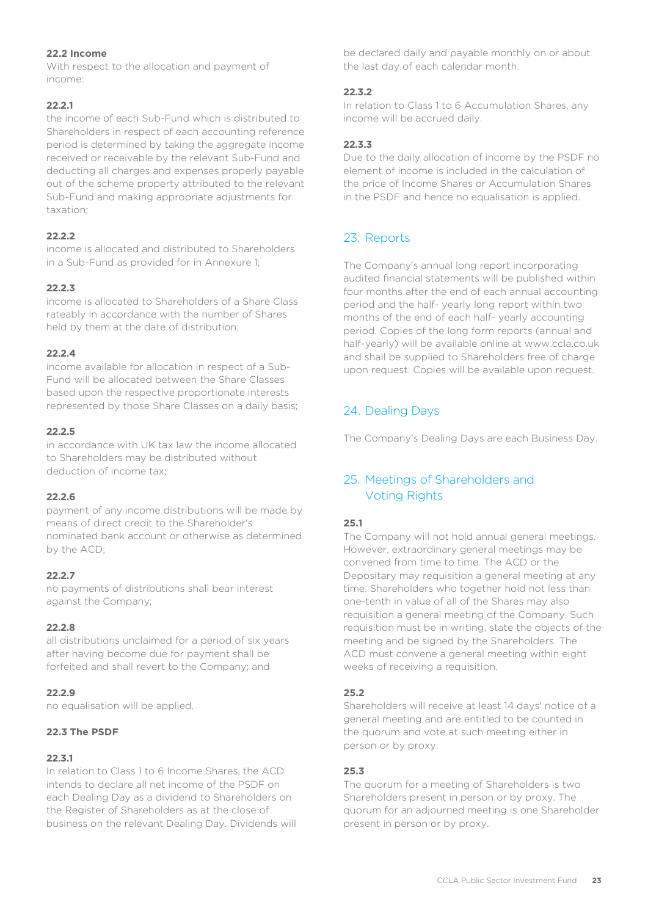**22.2 Income**

With respect to the allocation and payment of income:

**22.2.1**

the income of each Sub-Fund which is distributed to Shareholders in respect of each accounting reference period is determined by taking the aggregate income received or receivable by the relevant Sub-Fund and deducting all charges and expenses properly payable out of the scheme property attributed to the relevant Sub-Fund and making appropriate adjustments for taxation;

**22.2.2**

income is allocated and distributed to Shareholders in a Sub-Fund as provided for in Annexure 1;

**22.2.3**

income is allocated to Shareholders of a Share Class rateably in accordance with the number of Shares held by them at the date of distribution;

**22.2.4**

income available for allocation in respect of a Sub-Fund will be allocated between the Share Classes based upon the respective proportionate interests represented by those Share Classes on a daily basis;

**22.2.5**

in accordance with UK tax law the income allocated to Shareholders may be distributed without deduction of income tax;

**22.2.6**

payment of any income distributions will be made by means of direct credit to the Shareholder's nominated bank account or otherwise as determined by the ACD;

**22.2.7**

no payments of distributions shall bear interest against the Company;

**22.2.8**

all distributions unclaimed for a period of six years after having become due for payment shall be forfeited and shall revert to the Company; and

**22.2.9**

no equalisation will be applied.

**22.3 The PSDF**

**22.3.1**

In relation to Class 1 to 6 Income Shares, the ACD intends to declare all net income of the PSDF on each Dealing Day as a dividend to Shareholders on the Register of Shareholders as at the close of business on the relevant Dealing Day. Dividends will be declared daily and payable monthly on or about the last day of each calendar month.

**22.3.2**

In relation to Class 1 to 6 Accumulation Shares, any income will be accrued daily.

**22.3.3**

Due to the daily allocation of income by the PSDF no element of income is included in the calculation of the price of Income Shares or Accumulation Shares in the PSDF and hence no equalisation is applied.

## 23. Reports

The Company's annual long report incorporating audited financial statements will be published within four months after the end of each annual accounting period and the half- yearly long report within two months of the end of each half- yearly accounting period. Copies of the long form reports (annual and half-yearly) will be available online at www.ccla.co.uk and shall be supplied to Shareholders free of charge upon request. Copies will be available upon request.

## 24. Dealing Days

The Company's Dealing Days are each Business Day.

## 25. Meetings of Shareholders and Voting Rights

**25.1**

The Company will not hold annual general meetings. However, extraordinary general meetings may be convened from time to time. The ACD or the Depositary may requisition a general meeting at any time. Shareholders who together hold not less than one-tenth in value of all of the Shares may also requisition a general meeting of the Company. Such requisition must be in writing, state the objects of the meeting and be signed by the Shareholders. The ACD must convene a general meeting within eight weeks of receiving a requisition.

**25.2**

Shareholders will receive at least 14 days' notice of a general meeting and are entitled to be counted in the quorum and vote at such meeting either in person or by proxy.

**25.3**

The quorum for a meeting of Shareholders is two Shareholders present in person or by proxy. The quorum for an adjourned meeting is one Shareholder present in person or by proxy.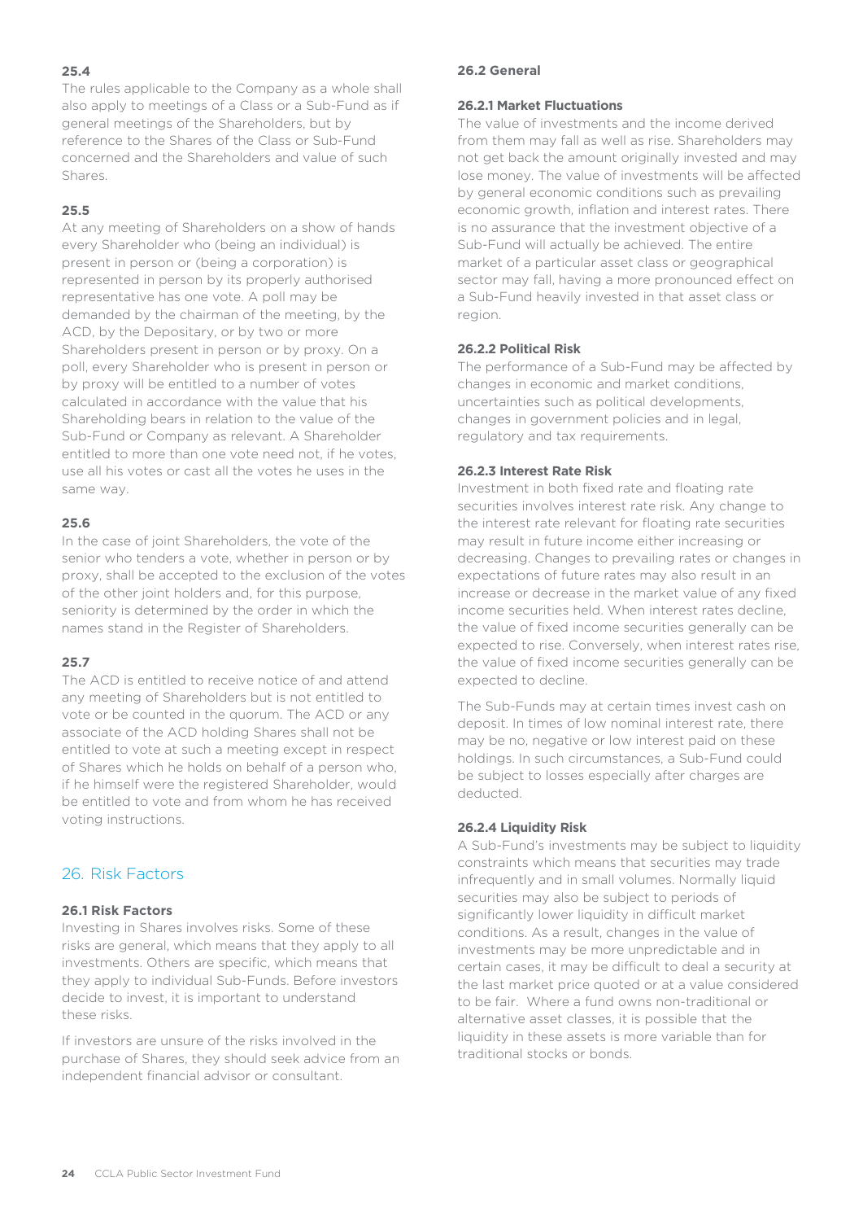### 25.4

The rules applicable to the Company as a whole shall also apply to meetings of a Class or a Sub-Fund as if general meetings of the Shareholders, but by reference to the Shares of the Class or Sub-Fund concerned and the Shareholders and value of such Shares.

### 25.5

At any meeting of Shareholders on a show of hands every Shareholder who (being an individual) is present in person or (being a corporation) is represented in person by its properly authorised representative has one vote. A poll may be demanded by the chairman of the meeting, by the ACD, by the Depositary, or by two or more Shareholders present in person or by proxy. On a poll, every Shareholder who is present in person or by proxy will be entitled to a number of votes calculated in accordance with the value that his Shareholding bears in relation to the value of the Sub-Fund or Company as relevant. A Shareholder entitled to more than one vote need not, if he votes, use all his votes or cast all the votes he uses in the same way.

### 25.6

In the case of joint Shareholders, the vote of the senior who tenders a vote, whether in person or by proxy, shall be accepted to the exclusion of the votes of the other joint holders and, for this purpose, seniority is determined by the order in which the names stand in the Register of Shareholders.

### 25.7

The ACD is entitled to receive notice of and attend any meeting of Shareholders but is not entitled to vote or be counted in the quorum. The ACD or any associate of the ACD holding Shares shall not be entitled to vote at such a meeting except in respect of Shares which he holds on behalf of a person who, if he himself were the registered Shareholder, would be entitled to vote and from whom he has received voting instructions.

## 26. Risk Factors

### 26.1 Risk Factors

Investing in Shares involves risks. Some of these risks are general, which means that they apply to all investments. Others are specific, which means that they apply to individual Sub-Funds. Before investors decide to invest, it is important to understand these risks.

If investors are unsure of the risks involved in the purchase of Shares, they should seek advice from an independent financial advisor or consultant.

### 26.2 General

#### 26.2.1 Market Fluctuations

The value of investments and the income derived from them may fall as well as rise. Shareholders may not get back the amount originally invested and may lose money. The value of investments will be affected by general economic conditions such as prevailing economic growth, inflation and interest rates. There is no assurance that the investment objective of a Sub-Fund will actually be achieved. The entire market of a particular asset class or geographical sector may fall, having a more pronounced effect on a Sub-Fund heavily invested in that asset class or region.

#### 26.2.2 Political Risk

The performance of a Sub-Fund may be affected by changes in economic and market conditions, uncertainties such as political developments, changes in government policies and in legal, regulatory and tax requirements.

#### 26.2.3 Interest Rate Risk

Investment in both fixed rate and floating rate securities involves interest rate risk. Any change to the interest rate relevant for floating rate securities may result in future income either increasing or decreasing. Changes to prevailing rates or changes in expectations of future rates may also result in an increase or decrease in the market value of any fixed income securities held. When interest rates decline, the value of fixed income securities generally can be expected to rise. Conversely, when interest rates rise, the value of fixed income securities generally can be expected to decline.

The Sub-Funds may at certain times invest cash on deposit. In times of low nominal interest rate, there may be no, negative or low interest paid on these holdings. In such circumstances, a Sub-Fund could be subject to losses especially after charges are deducted.

#### 26.2.4 Liquidity Risk

A Sub-Fund's investments may be subject to liquidity constraints which means that securities may trade infrequently and in small volumes. Normally liquid securities may also be subject to periods of significantly lower liquidity in difficult market conditions. As a result, changes in the value of investments may be more unpredictable and in certain cases, it may be difficult to deal a security at the last market price quoted or at a value considered to be fair. Where a fund owns non-traditional or alternative asset classes, it is possible that the liquidity in these assets is more variable than for traditional stocks or bonds.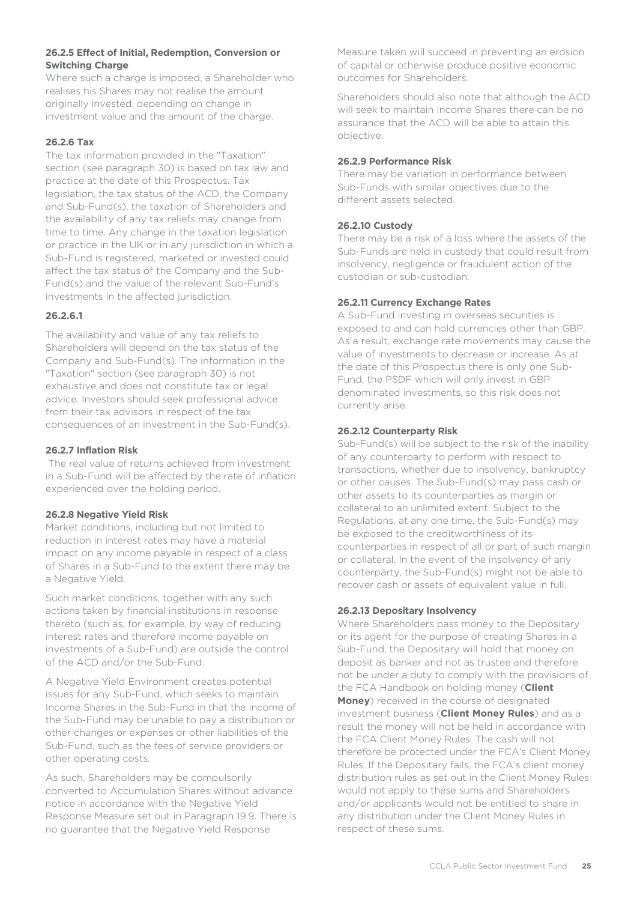#### 26.2.5 Effect of Initial, Redemption, Conversion or Switching Charge

Where such a charge is imposed, a Shareholder who realises his Shares may not realise the amount originally invested, depending on change in investment value and the amount of the charge.

#### 26.2.6 Tax

The tax information provided in the "Taxation" section (see paragraph 30) is based on tax law and practice at the date of this Prospectus. Tax legislation, the tax status of the ACD, the Company and Sub-Fund(s), the taxation of Shareholders and the availability of any tax reliefs may change from time to time. Any change in the taxation legislation or practice in the UK or in any jurisdiction in which a Sub-Fund is registered, marketed or invested could affect the tax status of the Company and the Sub-Fund(s) and the value of the relevant Sub-Fund's investments in the affected jurisdiction.

#### 26.2.6.1

The availability and value of any tax reliefs to Shareholders will depend on the tax status of the Company and Sub-Fund(s). The information in the "Taxation" section (see paragraph 30) is not exhaustive and does not constitute tax or legal advice. Investors should seek professional advice from their tax advisors in respect of the tax consequences of an investment in the Sub-Fund(s).

#### 26.2.7 Inflation Risk

The real value of returns achieved from investment in a Sub-Fund will be affected by the rate of inflation experienced over the holding period.

#### 26.2.8 Negative Yield Risk

Market conditions, including but not limited to reduction in interest rates may have a material impact on any income payable in respect of a class of Shares in a Sub-Fund to the extent there may be a Negative Yield.

Such market conditions, together with any such actions taken by financial institutions in response thereto (such as, for example, by way of reducing interest rates and therefore income payable on investments of a Sub-Fund) are outside the control of the ACD and/or the Sub-Fund.

A Negative Yield Environment creates potential issues for any Sub-Fund, which seeks to maintain Income Shares in the Sub-Fund in that the income of the Sub-Fund may be unable to pay a distribution or other changes or expenses or other liabilities of the Sub-Fund, such as the fees of service providers or other operating costs.

As such, Shareholders may be compulsorily converted to Accumulation Shares without advance notice in accordance with the Negative Yield Response Measure set out in Paragraph 19.9. There is no guarantee that the Negative Yield Response Measure taken will succeed in preventing an erosion of capital or otherwise produce positive economic outcomes for Shareholders.

Shareholders should also note that although the ACD will seek to maintain Income Shares there can be no assurance that the ACD will be able to attain this objective.

#### 26.2.9 Performance Risk

There may be variation in performance between Sub-Funds with similar objectives due to the different assets selected.

#### 26.2.10 Custody

There may be a risk of a loss where the assets of the Sub-Funds are held in custody that could result from insolvency, negligence or fraudulent action of the custodian or sub-custodian.

#### 26.2.11 Currency Exchange Rates

A Sub-Fund investing in overseas securities is exposed to and can hold currencies other than GBP. As a result, exchange rate movements may cause the value of investments to decrease or increase. As at the date of this Prospectus there is only one Sub-Fund, the PSDF which will only invest in GBP denominated investments, so this risk does not currently arise.

#### 26.2.12 Counterparty Risk

Sub-Fund(s) will be subject to the risk of the inability of any counterparty to perform with respect to transactions, whether due to insolvency, bankruptcy or other causes. The Sub-Fund(s) may pass cash or other assets to its counterparties as margin or collateral to an unlimited extent. Subject to the Regulations, at any one time, the Sub-Fund(s) may be exposed to the creditworthiness of its counterparties in respect of all or part of such margin or collateral. In the event of the insolvency of any counterparty, the Sub-Fund(s) might not be able to recover cash or assets of equivalent value in full.

#### 26.2.13 Depositary Insolvency

Where Shareholders pass money to the Depositary or its agent for the purpose of creating Shares in a Sub-Fund, the Depositary will hold that money on deposit as banker and not as trustee and therefore not be under a duty to comply with the provisions of the FCA Handbook on holding money (**Client Money**) received in the course of designated investment business (**Client Money Rules**) and as a result the money will not be held in accordance with the FCA Client Money Rules. The cash will not therefore be protected under the FCA's Client Money Rules. If the Depositary fails, the FCA's client money distribution rules as set out in the Client Money Rules would not apply to these sums and Shareholders and/or applicants would not be entitled to share in any distribution under the Client Money Rules in respect of these sums.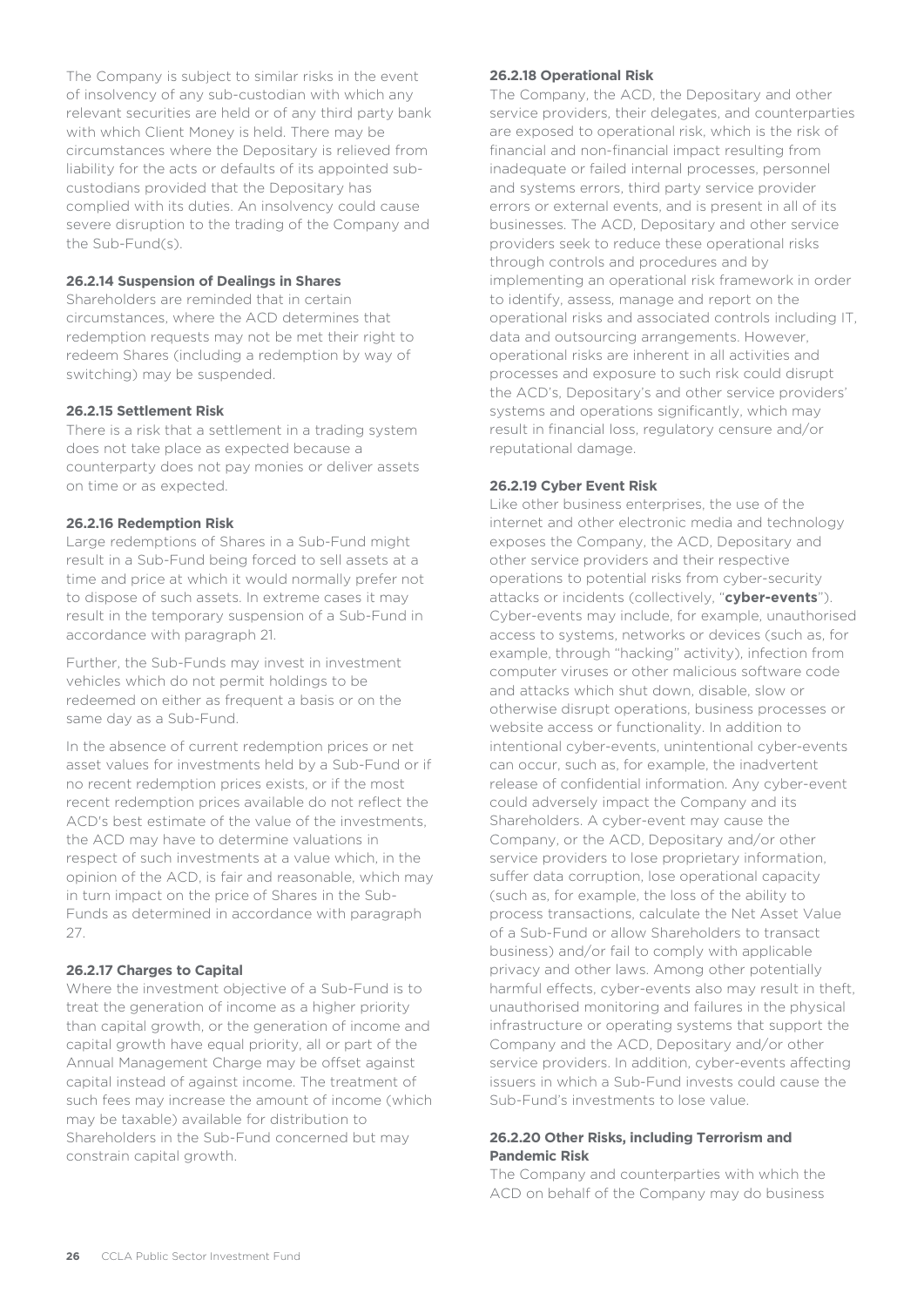The Company is subject to similar risks in the event of insolvency of any sub-custodian with which any relevant securities are held or of any third party bank with which Client Money is held. There may be circumstances where the Depositary is relieved from liability for the acts or defaults of its appointed sub-custodians provided that the Depositary has complied with its duties. An insolvency could cause severe disruption to the trading of the Company and the Sub-Fund(s).

**26.2.14 Suspension of Dealings in Shares**

Shareholders are reminded that in certain circumstances, where the ACD determines that redemption requests may not be met their right to redeem Shares (including a redemption by way of switching) may be suspended.

**26.2.15 Settlement Risk**

There is a risk that a settlement in a trading system does not take place as expected because a counterparty does not pay monies or deliver assets on time or as expected.

**26.2.16 Redemption Risk**

Large redemptions of Shares in a Sub-Fund might result in a Sub-Fund being forced to sell assets at a time and price at which it would normally prefer not to dispose of such assets. In extreme cases it may result in the temporary suspension of a Sub-Fund in accordance with paragraph 21.

Further, the Sub-Funds may invest in investment vehicles which do not permit holdings to be redeemed on either as frequent a basis or on the same day as a Sub-Fund.

In the absence of current redemption prices or net asset values for investments held by a Sub-Fund or if no recent redemption prices exists, or if the most recent redemption prices available do not reflect the ACD's best estimate of the value of the investments, the ACD may have to determine valuations in respect of such investments at a value which, in the opinion of the ACD, is fair and reasonable, which may in turn impact on the price of Shares in the Sub-Funds as determined in accordance with paragraph 27.

**26.2.17 Charges to Capital**

Where the investment objective of a Sub-Fund is to treat the generation of income as a higher priority than capital growth, or the generation of income and capital growth have equal priority, all or part of the Annual Management Charge may be offset against capital instead of against income. The treatment of such fees may increase the amount of income (which may be taxable) available for distribution to Shareholders in the Sub-Fund concerned but may constrain capital growth.

**26.2.18 Operational Risk**

The Company, the ACD, the Depositary and other service providers, their delegates, and counterparties are exposed to operational risk, which is the risk of financial and non-financial impact resulting from inadequate or failed internal processes, personnel and systems errors, third party service provider errors or external events, and is present in all of its businesses. The ACD, Depositary and other service providers seek to reduce these operational risks through controls and procedures and by implementing an operational risk framework in order to identify, assess, manage and report on the operational risks and associated controls including IT, data and outsourcing arrangements. However, operational risks are inherent in all activities and processes and exposure to such risk could disrupt the ACD's, Depositary's and other service providers' systems and operations significantly, which may result in financial loss, regulatory censure and/or reputational damage.

**26.2.19 Cyber Event Risk**

Like other business enterprises, the use of the internet and other electronic media and technology exposes the Company, the ACD, Depositary and other service providers and their respective operations to potential risks from cyber-security attacks or incidents (collectively, "**cyber-events**"). Cyber-events may include, for example, unauthorised access to systems, networks or devices (such as, for example, through "hacking" activity), infection from computer viruses or other malicious software code and attacks which shut down, disable, slow or otherwise disrupt operations, business processes or website access or functionality. In addition to intentional cyber-events, unintentional cyber-events can occur, such as, for example, the inadvertent release of confidential information. Any cyber-event could adversely impact the Company and its Shareholders. A cyber-event may cause the Company, or the ACD, Depositary and/or other service providers to lose proprietary information, suffer data corruption, lose operational capacity (such as, for example, the loss of the ability to process transactions, calculate the Net Asset Value of a Sub-Fund or allow Shareholders to transact business) and/or fail to comply with applicable privacy and other laws. Among other potentially harmful effects, cyber-events also may result in theft, unauthorised monitoring and failures in the physical infrastructure or operating systems that support the Company and the ACD, Depositary and/or other service providers. In addition, cyber-events affecting issuers in which a Sub-Fund invests could cause the Sub-Fund's investments to lose value.

**26.2.20 Other Risks, including Terrorism and Pandemic Risk**

The Company and counterparties with which the ACD on behalf of the Company may do business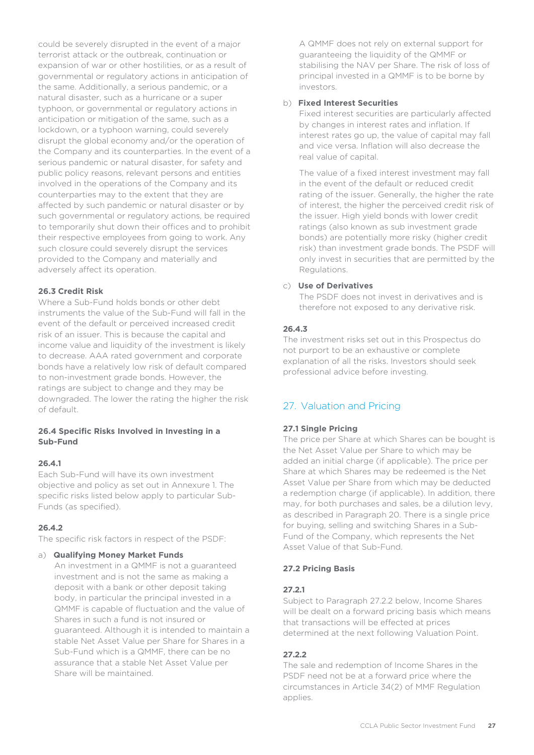could be severely disrupted in the event of a major terrorist attack or the outbreak, continuation or expansion of war or other hostilities, or as a result of governmental or regulatory actions in anticipation of the same. Additionally, a serious pandemic, or a natural disaster, such as a hurricane or a super typhoon, or governmental or regulatory actions in anticipation or mitigation of the same, such as a lockdown, or a typhoon warning, could severely disrupt the global economy and/or the operation of the Company and its counterparties. In the event of a serious pandemic or natural disaster, for safety and public policy reasons, relevant persons and entities involved in the operations of the Company and its counterparties may to the extent that they are affected by such pandemic or natural disaster or by such governmental or regulatory actions, be required to temporarily shut down their offices and to prohibit their respective employees from going to work. Any such closure could severely disrupt the services provided to the Company and materially and adversely affect its operation.

**26.3 Credit Risk**

Where a Sub-Fund holds bonds or other debt instruments the value of the Sub-Fund will fall in the event of the default or perceived increased credit risk of an issuer. This is because the capital and income value and liquidity of the investment is likely to decrease. AAA rated government and corporate bonds have a relatively low risk of default compared to non-investment grade bonds. However, the ratings are subject to change and they may be downgraded. The lower the rating the higher the risk of default.

**26.4 Specific Risks Involved in Investing in a Sub-Fund**

**26.4.1**

Each Sub-Fund will have its own investment objective and policy as set out in Annexure 1. The specific risks listed below apply to particular Sub-Funds (as specified).

**26.4.2**

The specific risk factors in respect of the PSDF:

a) **Qualifying Money Market Funds**

An investment in a QMMF is not a guaranteed investment and is not the same as making a deposit with a bank or other deposit taking body, in particular the principal invested in a QMMF is capable of fluctuation and the value of Shares in such a fund is not insured or guaranteed. Although it is intended to maintain a stable Net Asset Value per Share for Shares in a Sub-Fund which is a QMMF, there can be no assurance that a stable Net Asset Value per Share will be maintained.

A QMMF does not rely on external support for guaranteeing the liquidity of the QMMF or stabilising the NAV per Share. The risk of loss of principal invested in a QMMF is to be borne by investors.

b) **Fixed Interest Securities**

Fixed interest securities are particularly affected by changes in interest rates and inflation. If interest rates go up, the value of capital may fall and vice versa. Inflation will also decrease the real value of capital.

The value of a fixed interest investment may fall in the event of the default or reduced credit rating of the issuer. Generally, the higher the rate of interest, the higher the perceived credit risk of the issuer. High yield bonds with lower credit ratings (also known as sub investment grade bonds) are potentially more risky (higher credit risk) than investment grade bonds. The PSDF will only invest in securities that are permitted by the Regulations.

c) **Use of Derivatives**

The PSDF does not invest in derivatives and is therefore not exposed to any derivative risk.

**26.4.3**

The investment risks set out in this Prospectus do not purport to be an exhaustive or complete explanation of all the risks. Investors should seek professional advice before investing.

## 27. Valuation and Pricing

**27.1 Single Pricing**

The price per Share at which Shares can be bought is the Net Asset Value per Share to which may be added an initial charge (if applicable). The price per Share at which Shares may be redeemed is the Net Asset Value per Share from which may be deducted a redemption charge (if applicable). In addition, there may, for both purchases and sales, be a dilution levy, as described in Paragraph 20. There is a single price for buying, selling and switching Shares in a Sub-Fund of the Company, which represents the Net Asset Value of that Sub-Fund.

**27.2 Pricing Basis**

**27.2.1**

Subject to Paragraph 27.2.2 below, Income Shares will be dealt on a forward pricing basis which means that transactions will be effected at prices determined at the next following Valuation Point.

**27.2.2**

The sale and redemption of Income Shares in the PSDF need not be at a forward price where the circumstances in Article 34(2) of MMF Regulation applies.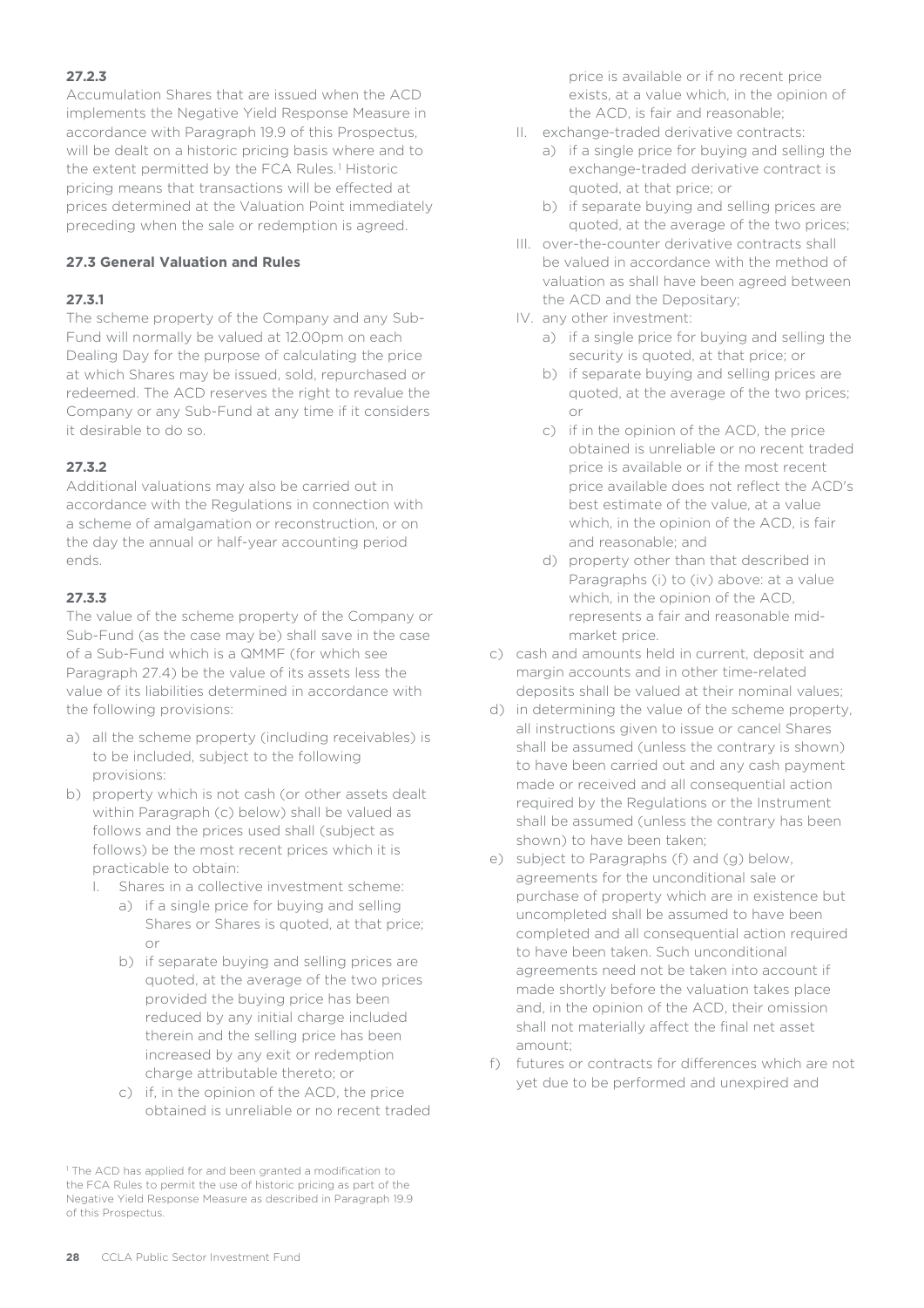**27.2.3**

Accumulation Shares that are issued when the ACD implements the Negative Yield Response Measure in accordance with Paragraph 19.9 of this Prospectus, will be dealt on a historic pricing basis where and to the extent permitted by the FCA Rules.[1] Historic pricing means that transactions will be effected at prices determined at the Valuation Point immediately preceding when the sale or redemption is agreed.

**27.3 General Valuation and Rules**

**27.3.1**

The scheme property of the Company and any Sub-Fund will normally be valued at 12.00pm on each Dealing Day for the purpose of calculating the price at which Shares may be issued, sold, repurchased or redeemed. The ACD reserves the right to revalue the Company or any Sub-Fund at any time if it considers it desirable to do so.

**27.3.2**

Additional valuations may also be carried out in accordance with the Regulations in connection with a scheme of amalgamation or reconstruction, or on the day the annual or half-year accounting period ends.

**27.3.3**

The value of the scheme property of the Company or Sub-Fund (as the case may be) shall save in the case of a Sub-Fund which is a QMMF (for which see Paragraph 27.4) be the value of its assets less the value of its liabilities determined in accordance with the following provisions:

a) all the scheme property (including receivables) is to be included, subject to the following provisions:
b) property which is not cash (or other assets dealt within Paragraph (c) below) shall be valued as follows and the prices used shall (subject as follows) be the most recent prices which it is practicable to obtain:
   I. Shares in a collective investment scheme:
      a) if a single price for buying and selling Shares or Shares is quoted, at that price; or
      b) if separate buying and selling prices are quoted, at the average of the two prices provided the buying price has been reduced by any initial charge included therein and the selling price has been increased by any exit or redemption charge attributable thereto; or
      c) if, in the opinion of the ACD, the price obtained is unreliable or no recent traded price is available or if no recent price exists, at a value which, in the opinion of the ACD, is fair and reasonable;
   II. exchange-traded derivative contracts:
      a) if a single price for buying and selling the exchange-traded derivative contract is quoted, at that price; or
      b) if separate buying and selling prices are quoted, at the average of the two prices;
   III. over-the-counter derivative contracts shall be valued in accordance with the method of valuation as shall have been agreed between the ACD and the Depositary;
   IV. any other investment:
      a) if a single price for buying and selling the security is quoted, at that price; or
      b) if separate buying and selling prices are quoted, at the average of the two prices; or
      c) if in the opinion of the ACD, the price obtained is unreliable or no recent traded price is available or if the most recent price available does not reflect the ACD's best estimate of the value, at a value which, in the opinion of the ACD, is fair and reasonable; and
      d) property other than that described in Paragraphs (i) to (iv) above: at a value which, in the opinion of the ACD, represents a fair and reasonable mid-market price.
c) cash and amounts held in current, deposit and margin accounts and in other time-related deposits shall be valued at their nominal values;
d) in determining the value of the scheme property, all instructions given to issue or cancel Shares shall be assumed (unless the contrary is shown) to have been carried out and any cash payment made or received and all consequential action required by the Regulations or the Instrument shall be assumed (unless the contrary has been shown) to have been taken;
e) subject to Paragraphs (f) and (g) below, agreements for the unconditional sale or purchase of property which are in existence but uncompleted shall be assumed to have been completed and all consequential action required to have been taken. Such unconditional agreements need not be taken into account if made shortly before the valuation takes place and, in the opinion of the ACD, their omission shall not materially affect the final net asset amount;
f) futures or contracts for differences which are not yet due to be performed and unexpired and

[1] The ACD has applied for and been granted a modification to the FCA Rules to permit the use of historic pricing as part of the Negative Yield Response Measure as described in Paragraph 19.9 of this Prospectus.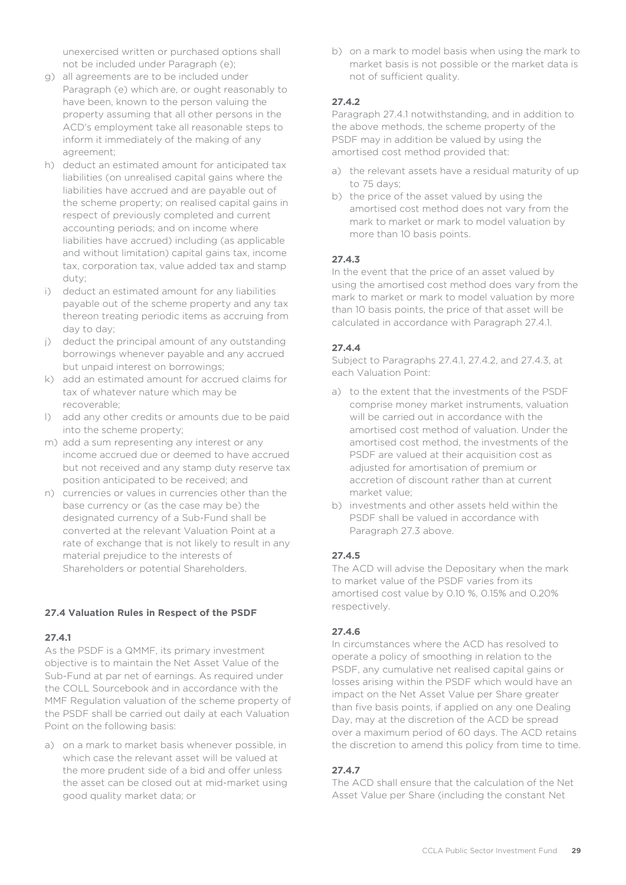unexercised written or purchased options shall not be included under Paragraph (e);

g) all agreements are to be included under Paragraph (e) which are, or ought reasonably to have been, known to the person valuing the property assuming that all other persons in the ACD's employment take all reasonable steps to inform it immediately of the making of any agreement;

h) deduct an estimated amount for anticipated tax liabilities (on unrealised capital gains where the liabilities have accrued and are payable out of the scheme property; on realised capital gains in respect of previously completed and current accounting periods; and on income where liabilities have accrued) including (as applicable and without limitation) capital gains tax, income tax, corporation tax, value added tax and stamp duty;

i) deduct an estimated amount for any liabilities payable out of the scheme property and any tax thereon treating periodic items as accruing from day to day;

j) deduct the principal amount of any outstanding borrowings whenever payable and any accrued but unpaid interest on borrowings;

k) add an estimated amount for accrued claims for tax of whatever nature which may be recoverable;

l) add any other credits or amounts due to be paid into the scheme property;

m) add a sum representing any interest or any income accrued due or deemed to have accrued but not received and any stamp duty reserve tax position anticipated to be received; and

n) currencies or values in currencies other than the base currency or (as the case may be) the designated currency of a Sub-Fund shall be converted at the relevant Valuation Point at a rate of exchange that is not likely to result in any material prejudice to the interests of Shareholders or potential Shareholders.

### 27.4 Valuation Rules in Respect of the PSDF

**27.4.1**

As the PSDF is a QMMF, its primary investment objective is to maintain the Net Asset Value of the Sub-Fund at par net of earnings. As required under the COLL Sourcebook and in accordance with the MMF Regulation valuation of the scheme property of the PSDF shall be carried out daily at each Valuation Point on the following basis:

a) on a mark to market basis whenever possible, in which case the relevant asset will be valued at the more prudent side of a bid and offer unless the asset can be closed out at mid-market using good quality market data; or

b) on a mark to model basis when using the mark to market basis is not possible or the market data is not of sufficient quality.

**27.4.2**

Paragraph 27.4.1 notwithstanding, and in addition to the above methods, the scheme property of the PSDF may in addition be valued by using the amortised cost method provided that:

a) the relevant assets have a residual maturity of up to 75 days;

b) the price of the asset valued by using the amortised cost method does not vary from the mark to market or mark to model valuation by more than 10 basis points.

**27.4.3**

In the event that the price of an asset valued by using the amortised cost method does vary from the mark to market or mark to model valuation by more than 10 basis points, the price of that asset will be calculated in accordance with Paragraph 27.4.1.

**27.4.4**

Subject to Paragraphs 27.4.1, 27.4.2, and 27.4.3, at each Valuation Point:

a) to the extent that the investments of the PSDF comprise money market instruments, valuation will be carried out in accordance with the amortised cost method of valuation. Under the amortised cost method, the investments of the PSDF are valued at their acquisition cost as adjusted for amortisation of premium or accretion of discount rather than at current market value;

b) investments and other assets held within the PSDF shall be valued in accordance with Paragraph 27.3 above.

**27.4.5**

The ACD will advise the Depositary when the mark to market value of the PSDF varies from its amortised cost value by 0.10 %, 0.15% and 0.20% respectively.

**27.4.6**

In circumstances where the ACD has resolved to operate a policy of smoothing in relation to the PSDF, any cumulative net realised capital gains or losses arising within the PSDF which would have an impact on the Net Asset Value per Share greater than five basis points, if applied on any one Dealing Day, may at the discretion of the ACD be spread over a maximum period of 60 days. The ACD retains the discretion to amend this policy from time to time.

**27.4.7**

The ACD shall ensure that the calculation of the Net Asset Value per Share (including the constant Net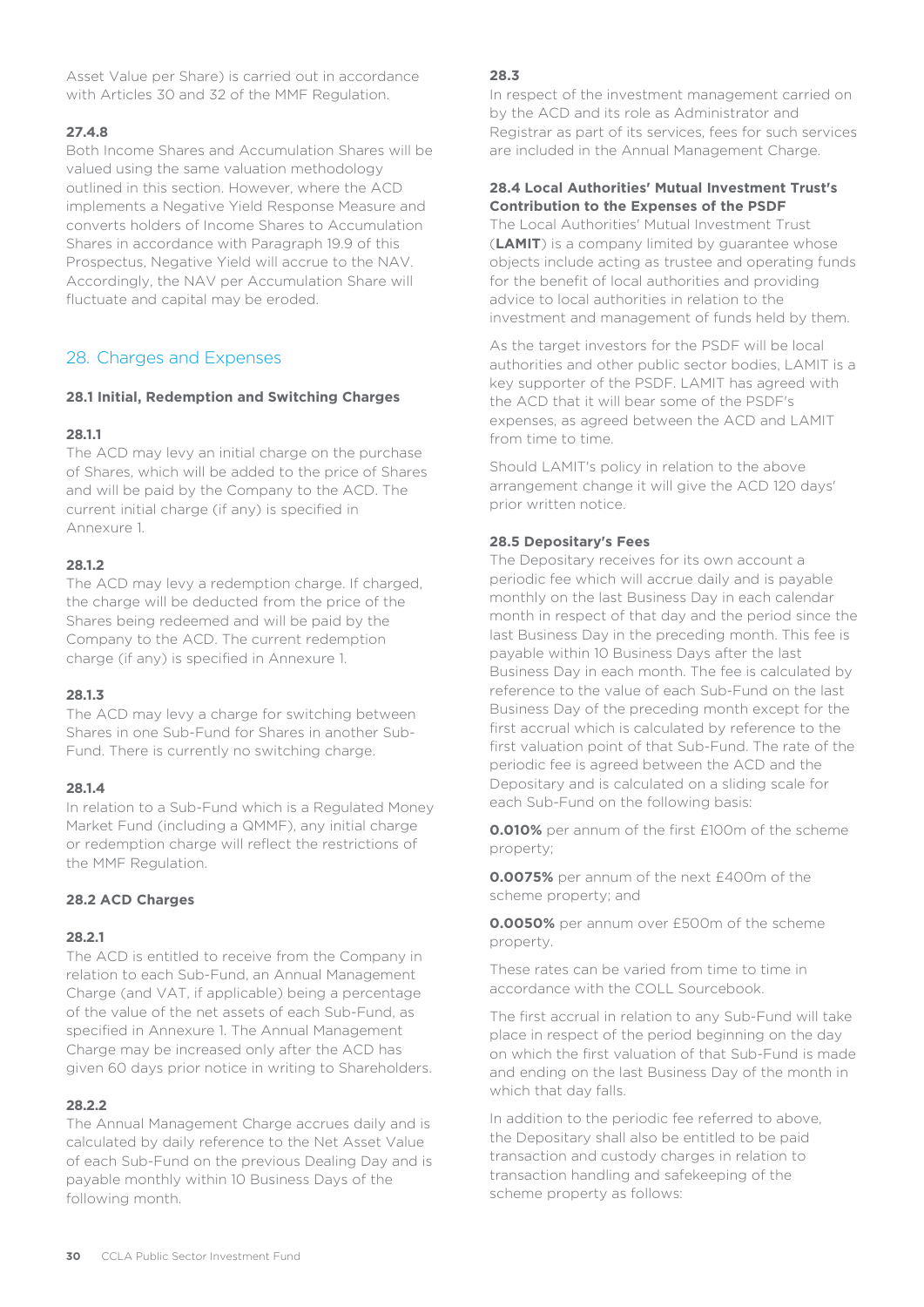Asset Value per Share) is carried out in accordance with Articles 30 and 32 of the MMF Regulation.

**27.4.8**

Both Income Shares and Accumulation Shares will be valued using the same valuation methodology outlined in this section. However, where the ACD implements a Negative Yield Response Measure and converts holders of Income Shares to Accumulation Shares in accordance with Paragraph 19.9 of this Prospectus, Negative Yield will accrue to the NAV. Accordingly, the NAV per Accumulation Share will fluctuate and capital may be eroded.

## 28. Charges and Expenses

**28.1 Initial, Redemption and Switching Charges**

**28.1.1**

The ACD may levy an initial charge on the purchase of Shares, which will be added to the price of Shares and will be paid by the Company to the ACD. The current initial charge (if any) is specified in Annexure 1.

**28.1.2**

The ACD may levy a redemption charge. If charged, the charge will be deducted from the price of the Shares being redeemed and will be paid by the Company to the ACD. The current redemption charge (if any) is specified in Annexure 1.

**28.1.3**

The ACD may levy a charge for switching between Shares in one Sub-Fund for Shares in another Sub-Fund. There is currently no switching charge.

**28.1.4**

In relation to a Sub-Fund which is a Regulated Money Market Fund (including a QMMF), any initial charge or redemption charge will reflect the restrictions of the MMF Regulation.

**28.2 ACD Charges**

**28.2.1**

The ACD is entitled to receive from the Company in relation to each Sub-Fund, an Annual Management Charge (and VAT, if applicable) being a percentage of the value of the net assets of each Sub-Fund, as specified in Annexure 1. The Annual Management Charge may be increased only after the ACD has given 60 days prior notice in writing to Shareholders.

**28.2.2**

The Annual Management Charge accrues daily and is calculated by daily reference to the Net Asset Value of each Sub-Fund on the previous Dealing Day and is payable monthly within 10 Business Days of the following month.

**28.3**

In respect of the investment management carried on by the ACD and its role as Administrator and Registrar as part of its services, fees for such services are included in the Annual Management Charge.

**28.4 Local Authorities' Mutual Investment Trust's Contribution to the Expenses of the PSDF**

The Local Authorities' Mutual Investment Trust (**LAMIT**) is a company limited by guarantee whose objects include acting as trustee and operating funds for the benefit of local authorities and providing advice to local authorities in relation to the investment and management of funds held by them.

As the target investors for the PSDF will be local authorities and other public sector bodies, LAMIT is a key supporter of the PSDF. LAMIT has agreed with the ACD that it will bear some of the PSDF's expenses, as agreed between the ACD and LAMIT from time to time.

Should LAMIT's policy in relation to the above arrangement change it will give the ACD 120 days' prior written notice.

**28.5 Depositary's Fees**

The Depositary receives for its own account a periodic fee which will accrue daily and is payable monthly on the last Business Day in each calendar month in respect of that day and the period since the last Business Day in the preceding month. This fee is payable within 10 Business Days after the last Business Day in each month. The fee is calculated by reference to the value of each Sub-Fund on the last Business Day of the preceding month except for the first accrual which is calculated by reference to the first valuation point of that Sub-Fund. The rate of the periodic fee is agreed between the ACD and the Depositary and is calculated on a sliding scale for each Sub-Fund on the following basis:

**0.010%** per annum of the first £100m of the scheme property;

**0.0075%** per annum of the next £400m of the scheme property; and

**0.0050%** per annum over £500m of the scheme property.

These rates can be varied from time to time in accordance with the COLL Sourcebook.

The first accrual in relation to any Sub-Fund will take place in respect of the period beginning on the day on which the first valuation of that Sub-Fund is made and ending on the last Business Day of the month in which that day falls.

In addition to the periodic fee referred to above, the Depositary shall also be entitled to be paid transaction and custody charges in relation to transaction handling and safekeeping of the scheme property as follows: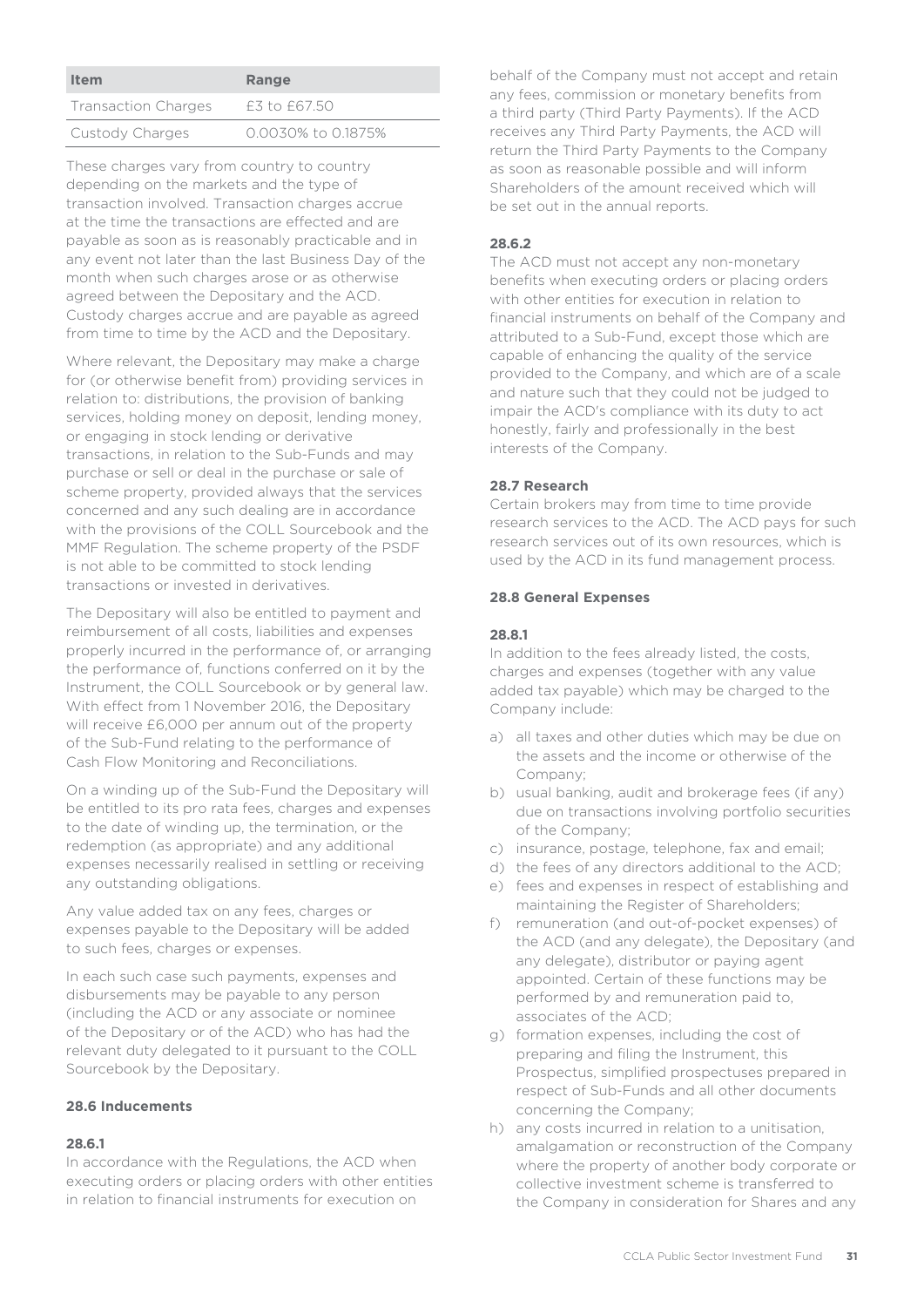| Item | Range |
| --- | --- |
| Transaction Charges | £3 to £67.50 |
| Custody Charges | 0.0030% to 0.1875% |

These charges vary from country to country depending on the markets and the type of transaction involved. Transaction charges accrue at the time the transactions are effected and are payable as soon as is reasonably practicable and in any event not later than the last Business Day of the month when such charges arose or as otherwise agreed between the Depositary and the ACD. Custody charges accrue and are payable as agreed from time to time by the ACD and the Depositary.

Where relevant, the Depositary may make a charge for (or otherwise benefit from) providing services in relation to: distributions, the provision of banking services, holding money on deposit, lending money, or engaging in stock lending or derivative transactions, in relation to the Sub-Funds and may purchase or sell or deal in the purchase or sale of scheme property, provided always that the services concerned and any such dealing are in accordance with the provisions of the COLL Sourcebook and the MMF Regulation. The scheme property of the PSDF is not able to be committed to stock lending transactions or invested in derivatives.

The Depositary will also be entitled to payment and reimbursement of all costs, liabilities and expenses properly incurred in the performance of, or arranging the performance of, functions conferred on it by the Instrument, the COLL Sourcebook or by general law. With effect from 1 November 2016, the Depositary will receive £6,000 per annum out of the property of the Sub-Fund relating to the performance of Cash Flow Monitoring and Reconciliations.

On a winding up of the Sub-Fund the Depositary will be entitled to its pro rata fees, charges and expenses to the date of winding up, the termination, or the redemption (as appropriate) and any additional expenses necessarily realised in settling or receiving any outstanding obligations.

Any value added tax on any fees, charges or expenses payable to the Depositary will be added to such fees, charges or expenses.

In each such case such payments, expenses and disbursements may be payable to any person (including the ACD or any associate or nominee of the Depositary or of the ACD) who has had the relevant duty delegated to it pursuant to the COLL Sourcebook by the Depositary.

#### 28.6 Inducements

#### 28.6.1

In accordance with the Regulations, the ACD when executing orders or placing orders with other entities in relation to financial instruments for execution on behalf of the Company must not accept and retain any fees, commission or monetary benefits from a third party (Third Party Payments). If the ACD receives any Third Party Payments, the ACD will return the Third Party Payments to the Company as soon as reasonable possible and will inform Shareholders of the amount received which will be set out in the annual reports.

#### 28.6.2

The ACD must not accept any non-monetary benefits when executing orders or placing orders with other entities for execution in relation to financial instruments on behalf of the Company and attributed to a Sub-Fund, except those which are capable of enhancing the quality of the service provided to the Company, and which are of a scale and nature such that they could not be judged to impair the ACD's compliance with its duty to act honestly, fairly and professionally in the best interests of the Company.

#### 28.7 Research

Certain brokers may from time to time provide research services to the ACD. The ACD pays for such research services out of its own resources, which is used by the ACD in its fund management process.

#### 28.8 General Expenses

#### 28.8.1

In addition to the fees already listed, the costs, charges and expenses (together with any value added tax payable) which may be charged to the Company include:

a) all taxes and other duties which may be due on the assets and the income or otherwise of the Company;
b) usual banking, audit and brokerage fees (if any) due on transactions involving portfolio securities of the Company;
c) insurance, postage, telephone, fax and email;
d) the fees of any directors additional to the ACD;
e) fees and expenses in respect of establishing and maintaining the Register of Shareholders;
f) remuneration (and out-of-pocket expenses) of the ACD (and any delegate), the Depositary (and any delegate), distributor or paying agent appointed. Certain of these functions may be performed by and remuneration paid to, associates of the ACD;
g) formation expenses, including the cost of preparing and filing the Instrument, this Prospectus, simplified prospectuses prepared in respect of Sub-Funds and all other documents concerning the Company;
h) any costs incurred in relation to a unitisation, amalgamation or reconstruction of the Company where the property of another body corporate or collective investment scheme is transferred to the Company in consideration for Shares and any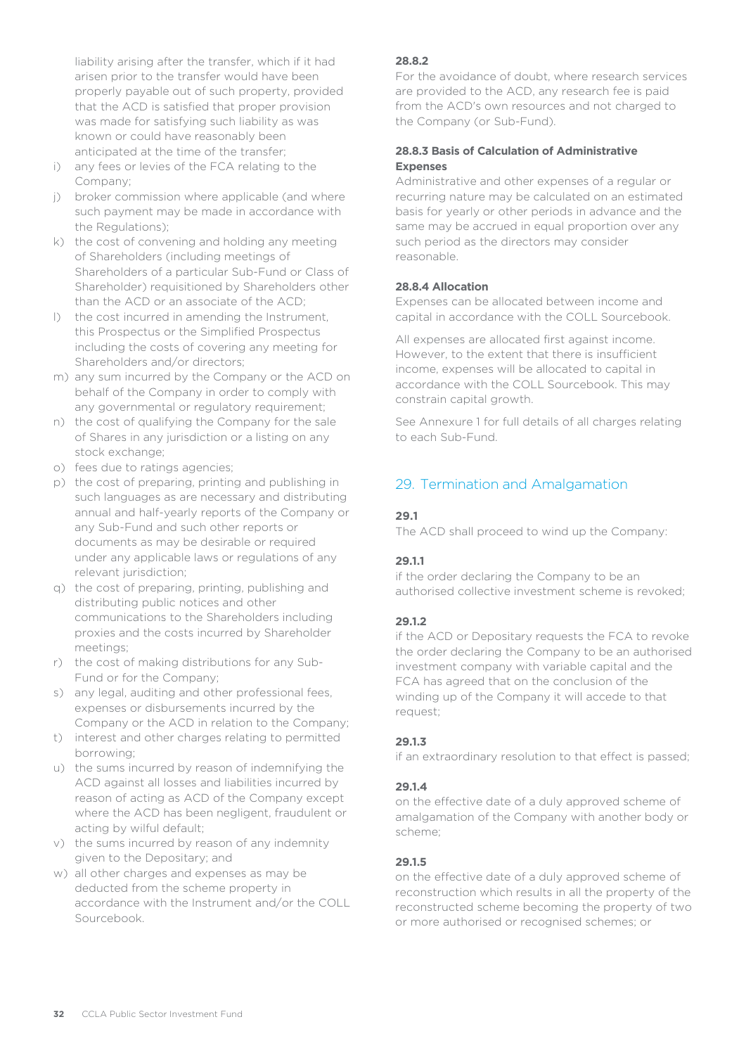liability arising after the transfer, which if it had arisen prior to the transfer would have been properly payable out of such property, provided that the ACD is satisfied that proper provision was made for satisfying such liability as was known or could have reasonably been anticipated at the time of the transfer;

i) any fees or levies of the FCA relating to the Company;

j) broker commission where applicable (and where such payment may be made in accordance with the Regulations);

k) the cost of convening and holding any meeting of Shareholders (including meetings of Shareholders of a particular Sub-Fund or Class of Shareholder) requisitioned by Shareholders other than the ACD or an associate of the ACD;

l) the cost incurred in amending the Instrument, this Prospectus or the Simplified Prospectus including the costs of covering any meeting for Shareholders and/or directors;

m) any sum incurred by the Company or the ACD on behalf of the Company in order to comply with any governmental or regulatory requirement;

n) the cost of qualifying the Company for the sale of Shares in any jurisdiction or a listing on any stock exchange;

o) fees due to ratings agencies;

p) the cost of preparing, printing and publishing in such languages as are necessary and distributing annual and half-yearly reports of the Company or any Sub-Fund and such other reports or documents as may be desirable or required under any applicable laws or regulations of any relevant jurisdiction;

q) the cost of preparing, printing, publishing and distributing public notices and other communications to the Shareholders including proxies and the costs incurred by Shareholder meetings;

r) the cost of making distributions for any Sub-Fund or for the Company;

s) any legal, auditing and other professional fees, expenses or disbursements incurred by the Company or the ACD in relation to the Company;

t) interest and other charges relating to permitted borrowing;

u) the sums incurred by reason of indemnifying the ACD against all losses and liabilities incurred by reason of acting as ACD of the Company except where the ACD has been negligent, fraudulent or acting by wilful default;

v) the sums incurred by reason of any indemnity given to the Depositary; and

w) all other charges and expenses as may be deducted from the scheme property in accordance with the Instrument and/or the COLL Sourcebook.

**28.8.2**

For the avoidance of doubt, where research services are provided to the ACD, any research fee is paid from the ACD's own resources and not charged to the Company (or Sub-Fund).

**28.8.3 Basis of Calculation of Administrative Expenses**

Administrative and other expenses of a regular or recurring nature may be calculated on an estimated basis for yearly or other periods in advance and the same may be accrued in equal proportion over any such period as the directors may consider reasonable.

**28.8.4 Allocation**

Expenses can be allocated between income and capital in accordance with the COLL Sourcebook.

All expenses are allocated first against income. However, to the extent that there is insufficient income, expenses will be allocated to capital in accordance with the COLL Sourcebook. This may constrain capital growth.

See Annexure 1 for full details of all charges relating to each Sub-Fund.

## 29. Termination and Amalgamation

**29.1**

The ACD shall proceed to wind up the Company:

**29.1.1**

if the order declaring the Company to be an authorised collective investment scheme is revoked;

**29.1.2**

if the ACD or Depositary requests the FCA to revoke the order declaring the Company to be an authorised investment company with variable capital and the FCA has agreed that on the conclusion of the winding up of the Company it will accede to that request;

**29.1.3**

if an extraordinary resolution to that effect is passed;

**29.1.4**

on the effective date of a duly approved scheme of amalgamation of the Company with another body or scheme;

**29.1.5**

on the effective date of a duly approved scheme of reconstruction which results in all the property of the reconstructed scheme becoming the property of two or more authorised or recognised schemes; or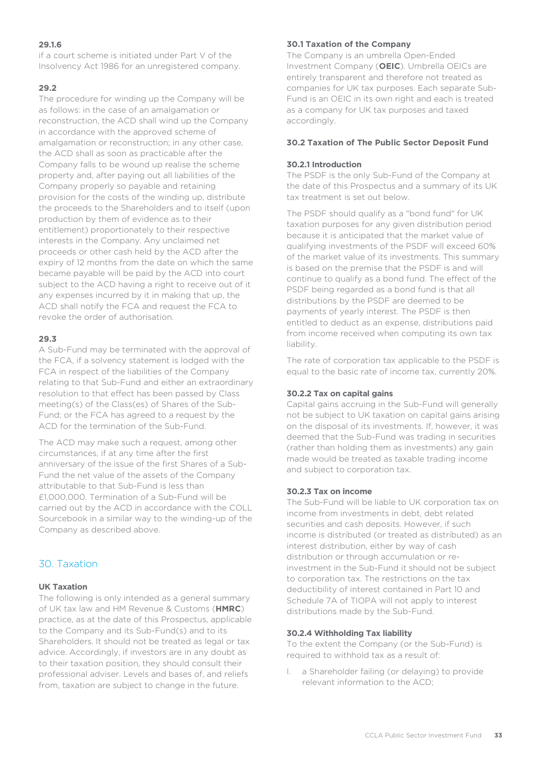**29.1.6**

if a court scheme is initiated under Part V of the Insolvency Act 1986 for an unregistered company.

**29.2**

The procedure for winding up the Company will be as follows: in the case of an amalgamation or reconstruction, the ACD shall wind up the Company in accordance with the approved scheme of amalgamation or reconstruction; in any other case, the ACD shall as soon as practicable after the Company falls to be wound up realise the scheme property and, after paying out all liabilities of the Company properly so payable and retaining provision for the costs of the winding up, distribute the proceeds to the Shareholders and to itself (upon production by them of evidence as to their entitlement) proportionately to their respective interests in the Company. Any unclaimed net proceeds or other cash held by the ACD after the expiry of 12 months from the date on which the same became payable will be paid by the ACD into court subject to the ACD having a right to receive out of it any expenses incurred by it in making that up, the ACD shall notify the FCA and request the FCA to revoke the order of authorisation.

**29.3**

A Sub-Fund may be terminated with the approval of the FCA, if a solvency statement is lodged with the FCA in respect of the liabilities of the Company relating to that Sub-Fund and either an extraordinary resolution to that effect has been passed by Class meeting(s) of the Class(es) of Shares of the Sub-Fund; or the FCA has agreed to a request by the ACD for the termination of the Sub-Fund.

The ACD may make such a request, among other circumstances, if at any time after the first anniversary of the issue of the first Shares of a Sub-Fund the net value of the assets of the Company attributable to that Sub-Fund is less than £1,000,000. Termination of a Sub-Fund will be carried out by the ACD in accordance with the COLL Sourcebook in a similar way to the winding-up of the Company as described above.

## 30. Taxation

**UK Taxation**

The following is only intended as a general summary of UK tax law and HM Revenue & Customs (**HMRC**) practice, as at the date of this Prospectus, applicable to the Company and its Sub-Fund(s) and to its Shareholders. It should not be treated as legal or tax advice. Accordingly, if investors are in any doubt as to their taxation position, they should consult their professional adviser. Levels and bases of, and reliefs from, taxation are subject to change in the future.

**30.1 Taxation of the Company**

The Company is an umbrella Open-Ended Investment Company (**OEIC**). Umbrella OEICs are entirely transparent and therefore not treated as companies for UK tax purposes. Each separate Sub-Fund is an OEIC in its own right and each is treated as a company for UK tax purposes and taxed accordingly.

**30.2 Taxation of The Public Sector Deposit Fund**

**30.2.1 Introduction**

The PSDF is the only Sub-Fund of the Company at the date of this Prospectus and a summary of its UK tax treatment is set out below.

The PSDF should qualify as a "bond fund" for UK taxation purposes for any given distribution period because it is anticipated that the market value of qualifying investments of the PSDF will exceed 60% of the market value of its investments. This summary is based on the premise that the PSDF is and will continue to qualify as a bond fund. The effect of the PSDF being regarded as a bond fund is that all distributions by the PSDF are deemed to be payments of yearly interest. The PSDF is then entitled to deduct as an expense, distributions paid from income received when computing its own tax liability.

The rate of corporation tax applicable to the PSDF is equal to the basic rate of income tax, currently 20%.

**30.2.2 Tax on capital gains**

Capital gains accruing in the Sub-Fund will generally not be subject to UK taxation on capital gains arising on the disposal of its investments. If, however, it was deemed that the Sub-Fund was trading in securities (rather than holding them as investments) any gain made would be treated as taxable trading income and subject to corporation tax.

**30.2.3 Tax on income**

The Sub-Fund will be liable to UK corporation tax on income from investments in debt, debt related securities and cash deposits. However, if such income is distributed (or treated as distributed) as an interest distribution, either by way of cash distribution or through accumulation or re-investment in the Sub-Fund it should not be subject to corporation tax. The restrictions on the tax deductibility of interest contained in Part 10 and Schedule 7A of TIOPA will not apply to interest distributions made by the Sub-Fund.

**30.2.4 Withholding Tax liability**

To the extent the Company (or the Sub-Fund) is required to withhold tax as a result of:

I. a Shareholder failing (or delaying) to provide relevant information to the ACD;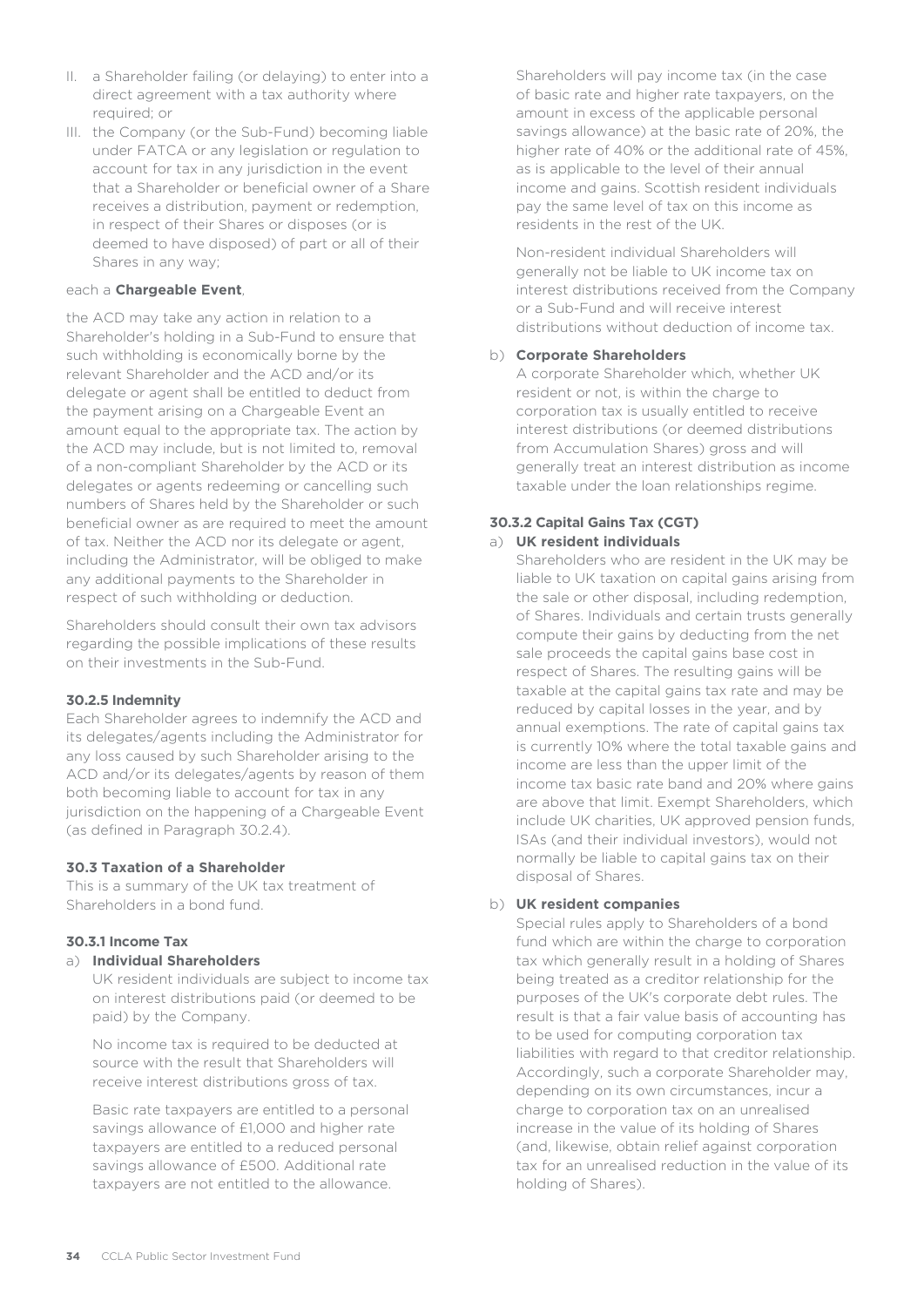II. a Shareholder failing (or delaying) to enter into a direct agreement with a tax authority where required; or

III. the Company (or the Sub-Fund) becoming liable under FATCA or any legislation or regulation to account for tax in any jurisdiction in the event that a Shareholder or beneficial owner of a Share receives a distribution, payment or redemption, in respect of their Shares or disposes (or is deemed to have disposed) of part or all of their Shares in any way;

each a **Chargeable Event**,

the ACD may take any action in relation to a Shareholder's holding in a Sub-Fund to ensure that such withholding is economically borne by the relevant Shareholder and the ACD and/or its delegate or agent shall be entitled to deduct from the payment arising on a Chargeable Event an amount equal to the appropriate tax. The action by the ACD may include, but is not limited to, removal of a non-compliant Shareholder by the ACD or its delegates or agents redeeming or cancelling such numbers of Shares held by the Shareholder or such beneficial owner as are required to meet the amount of tax. Neither the ACD nor its delegate or agent, including the Administrator, will be obliged to make any additional payments to the Shareholder in respect of such withholding or deduction.

Shareholders should consult their own tax advisors regarding the possible implications of these results on their investments in the Sub-Fund.

#### 30.2.5 Indemnity

Each Shareholder agrees to indemnify the ACD and its delegates/agents including the Administrator for any loss caused by such Shareholder arising to the ACD and/or its delegates/agents by reason of them both becoming liable to account for tax in any jurisdiction on the happening of a Chargeable Event (as defined in Paragraph 30.2.4).

### 30.3 Taxation of a Shareholder

This is a summary of the UK tax treatment of Shareholders in a bond fund.

#### 30.3.1 Income Tax

a) **Individual Shareholders**

UK resident individuals are subject to income tax on interest distributions paid (or deemed to be paid) by the Company.

No income tax is required to be deducted at source with the result that Shareholders will receive interest distributions gross of tax.

Basic rate taxpayers are entitled to a personal savings allowance of £1,000 and higher rate taxpayers are entitled to a reduced personal savings allowance of £500. Additional rate taxpayers are not entitled to the allowance.

Shareholders will pay income tax (in the case of basic rate and higher rate taxpayers, on the amount in excess of the applicable personal savings allowance) at the basic rate of 20%, the higher rate of 40% or the additional rate of 45%, as is applicable to the level of their annual income and gains. Scottish resident individuals pay the same level of tax on this income as residents in the rest of the UK.

Non-resident individual Shareholders will generally not be liable to UK income tax on interest distributions received from the Company or a Sub-Fund and will receive interest distributions without deduction of income tax.

b) **Corporate Shareholders**

A corporate Shareholder which, whether UK resident or not, is within the charge to corporation tax is usually entitled to receive interest distributions (or deemed distributions from Accumulation Shares) gross and will generally treat an interest distribution as income taxable under the loan relationships regime.

#### 30.3.2 Capital Gains Tax (CGT)

a) **UK resident individuals**

Shareholders who are resident in the UK may be liable to UK taxation on capital gains arising from the sale or other disposal, including redemption, of Shares. Individuals and certain trusts generally compute their gains by deducting from the net sale proceeds the capital gains base cost in respect of Shares. The resulting gains will be taxable at the capital gains tax rate and may be reduced by capital losses in the year, and by annual exemptions. The rate of capital gains tax is currently 10% where the total taxable gains and income are less than the upper limit of the income tax basic rate band and 20% where gains are above that limit. Exempt Shareholders, which include UK charities, UK approved pension funds, ISAs (and their individual investors), would not normally be liable to capital gains tax on their disposal of Shares.

b) **UK resident companies**

Special rules apply to Shareholders of a bond fund which are within the charge to corporation tax which generally result in a holding of Shares being treated as a creditor relationship for the purposes of the UK's corporate debt rules. The result is that a fair value basis of accounting has to be used for computing corporation tax liabilities with regard to that creditor relationship. Accordingly, such a corporate Shareholder may, depending on its own circumstances, incur a charge to corporation tax on an unrealised increase in the value of its holding of Shares (and, likewise, obtain relief against corporation tax for an unrealised reduction in the value of its holding of Shares).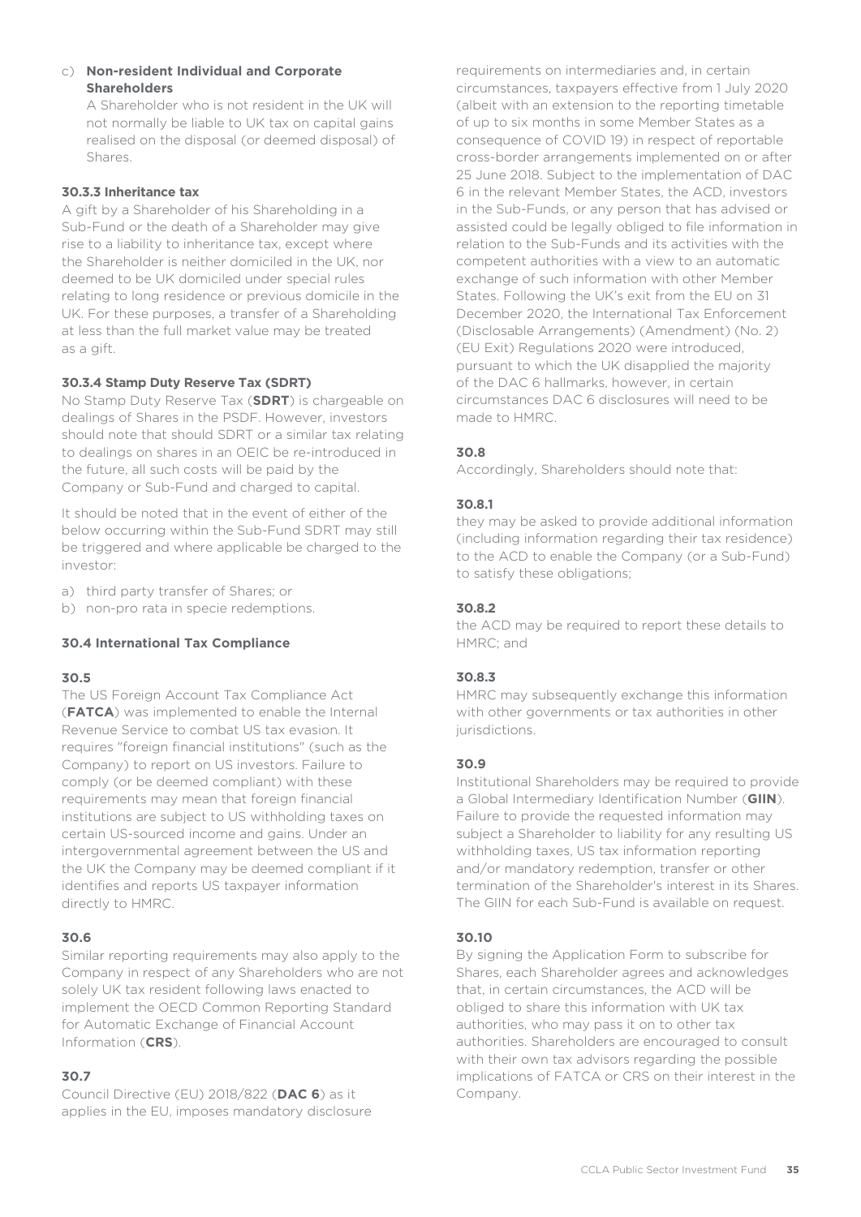c) **Non-resident Individual and Corporate Shareholders**

A Shareholder who is not resident in the UK will not normally be liable to UK tax on capital gains realised on the disposal (or deemed disposal) of Shares.

#### 30.3.3 Inheritance tax

A gift by a Shareholder of his Shareholding in a Sub-Fund or the death of a Shareholder may give rise to a liability to inheritance tax, except where the Shareholder is neither domiciled in the UK, nor deemed to be UK domiciled under special rules relating to long residence or previous domicile in the UK. For these purposes, a transfer of a Shareholding at less than the full market value may be treated as a gift.

#### 30.3.4 Stamp Duty Reserve Tax (SDRT)

No Stamp Duty Reserve Tax (**SDRT**) is chargeable on dealings of Shares in the PSDF. However, investors should note that should SDRT or a similar tax relating to dealings on shares in an OEIC be re-introduced in the future, all such costs will be paid by the Company or Sub-Fund and charged to capital.

It should be noted that in the event of either of the below occurring within the Sub-Fund SDRT may still be triggered and where applicable be charged to the investor:

a) third party transfer of Shares; or
b) non-pro rata in specie redemptions.

### 30.4 International Tax Compliance

#### 30.5

The US Foreign Account Tax Compliance Act (**FATCA**) was implemented to enable the Internal Revenue Service to combat US tax evasion. It requires "foreign financial institutions" (such as the Company) to report on US investors. Failure to comply (or be deemed compliant) with these requirements may mean that foreign financial institutions are subject to US withholding taxes on certain US-sourced income and gains. Under an intergovernmental agreement between the US and the UK the Company may be deemed compliant if it identifies and reports US taxpayer information directly to HMRC.

#### 30.6

Similar reporting requirements may also apply to the Company in respect of any Shareholders who are not solely UK tax resident following laws enacted to implement the OECD Common Reporting Standard for Automatic Exchange of Financial Account Information (**CRS**).

#### 30.7

Council Directive (EU) 2018/822 (**DAC 6**) as it applies in the EU, imposes mandatory disclosure requirements on intermediaries and, in certain circumstances, taxpayers effective from 1 July 2020 (albeit with an extension to the reporting timetable of up to six months in some Member States as a consequence of COVID 19) in respect of reportable cross-border arrangements implemented on or after 25 June 2018. Subject to the implementation of DAC 6 in the relevant Member States, the ACD, investors in the Sub-Funds, or any person that has advised or assisted could be legally obliged to file information in relation to the Sub-Funds and its activities with the competent authorities with a view to an automatic exchange of such information with other Member States. Following the UK's exit from the EU on 31 December 2020, the International Tax Enforcement (Disclosable Arrangements) (Amendment) (No. 2) (EU Exit) Regulations 2020 were introduced, pursuant to which the UK disapplied the majority of the DAC 6 hallmarks, however, in certain circumstances DAC 6 disclosures will need to be made to HMRC.

#### 30.8

Accordingly, Shareholders should note that:

#### 30.8.1

they may be asked to provide additional information (including information regarding their tax residence) to the ACD to enable the Company (or a Sub-Fund) to satisfy these obligations;

#### 30.8.2

the ACD may be required to report these details to HMRC; and

#### 30.8.3

HMRC may subsequently exchange this information with other governments or tax authorities in other jurisdictions.

#### 30.9

Institutional Shareholders may be required to provide a Global Intermediary Identification Number (**GIIN**). Failure to provide the requested information may subject a Shareholder to liability for any resulting US withholding taxes, US tax information reporting and/or mandatory redemption, transfer or other termination of the Shareholder's interest in its Shares. The GIIN for each Sub-Fund is available on request.

#### 30.10

By signing the Application Form to subscribe for Shares, each Shareholder agrees and acknowledges that, in certain circumstances, the ACD will be obliged to share this information with UK tax authorities, who may pass it on to other tax authorities. Shareholders are encouraged to consult with their own tax advisors regarding the possible implications of FATCA or CRS on their interest in the Company.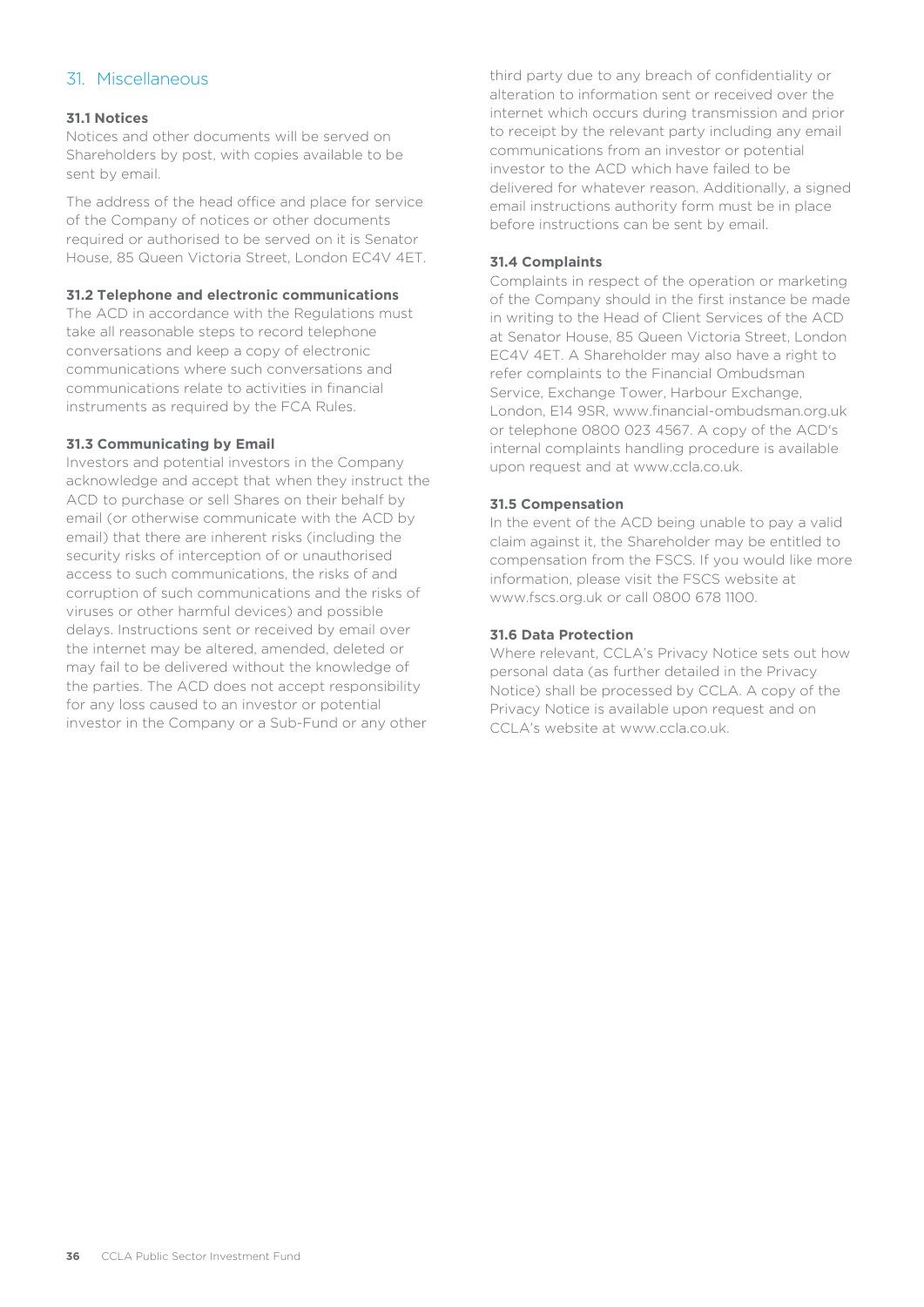## 31. Miscellaneous

### 31.1 Notices

Notices and other documents will be served on Shareholders by post, with copies available to be sent by email.

The address of the head office and place for service of the Company of notices or other documents required or authorised to be served on it is Senator House, 85 Queen Victoria Street, London EC4V 4ET.

### 31.2 Telephone and electronic communications

The ACD in accordance with the Regulations must take all reasonable steps to record telephone conversations and keep a copy of electronic communications where such conversations and communications relate to activities in financial instruments as required by the FCA Rules.

### 31.3 Communicating by Email

Investors and potential investors in the Company acknowledge and accept that when they instruct the ACD to purchase or sell Shares on their behalf by email (or otherwise communicate with the ACD by email) that there are inherent risks (including the security risks of interception of or unauthorised access to such communications, the risks of and corruption of such communications and the risks of viruses or other harmful devices) and possible delays. Instructions sent or received by email over the internet may be altered, amended, deleted or may fail to be delivered without the knowledge of the parties. The ACD does not accept responsibility for any loss caused to an investor or potential investor in the Company or a Sub-Fund or any other third party due to any breach of confidentiality or alteration to information sent or received over the internet which occurs during transmission and prior to receipt by the relevant party including any email communications from an investor or potential investor to the ACD which have failed to be delivered for whatever reason. Additionally, a signed email instructions authority form must be in place before instructions can be sent by email.

### 31.4 Complaints

Complaints in respect of the operation or marketing of the Company should in the first instance be made in writing to the Head of Client Services of the ACD at Senator House, 85 Queen Victoria Street, London EC4V 4ET. A Shareholder may also have a right to refer complaints to the Financial Ombudsman Service, Exchange Tower, Harbour Exchange, London, E14 9SR, www.financial-ombudsman.org.uk or telephone 0800 023 4567. A copy of the ACD's internal complaints handling procedure is available upon request and at www.ccla.co.uk.

### 31.5 Compensation

In the event of the ACD being unable to pay a valid claim against it, the Shareholder may be entitled to compensation from the FSCS. If you would like more information, please visit the FSCS website at www.fscs.org.uk or call 0800 678 1100.

### 31.6 Data Protection

Where relevant, CCLA's Privacy Notice sets out how personal data (as further detailed in the Privacy Notice) shall be processed by CCLA. A copy of the Privacy Notice is available upon request and on CCLA's website at www.ccla.co.uk.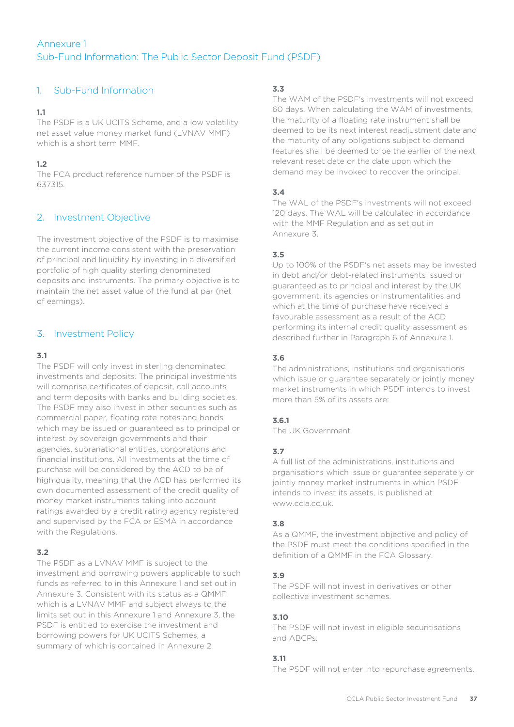# Annexure 1
# Sub-Fund Information: The Public Sector Deposit Fund (PSDF)

## 1. Sub-Fund Information

**1.1**
The PSDF is a UK UCITS Scheme, and a low volatility net asset value money market fund (LVNAV MMF) which is a short term MMF.

**1.2**
The FCA product reference number of the PSDF is 637315.

## 2. Investment Objective

The investment objective of the PSDF is to maximise the current income consistent with the preservation of principal and liquidity by investing in a diversified portfolio of high quality sterling denominated deposits and instruments. The primary objective is to maintain the net asset value of the fund at par (net of earnings).

## 3. Investment Policy

**3.1**
The PSDF will only invest in sterling denominated investments and deposits. The principal investments will comprise certificates of deposit, call accounts and term deposits with banks and building societies. The PSDF may also invest in other securities such as commercial paper, floating rate notes and bonds which may be issued or guaranteed as to principal or interest by sovereign governments and their agencies, supranational entities, corporations and financial institutions. All investments at the time of purchase will be considered by the ACD to be of high quality, meaning that the ACD has performed its own documented assessment of the credit quality of money market instruments taking into account ratings awarded by a credit rating agency registered and supervised by the FCA or ESMA in accordance with the Regulations.

**3.2**
The PSDF as a LVNAV MMF is subject to the investment and borrowing powers applicable to such funds as referred to in this Annexure 1 and set out in Annexure 3. Consistent with its status as a QMMF which is a LVNAV MMF and subject always to the limits set out in this Annexure 1 and Annexure 3, the PSDF is entitled to exercise the investment and borrowing powers for UK UCITS Schemes, a summary of which is contained in Annexure 2.

**3.3**
The WAM of the PSDF's investments will not exceed 60 days. When calculating the WAM of investments, the maturity of a floating rate instrument shall be deemed to be its next interest readjustment date and the maturity of any obligations subject to demand features shall be deemed to be the earlier of the next relevant reset date or the date upon which the demand may be invoked to recover the principal.

**3.4**
The WAL of the PSDF's investments will not exceed 120 days. The WAL will be calculated in accordance with the MMF Regulation and as set out in Annexure 3.

**3.5**
Up to 100% of the PSDF's net assets may be invested in debt and/or debt-related instruments issued or guaranteed as to principal and interest by the UK government, its agencies or instrumentalities and which at the time of purchase have received a favourable assessment as a result of the ACD performing its internal credit quality assessment as described further in Paragraph 6 of Annexure 1.

**3.6**
The administrations, institutions and organisations which issue or guarantee separately or jointly money market instruments in which PSDF intends to invest more than 5% of its assets are:

**3.6.1**
The UK Government

**3.7**
A full list of the administrations, institutions and organisations which issue or guarantee separately or jointly money market instruments in which PSDF intends to invest its assets, is published at www.ccla.co.uk.

**3.8**
As a QMMF, the investment objective and policy of the PSDF must meet the conditions specified in the definition of a QMMF in the FCA Glossary.

**3.9**
The PSDF will not invest in derivatives or other collective investment schemes.

**3.10**
The PSDF will not invest in eligible securitisations and ABCPs.

**3.11**
The PSDF will not enter into repurchase agreements.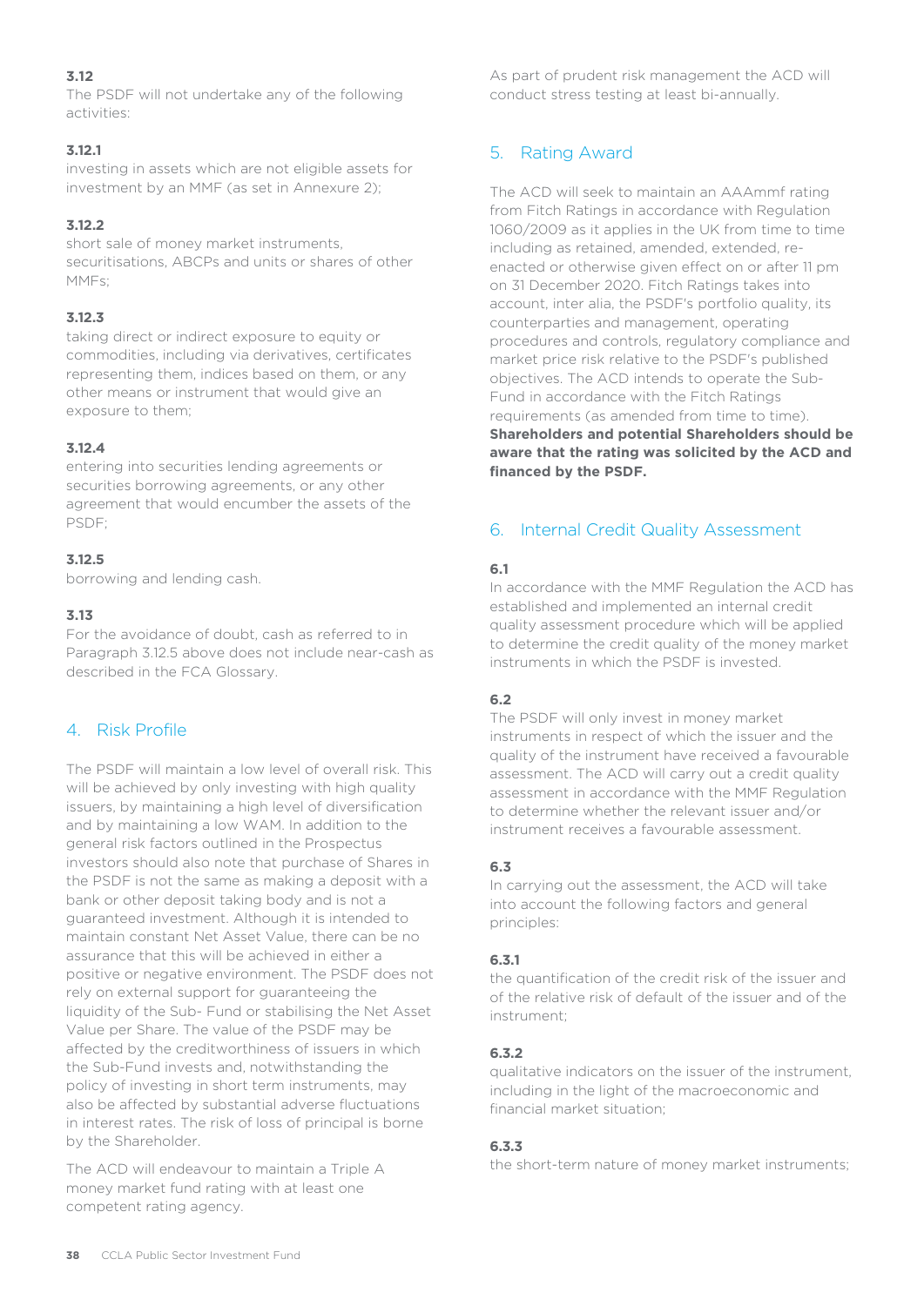**3.12**

The PSDF will not undertake any of the following activities:

**3.12.1**

investing in assets which are not eligible assets for investment by an MMF (as set in Annexure 2);

**3.12.2**

short sale of money market instruments, securitisations, ABCPs and units or shares of other MMFs;

**3.12.3**

taking direct or indirect exposure to equity or commodities, including via derivatives, certificates representing them, indices based on them, or any other means or instrument that would give an exposure to them;

**3.12.4**

entering into securities lending agreements or securities borrowing agreements, or any other agreement that would encumber the assets of the PSDF;

**3.12.5**

borrowing and lending cash.

**3.13**

For the avoidance of doubt, cash as referred to in Paragraph 3.12.5 above does not include near-cash as described in the FCA Glossary.

## 4. Risk Profile

The PSDF will maintain a low level of overall risk. This will be achieved by only investing with high quality issuers, by maintaining a high level of diversification and by maintaining a low WAM. In addition to the general risk factors outlined in the Prospectus investors should also note that purchase of Shares in the PSDF is not the same as making a deposit with a bank or other deposit taking body and is not a guaranteed investment. Although it is intended to maintain constant Net Asset Value, there can be no assurance that this will be achieved in either a positive or negative environment. The PSDF does not rely on external support for guaranteeing the liquidity of the Sub- Fund or stabilising the Net Asset Value per Share. The value of the PSDF may be affected by the creditworthiness of issuers in which the Sub-Fund invests and, notwithstanding the policy of investing in short term instruments, may also be affected by substantial adverse fluctuations in interest rates. The risk of loss of principal is borne by the Shareholder.

The ACD will endeavour to maintain a Triple A money market fund rating with at least one competent rating agency.

As part of prudent risk management the ACD will conduct stress testing at least bi-annually.

## 5. Rating Award

The ACD will seek to maintain an AAAmmf rating from Fitch Ratings in accordance with Regulation 1060/2009 as it applies in the UK from time to time including as retained, amended, extended, re-enacted or otherwise given effect on or after 11 pm on 31 December 2020. Fitch Ratings takes into account, inter alia, the PSDF's portfolio quality, its counterparties and management, operating procedures and controls, regulatory compliance and market price risk relative to the PSDF's published objectives. The ACD intends to operate the Sub-Fund in accordance with the Fitch Ratings requirements (as amended from time to time). **Shareholders and potential Shareholders should be aware that the rating was solicited by the ACD and financed by the PSDF.**

## 6. Internal Credit Quality Assessment

**6.1**

In accordance with the MMF Regulation the ACD has established and implemented an internal credit quality assessment procedure which will be applied to determine the credit quality of the money market instruments in which the PSDF is invested.

**6.2**

The PSDF will only invest in money market instruments in respect of which the issuer and the quality of the instrument have received a favourable assessment. The ACD will carry out a credit quality assessment in accordance with the MMF Regulation to determine whether the relevant issuer and/or instrument receives a favourable assessment.

**6.3**

In carrying out the assessment, the ACD will take into account the following factors and general principles:

**6.3.1**

the quantification of the credit risk of the issuer and of the relative risk of default of the issuer and of the instrument;

**6.3.2**

qualitative indicators on the issuer of the instrument, including in the light of the macroeconomic and financial market situation;

**6.3.3**

the short-term nature of money market instruments;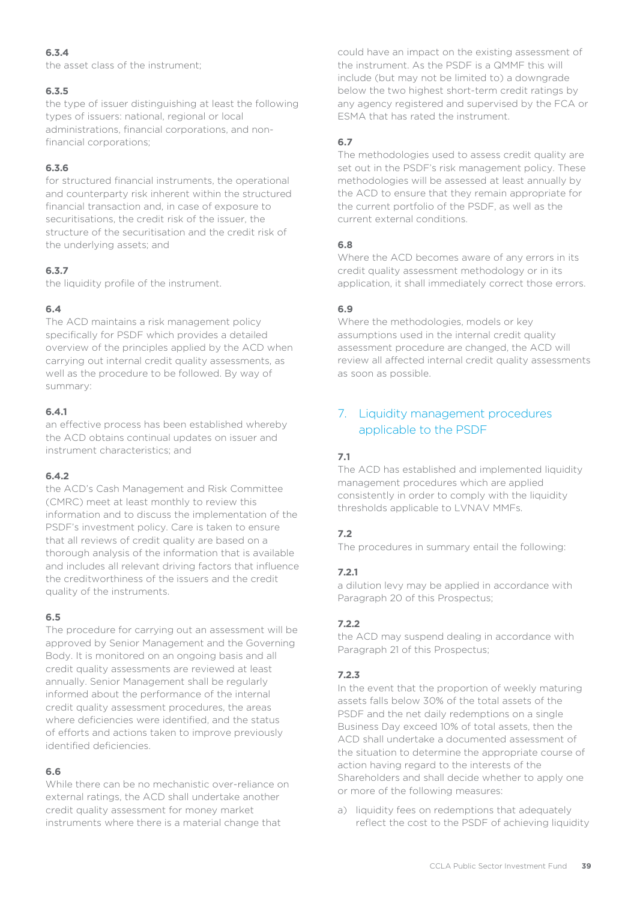**6.3.4**

the asset class of the instrument;

**6.3.5**

the type of issuer distinguishing at least the following types of issuers: national, regional or local administrations, financial corporations, and non-financial corporations;

**6.3.6**

for structured financial instruments, the operational and counterparty risk inherent within the structured financial transaction and, in case of exposure to securitisations, the credit risk of the issuer, the structure of the securitisation and the credit risk of the underlying assets; and

**6.3.7**

the liquidity profile of the instrument.

**6.4**

The ACD maintains a risk management policy specifically for PSDF which provides a detailed overview of the principles applied by the ACD when carrying out internal credit quality assessments, as well as the procedure to be followed. By way of summary:

**6.4.1**

an effective process has been established whereby the ACD obtains continual updates on issuer and instrument characteristics; and

**6.4.2**

the ACD's Cash Management and Risk Committee (CMRC) meet at least monthly to review this information and to discuss the implementation of the PSDF's investment policy. Care is taken to ensure that all reviews of credit quality are based on a thorough analysis of the information that is available and includes all relevant driving factors that influence the creditworthiness of the issuers and the credit quality of the instruments.

**6.5**

The procedure for carrying out an assessment will be approved by Senior Management and the Governing Body. It is monitored on an ongoing basis and all credit quality assessments are reviewed at least annually. Senior Management shall be regularly informed about the performance of the internal credit quality assessment procedures, the areas where deficiencies were identified, and the status of efforts and actions taken to improve previously identified deficiencies.

**6.6**

While there can be no mechanistic over-reliance on external ratings, the ACD shall undertake another credit quality assessment for money market instruments where there is a material change that could have an impact on the existing assessment of the instrument. As the PSDF is a QMMF this will include (but may not be limited to) a downgrade below the two highest short-term credit ratings by any agency registered and supervised by the FCA or ESMA that has rated the instrument.

**6.7**

The methodologies used to assess credit quality are set out in the PSDF's risk management policy. These methodologies will be assessed at least annually by the ACD to ensure that they remain appropriate for the current portfolio of the PSDF, as well as the current external conditions.

**6.8**

Where the ACD becomes aware of any errors in its credit quality assessment methodology or in its application, it shall immediately correct those errors.

**6.9**

Where the methodologies, models or key assumptions used in the internal credit quality assessment procedure are changed, the ACD will review all affected internal credit quality assessments as soon as possible.

## 7. Liquidity management procedures applicable to the PSDF

**7.1**

The ACD has established and implemented liquidity management procedures which are applied consistently in order to comply with the liquidity thresholds applicable to LVNAV MMFs.

**7.2**

The procedures in summary entail the following:

**7.2.1**

a dilution levy may be applied in accordance with Paragraph 20 of this Prospectus;

**7.2.2**

the ACD may suspend dealing in accordance with Paragraph 21 of this Prospectus;

**7.2.3**

In the event that the proportion of weekly maturing assets falls below 30% of the total assets of the PSDF and the net daily redemptions on a single Business Day exceed 10% of total assets, then the ACD shall undertake a documented assessment of the situation to determine the appropriate course of action having regard to the interests of the Shareholders and shall decide whether to apply one or more of the following measures:

a) liquidity fees on redemptions that adequately reflect the cost to the PSDF of achieving liquidity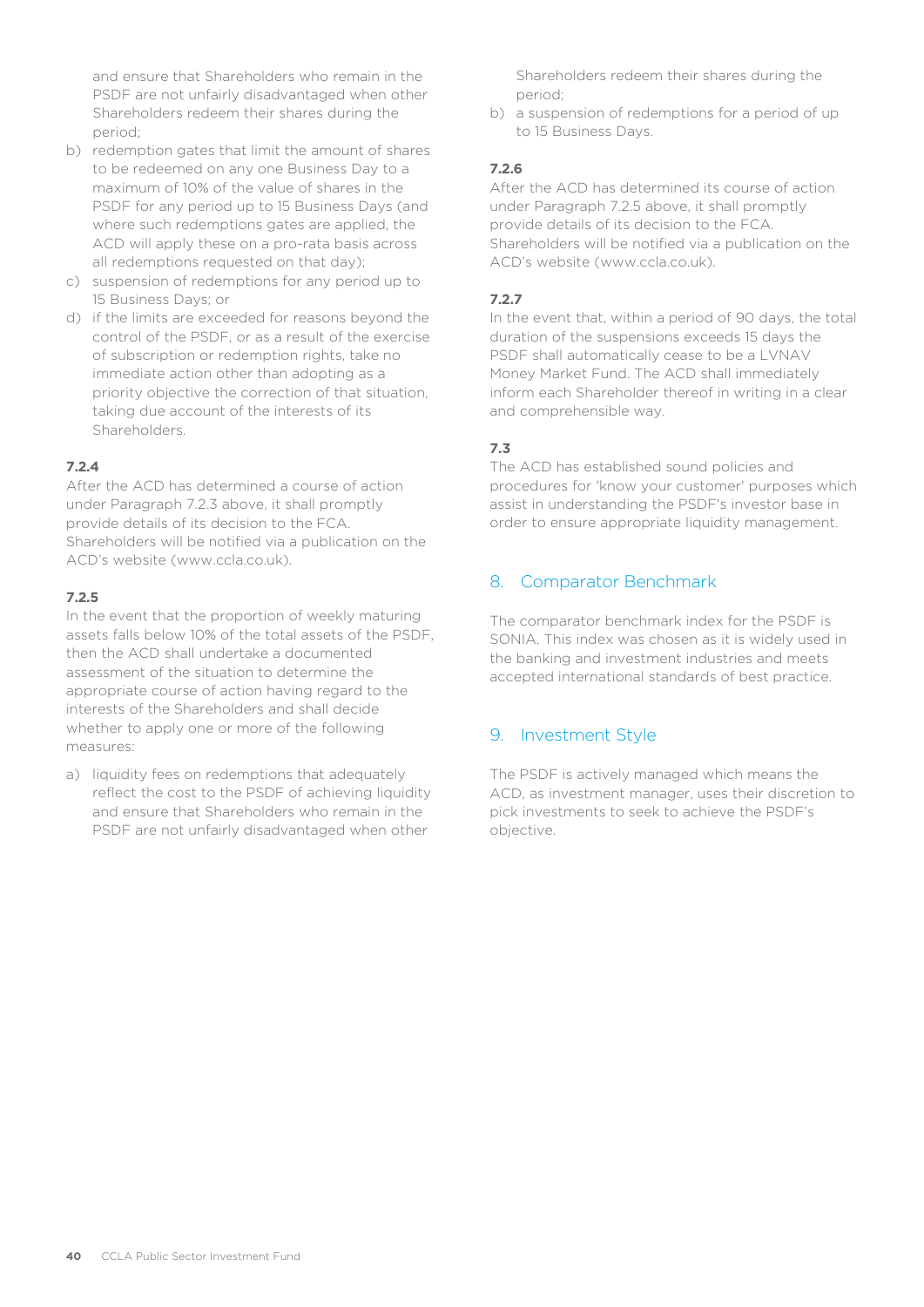and ensure that Shareholders who remain in the PSDF are not unfairly disadvantaged when other Shareholders redeem their shares during the period;

b) redemption gates that limit the amount of shares to be redeemed on any one Business Day to a maximum of 10% of the value of shares in the PSDF for any period up to 15 Business Days (and where such redemptions gates are applied, the ACD will apply these on a pro-rata basis across all redemptions requested on that day);

c) suspension of redemptions for any period up to 15 Business Days; or

d) if the limits are exceeded for reasons beyond the control of the PSDF, or as a result of the exercise of subscription or redemption rights, take no immediate action other than adopting as a priority objective the correction of that situation, taking due account of the interests of its Shareholders.

**7.2.4**

After the ACD has determined a course of action under Paragraph 7.2.3 above, it shall promptly provide details of its decision to the FCA. Shareholders will be notified via a publication on the ACD's website (www.ccla.co.uk).

**7.2.5**

In the event that the proportion of weekly maturing assets falls below 10% of the total assets of the PSDF, then the ACD shall undertake a documented assessment of the situation to determine the appropriate course of action having regard to the interests of the Shareholders and shall decide whether to apply one or more of the following measures:

a) liquidity fees on redemptions that adequately reflect the cost to the PSDF of achieving liquidity and ensure that Shareholders who remain in the PSDF are not unfairly disadvantaged when other Shareholders redeem their shares during the period;

b) a suspension of redemptions for a period of up to 15 Business Days.

**7.2.6**

After the ACD has determined its course of action under Paragraph 7.2.5 above, it shall promptly provide details of its decision to the FCA. Shareholders will be notified via a publication on the ACD's website (www.ccla.co.uk).

**7.2.7**

In the event that, within a period of 90 days, the total duration of the suspensions exceeds 15 days the PSDF shall automatically cease to be a LVNAV Money Market Fund. The ACD shall immediately inform each Shareholder thereof in writing in a clear and comprehensible way.

**7.3**

The ACD has established sound policies and procedures for 'know your customer' purposes which assist in understanding the PSDF's investor base in order to ensure appropriate liquidity management.

## 8. Comparator Benchmark

The comparator benchmark index for the PSDF is SONIA. This index was chosen as it is widely used in the banking and investment industries and meets accepted international standards of best practice.

## 9. Investment Style

The PSDF is actively managed which means the ACD, as investment manager, uses their discretion to pick investments to seek to achieve the PSDF's objective.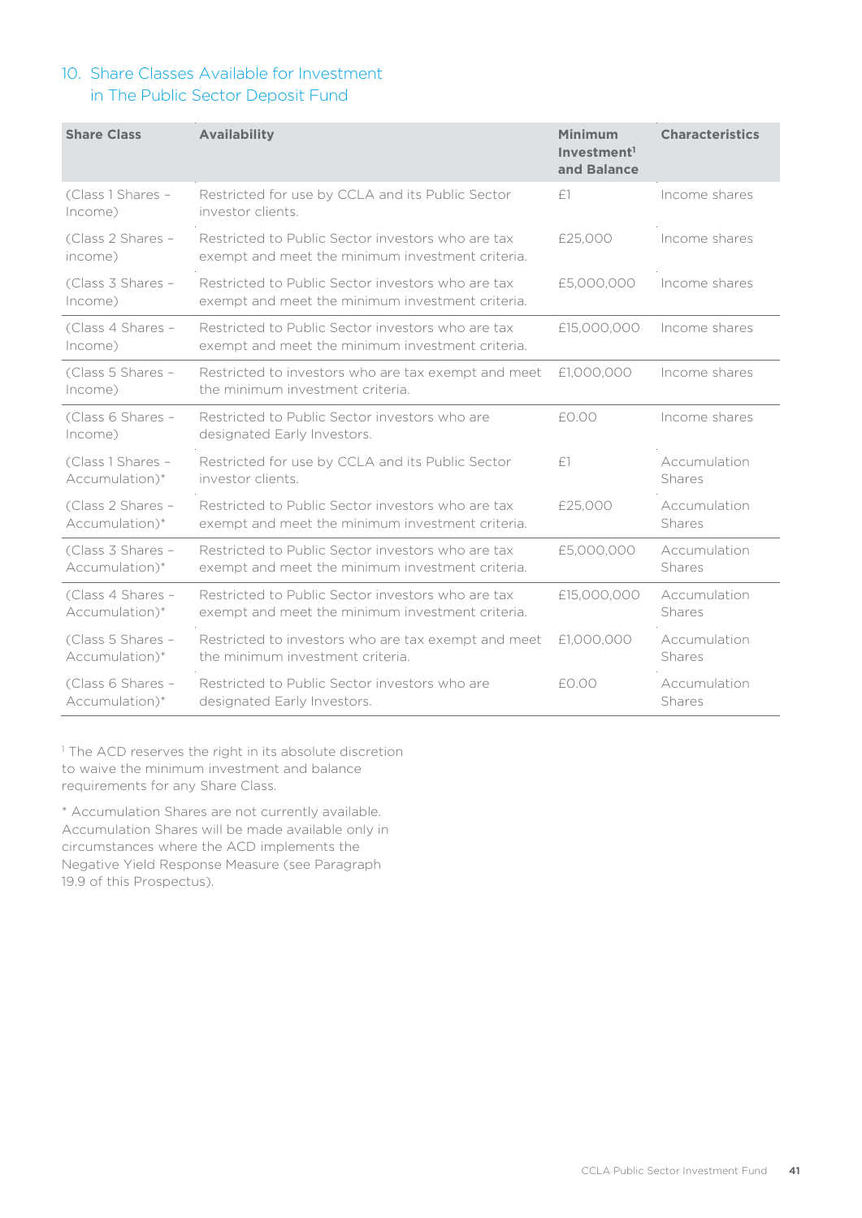## 10. Share Classes Available for Investment in The Public Sector Deposit Fund

| Share Class | Availability | Minimum Investment[1] and Balance | Characteristics |
|---|---|---|---|
| (Class 1 Shares – Income) | Restricted for use by CCLA and its Public Sector investor clients. | £1 | Income shares |
| (Class 2 Shares – income) | Restricted to Public Sector investors who are tax exempt and meet the minimum investment criteria. | £25,000 | Income shares |
| (Class 3 Shares – Income) | Restricted to Public Sector investors who are tax exempt and meet the minimum investment criteria. | £5,000,000 | Income shares |
| (Class 4 Shares – Income) | Restricted to Public Sector investors who are tax exempt and meet the minimum investment criteria. | £15,000,000 | Income shares |
| (Class 5 Shares – Income) | Restricted to investors who are tax exempt and meet the minimum investment criteria. | £1,000,000 | Income shares |
| (Class 6 Shares – Income) | Restricted to Public Sector investors who are designated Early Investors. | £0.00 | Income shares |
| (Class 1 Shares – Accumulation)* | Restricted for use by CCLA and its Public Sector investor clients. | £1 | Accumulation Shares |
| (Class 2 Shares – Accumulation)* | Restricted to Public Sector investors who are tax exempt and meet the minimum investment criteria. | £25,000 | Accumulation Shares |
| (Class 3 Shares – Accumulation)* | Restricted to Public Sector investors who are tax exempt and meet the minimum investment criteria. | £5,000,000 | Accumulation Shares |
| (Class 4 Shares – Accumulation)* | Restricted to Public Sector investors who are tax exempt and meet the minimum investment criteria. | £15,000,000 | Accumulation Shares |
| (Class 5 Shares – Accumulation)* | Restricted to investors who are tax exempt and meet the minimum investment criteria. | £1,000,000 | Accumulation Shares |
| (Class 6 Shares – Accumulation)* | Restricted to Public Sector investors who are designated Early Investors. | £0.00 | Accumulation Shares |

[1] The ACD reserves the right in its absolute discretion to waive the minimum investment and balance requirements for any Share Class.

* Accumulation Shares are not currently available. Accumulation Shares will be made available only in circumstances where the ACD implements the Negative Yield Response Measure (see Paragraph 19.9 of this Prospectus).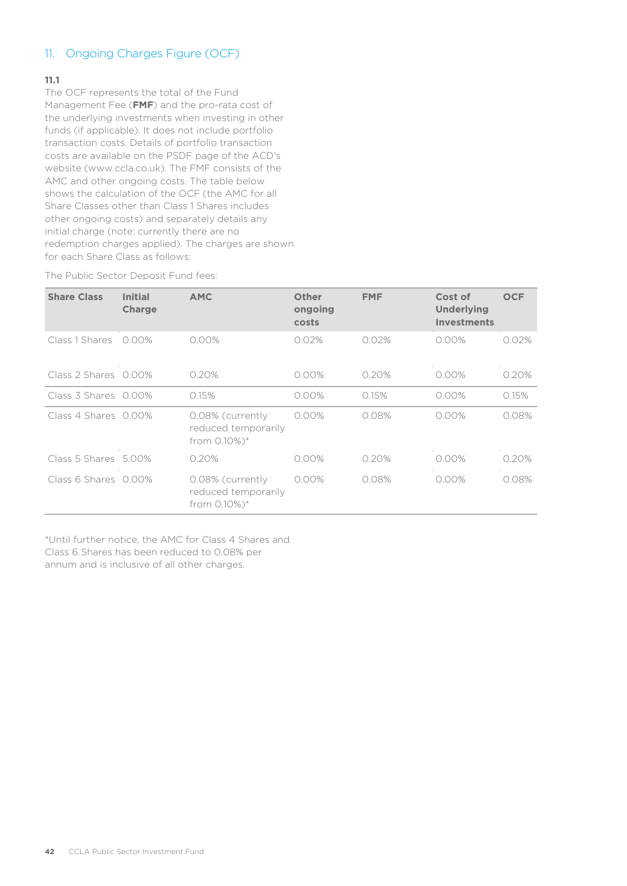## 11. Ongoing Charges Figure (OCF)

**11.1**

The OCF represents the total of the Fund Management Fee (**FMF**) and the pro-rata cost of the underlying investments when investing in other funds (if applicable). It does not include portfolio transaction costs. Details of portfolio transaction costs are available on the PSDF page of the ACD's website (www.ccla.co.uk). The FMF consists of the AMC and other ongoing costs. The table below shows the calculation of the OCF (the AMC for all Share Classes other than Class 1 Shares includes other ongoing costs) and separately details any initial charge (note: currently there are no redemption charges applied). The charges are shown for each Share Class as follows:

The Public Sector Deposit Fund fees:

| Share Class | Initial Charge | AMC | Other ongoing costs | FMF | Cost of Underlying Investments | OCF |
|---|---|---|---|---|---|---|
| Class 1 Shares | 0.00% | 0.00% | 0.02% | 0.02% | 0.00% | 0.02% |
| Class 2 Shares | 0.00% | 0.20% | 0.00% | 0.20% | 0.00% | 0.20% |
| Class 3 Shares | 0.00% | 0.15% | 0.00% | 0.15% | 0.00% | 0.15% |
| Class 4 Shares | 0.00% | 0.08% (currently reduced temporarily from 0.10%)* | 0.00% | 0.08% | 0.00% | 0.08% |
| Class 5 Shares | 5.00% | 0.20% | 0.00% | 0.20% | 0.00% | 0.20% |
| Class 6 Shares | 0.00% | 0.08% (currently reduced temporarily from 0.10%)* | 0.00% | 0.08% | 0.00% | 0.08% |

*Until further notice, the AMC for Class 4 Shares and Class 6 Shares has been reduced to 0.08% per annum and is inclusive of all other charges.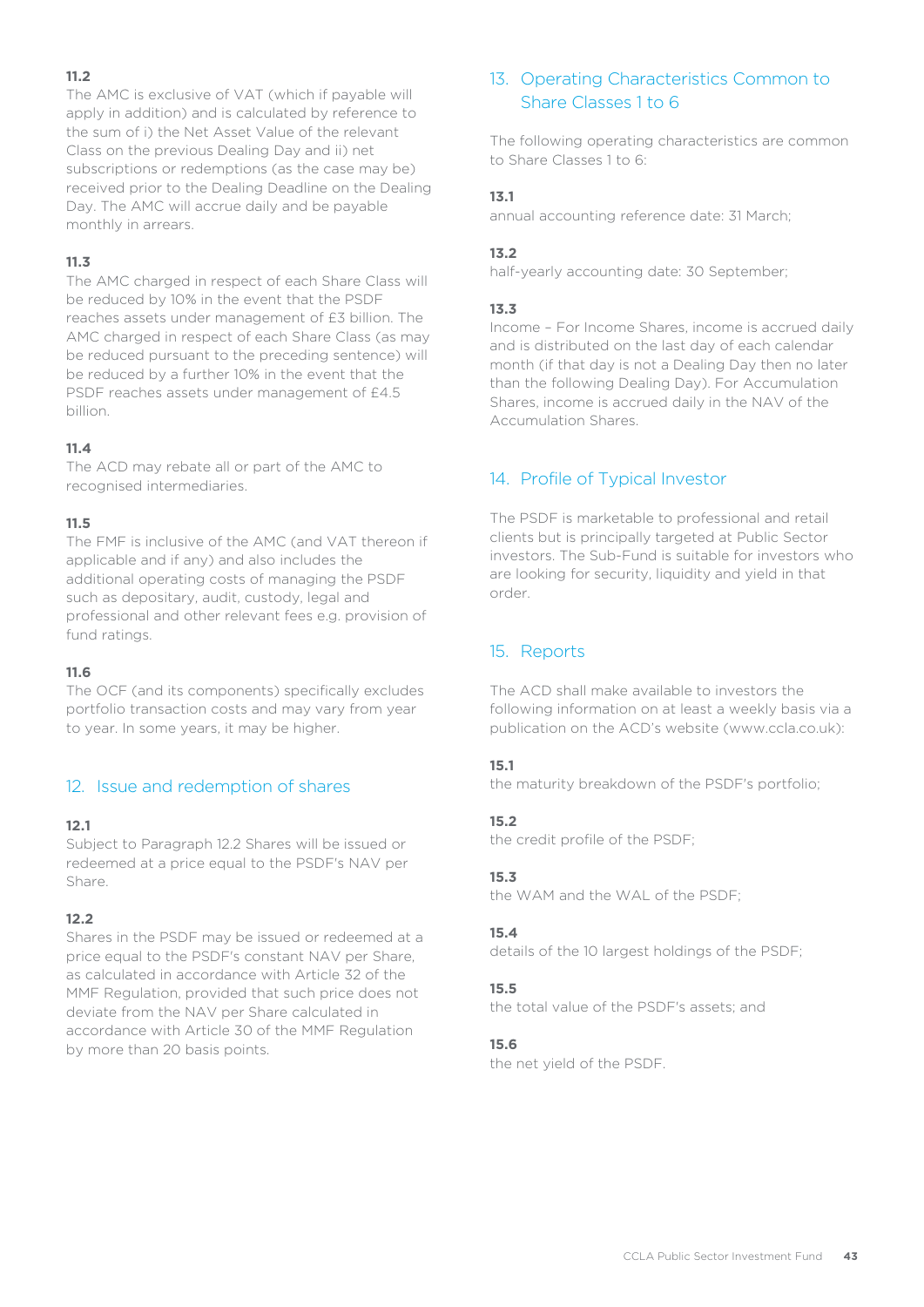**11.2**

The AMC is exclusive of VAT (which if payable will apply in addition) and is calculated by reference to the sum of i) the Net Asset Value of the relevant Class on the previous Dealing Day and ii) net subscriptions or redemptions (as the case may be) received prior to the Dealing Deadline on the Dealing Day. The AMC will accrue daily and be payable monthly in arrears.

**11.3**

The AMC charged in respect of each Share Class will be reduced by 10% in the event that the PSDF reaches assets under management of £3 billion. The AMC charged in respect of each Share Class (as may be reduced pursuant to the preceding sentence) will be reduced by a further 10% in the event that the PSDF reaches assets under management of £4.5 billion.

**11.4**

The ACD may rebate all or part of the AMC to recognised intermediaries.

**11.5**

The FMF is inclusive of the AMC (and VAT thereon if applicable and if any) and also includes the additional operating costs of managing the PSDF such as depositary, audit, custody, legal and professional and other relevant fees e.g. provision of fund ratings.

**11.6**

The OCF (and its components) specifically excludes portfolio transaction costs and may vary from year to year. In some years, it may be higher.

## 12. Issue and redemption of shares

**12.1**

Subject to Paragraph 12.2 Shares will be issued or redeemed at a price equal to the PSDF's NAV per Share.

**12.2**

Shares in the PSDF may be issued or redeemed at a price equal to the PSDF's constant NAV per Share, as calculated in accordance with Article 32 of the MMF Regulation, provided that such price does not deviate from the NAV per Share calculated in accordance with Article 30 of the MMF Regulation by more than 20 basis points.

## 13. Operating Characteristics Common to Share Classes 1 to 6

The following operating characteristics are common to Share Classes 1 to 6:

**13.1**

annual accounting reference date: 31 March;

**13.2**

half-yearly accounting date: 30 September;

**13.3**

Income – For Income Shares, income is accrued daily and is distributed on the last day of each calendar month (if that day is not a Dealing Day then no later than the following Dealing Day). For Accumulation Shares, income is accrued daily in the NAV of the Accumulation Shares.

## 14. Profile of Typical Investor

The PSDF is marketable to professional and retail clients but is principally targeted at Public Sector investors. The Sub-Fund is suitable for investors who are looking for security, liquidity and yield in that order.

## 15. Reports

The ACD shall make available to investors the following information on at least a weekly basis via a publication on the ACD's website (www.ccla.co.uk):

**15.1**

the maturity breakdown of the PSDF's portfolio;

**15.2**

the credit profile of the PSDF;

**15.3**

the WAM and the WAL of the PSDF;

**15.4**

details of the 10 largest holdings of the PSDF;

**15.5**

the total value of the PSDF's assets; and

**15.6**

the net yield of the PSDF.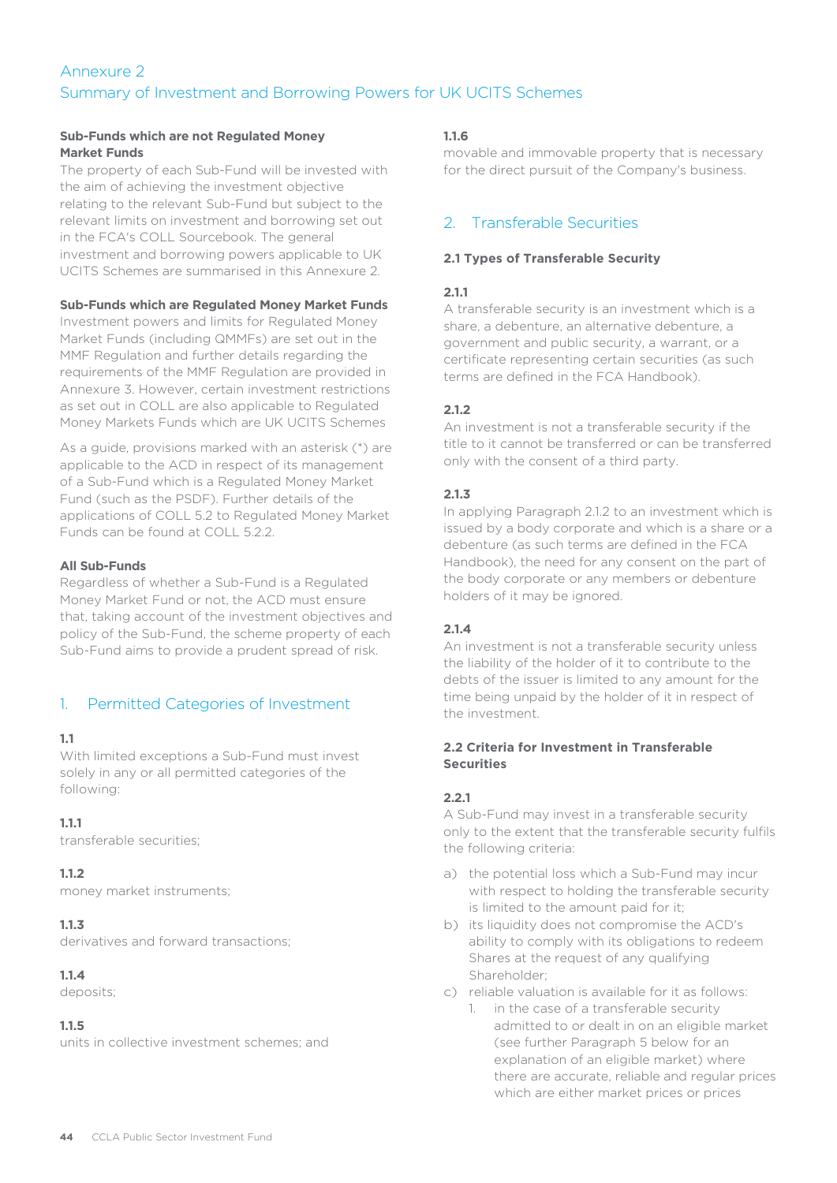# Annexure 2
## Summary of Investment and Borrowing Powers for UK UCITS Schemes

**Sub-Funds which are not Regulated Money Market Funds**

The property of each Sub-Fund will be invested with the aim of achieving the investment objective relating to the relevant Sub-Fund but subject to the relevant limits on investment and borrowing set out in the FCA's COLL Sourcebook. The general investment and borrowing powers applicable to UK UCITS Schemes are summarised in this Annexure 2.

**Sub-Funds which are Regulated Money Market Funds**

Investment powers and limits for Regulated Money Market Funds (including QMMFs) are set out in the MMF Regulation and further details regarding the requirements of the MMF Regulation are provided in Annexure 3. However, certain investment restrictions as set out in COLL are also applicable to Regulated Money Markets Funds which are UK UCITS Schemes

As a guide, provisions marked with an asterisk (*) are applicable to the ACD in respect of its management of a Sub-Fund which is a Regulated Money Market Fund (such as the PSDF). Further details of the applications of COLL 5.2 to Regulated Money Market Funds can be found at COLL 5.2.2.

**All Sub-Funds**

Regardless of whether a Sub-Fund is a Regulated Money Market Fund or not, the ACD must ensure that, taking account of the investment objectives and policy of the Sub-Fund, the scheme property of each Sub-Fund aims to provide a prudent spread of risk.

## 1. Permitted Categories of Investment

**1.1**

With limited exceptions a Sub-Fund must invest solely in any or all permitted categories of the following:

**1.1.1**

transferable securities;

**1.1.2**

money market instruments;

**1.1.3**

derivatives and forward transactions;

**1.1.4**

deposits;

**1.1.5**

units in collective investment schemes; and

**1.1.6**

movable and immovable property that is necessary for the direct pursuit of the Company's business.

## 2. Transferable Securities

**2.1 Types of Transferable Security**

**2.1.1**

A transferable security is an investment which is a share, a debenture, an alternative debenture, a government and public security, a warrant, or a certificate representing certain securities (as such terms are defined in the FCA Handbook).

**2.1.2**

An investment is not a transferable security if the title to it cannot be transferred or can be transferred only with the consent of a third party.

**2.1.3**

In applying Paragraph 2.1.2 to an investment which is issued by a body corporate and which is a share or a debenture (as such terms are defined in the FCA Handbook), the need for any consent on the part of the body corporate or any members or debenture holders of it may be ignored.

**2.1.4**

An investment is not a transferable security unless the liability of the holder of it to contribute to the debts of the issuer is limited to any amount for the time being unpaid by the holder of it in respect of the investment.

**2.2 Criteria for Investment in Transferable Securities**

**2.2.1**

A Sub-Fund may invest in a transferable security only to the extent that the transferable security fulfils the following criteria:

a) the potential loss which a Sub-Fund may incur with respect to holding the transferable security is limited to the amount paid for it;
b) its liquidity does not compromise the ACD's ability to comply with its obligations to redeem Shares at the request of any qualifying Shareholder;
c) reliable valuation is available for it as follows:
    1. in the case of a transferable security admitted to or dealt in on an eligible market (see further Paragraph 5 below for an explanation of an eligible market) where there are accurate, reliable and regular prices which are either market prices or prices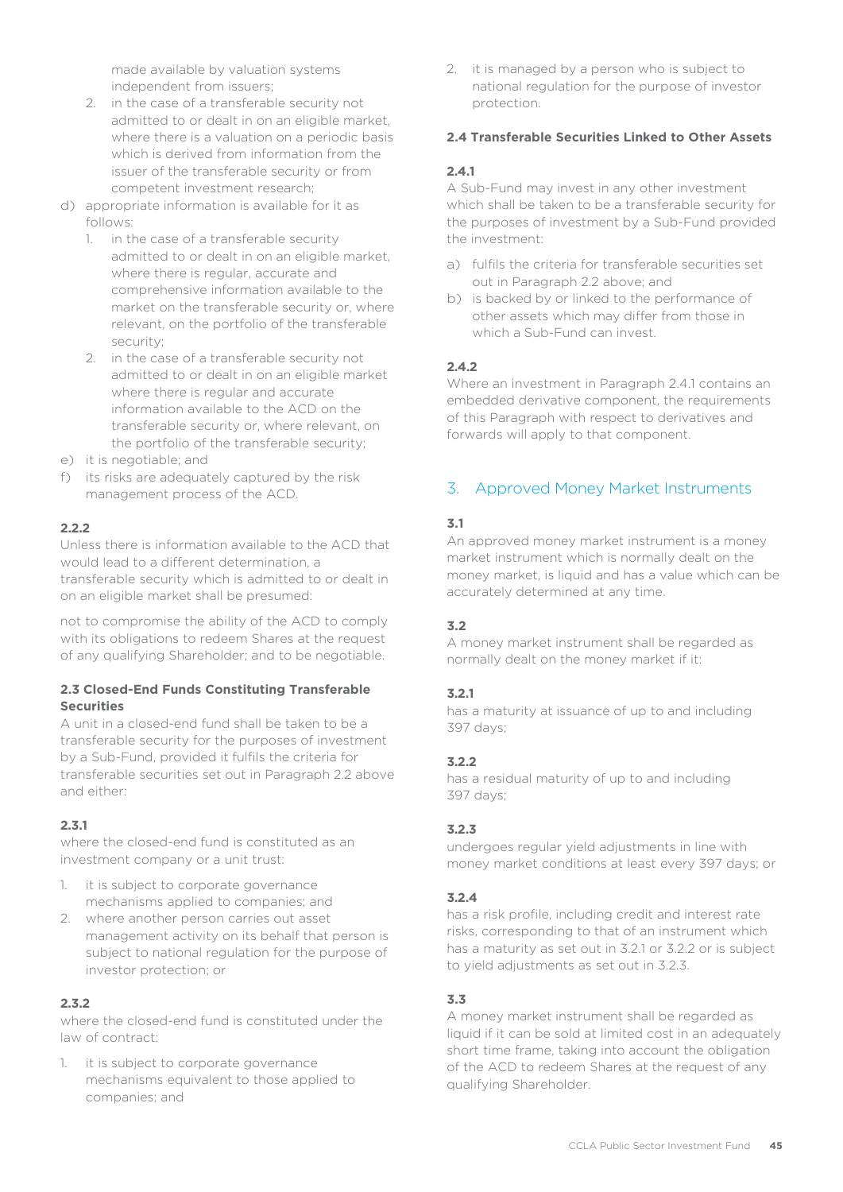made available by valuation systems independent from issuers;

2. in the case of a transferable security not admitted to or dealt in on an eligible market, where there is a valuation on a periodic basis which is derived from information from the issuer of the transferable security or from competent investment research;

d) appropriate information is available for it as follows:
   1. in the case of a transferable security admitted to or dealt in on an eligible market, where there is regular, accurate and comprehensive information available to the market on the transferable security or, where relevant, on the portfolio of the transferable security;
   2. in the case of a transferable security not admitted to or dealt in on an eligible market where there is regular and accurate information available to the ACD on the transferable security or, where relevant, on the portfolio of the transferable security;

e) it is negotiable; and

f) its risks are adequately captured by the risk management process of the ACD.

**2.2.2**

Unless there is information available to the ACD that would lead to a different determination, a transferable security which is admitted to or dealt in on an eligible market shall be presumed:

not to compromise the ability of the ACD to comply with its obligations to redeem Shares at the request of any qualifying Shareholder; and to be negotiable.

**2.3 Closed-End Funds Constituting Transferable Securities**

A unit in a closed-end fund shall be taken to be a transferable security for the purposes of investment by a Sub-Fund, provided it fulfils the criteria for transferable securities set out in Paragraph 2.2 above and either:

**2.3.1**

where the closed-end fund is constituted as an investment company or a unit trust:

1. it is subject to corporate governance mechanisms applied to companies; and
2. where another person carries out asset management activity on its behalf that person is subject to national regulation for the purpose of investor protection; or

**2.3.2**

where the closed-end fund is constituted under the law of contract:

1. it is subject to corporate governance mechanisms equivalent to those applied to companies; and
2. it is managed by a person who is subject to national regulation for the purpose of investor protection.

**2.4 Transferable Securities Linked to Other Assets**

**2.4.1**

A Sub-Fund may invest in any other investment which shall be taken to be a transferable security for the purposes of investment by a Sub-Fund provided the investment:

a) fulfils the criteria for transferable securities set out in Paragraph 2.2 above; and
b) is backed by or linked to the performance of other assets which may differ from those in which a Sub-Fund can invest.

**2.4.2**

Where an investment in Paragraph 2.4.1 contains an embedded derivative component, the requirements of this Paragraph with respect to derivatives and forwards will apply to that component.

## 3. Approved Money Market Instruments

**3.1**

An approved money market instrument is a money market instrument which is normally dealt on the money market, is liquid and has a value which can be accurately determined at any time.

**3.2**

A money market instrument shall be regarded as normally dealt on the money market if it:

**3.2.1**

has a maturity at issuance of up to and including 397 days;

**3.2.2**

has a residual maturity of up to and including 397 days;

**3.2.3**

undergoes regular yield adjustments in line with money market conditions at least every 397 days; or

**3.2.4**

has a risk profile, including credit and interest rate risks, corresponding to that of an instrument which has a maturity as set out in 3.2.1 or 3.2.2 or is subject to yield adjustments as set out in 3.2.3.

**3.3**

A money market instrument shall be regarded as liquid if it can be sold at limited cost in an adequately short time frame, taking into account the obligation of the ACD to redeem Shares at the request of any qualifying Shareholder.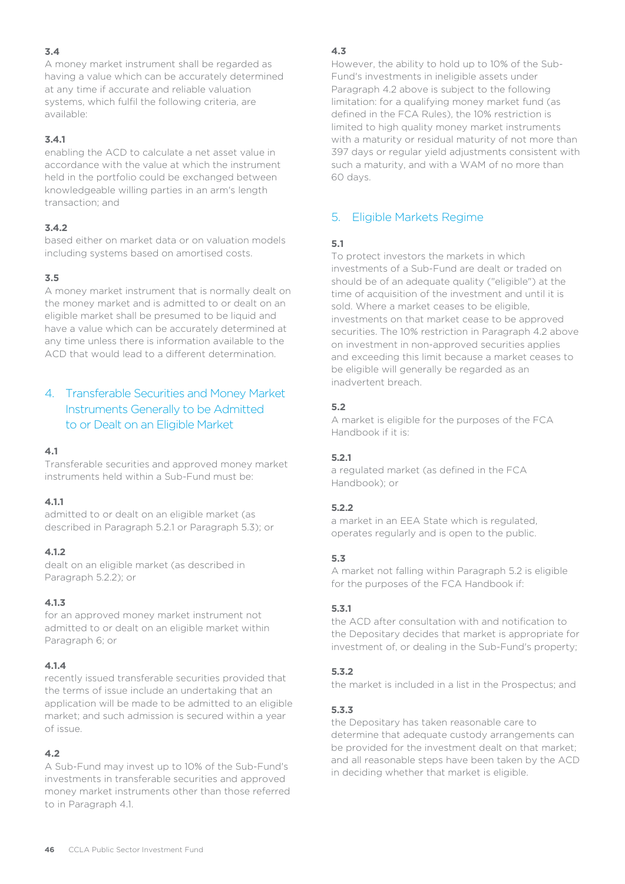### 3.4

A money market instrument shall be regarded as having a value which can be accurately determined at any time if accurate and reliable valuation systems, which fulfil the following criteria, are available:

### 3.4.1

enabling the ACD to calculate a net asset value in accordance with the value at which the instrument held in the portfolio could be exchanged between knowledgeable willing parties in an arm's length transaction; and

### 3.4.2

based either on market data or on valuation models including systems based on amortised costs.

### 3.5

A money market instrument that is normally dealt on the money market and is admitted to or dealt on an eligible market shall be presumed to be liquid and have a value which can be accurately determined at any time unless there is information available to the ACD that would lead to a different determination.

## 4. Transferable Securities and Money Market Instruments Generally to be Admitted to or Dealt on an Eligible Market

### 4.1

Transferable securities and approved money market instruments held within a Sub-Fund must be:

### 4.1.1

admitted to or dealt on an eligible market (as described in Paragraph 5.2.1 or Paragraph 5.3); or

### 4.1.2

dealt on an eligible market (as described in Paragraph 5.2.2); or

### 4.1.3

for an approved money market instrument not admitted to or dealt on an eligible market within Paragraph 6; or

### 4.1.4

recently issued transferable securities provided that the terms of issue include an undertaking that an application will be made to be admitted to an eligible market; and such admission is secured within a year of issue.

### 4.2

A Sub-Fund may invest up to 10% of the Sub-Fund's investments in transferable securities and approved money market instruments other than those referred to in Paragraph 4.1.

### 4.3

However, the ability to hold up to 10% of the Sub-Fund's investments in ineligible assets under Paragraph 4.2 above is subject to the following limitation: for a qualifying money market fund (as defined in the FCA Rules), the 10% restriction is limited to high quality money market instruments with a maturity or residual maturity of not more than 397 days or regular yield adjustments consistent with such a maturity, and with a WAM of no more than 60 days.

## 5. Eligible Markets Regime

### 5.1

To protect investors the markets in which investments of a Sub-Fund are dealt or traded on should be of an adequate quality ("eligible") at the time of acquisition of the investment and until it is sold. Where a market ceases to be eligible, investments on that market cease to be approved securities. The 10% restriction in Paragraph 4.2 above on investment in non-approved securities applies and exceeding this limit because a market ceases to be eligible will generally be regarded as an inadvertent breach.

### 5.2

A market is eligible for the purposes of the FCA Handbook if it is:

### 5.2.1

a regulated market (as defined in the FCA Handbook); or

### 5.2.2

a market in an EEA State which is regulated, operates regularly and is open to the public.

### 5.3

A market not falling within Paragraph 5.2 is eligible for the purposes of the FCA Handbook if:

### 5.3.1

the ACD after consultation with and notification to the Depositary decides that market is appropriate for investment of, or dealing in the Sub-Fund's property;

### 5.3.2

the market is included in a list in the Prospectus; and

### 5.3.3

the Depositary has taken reasonable care to determine that adequate custody arrangements can be provided for the investment dealt on that market; and all reasonable steps have been taken by the ACD in deciding whether that market is eligible.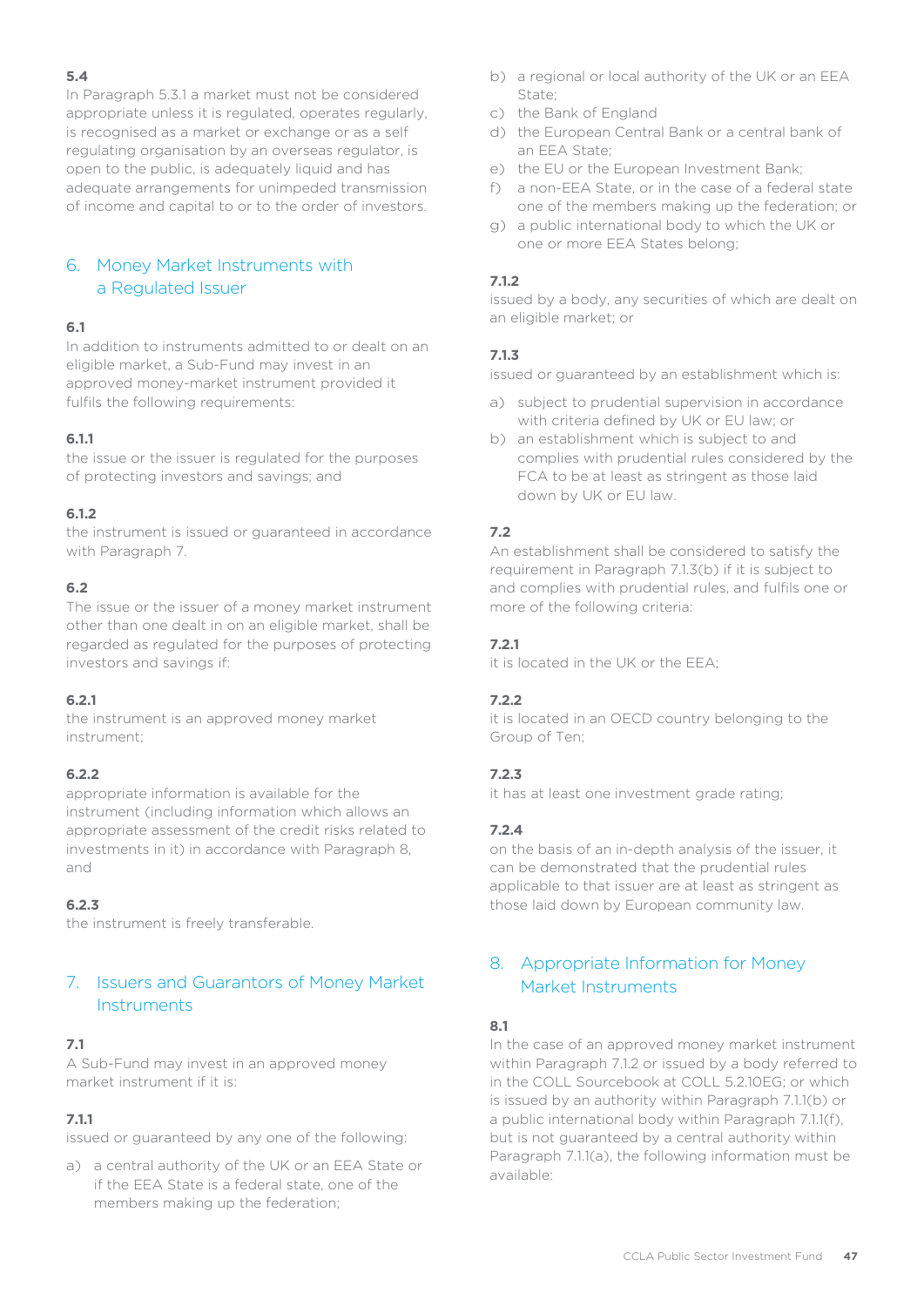**5.4**

In Paragraph 5.3.1 a market must not be considered appropriate unless it is regulated, operates regularly, is recognised as a market or exchange or as a self regulating organisation by an overseas regulator, is open to the public, is adequately liquid and has adequate arrangements for unimpeded transmission of income and capital to or to the order of investors.

## 6. Money Market Instruments with a Regulated Issuer

**6.1**

In addition to instruments admitted to or dealt on an eligible market, a Sub-Fund may invest in an approved money-market instrument provided it fulfils the following requirements:

**6.1.1**

the issue or the issuer is regulated for the purposes of protecting investors and savings; and

**6.1.2**

the instrument is issued or guaranteed in accordance with Paragraph 7.

**6.2**

The issue or the issuer of a money market instrument other than one dealt in on an eligible market, shall be regarded as regulated for the purposes of protecting investors and savings if:

**6.2.1**

the instrument is an approved money market instrument;

**6.2.2**

appropriate information is available for the instrument (including information which allows an appropriate assessment of the credit risks related to investments in it) in accordance with Paragraph 8, and

**6.2.3**

the instrument is freely transferable.

## 7. Issuers and Guarantors of Money Market Instruments

**7.1**

A Sub-Fund may invest in an approved money market instrument if it is:

**7.1.1**

issued or guaranteed by any one of the following:

a) a central authority of the UK or an EEA State or if the EEA State is a federal state, one of the members making up the federation;
b) a regional or local authority of the UK or an EEA State;
c) the Bank of England
d) the European Central Bank or a central bank of an EEA State;
e) the EU or the European Investment Bank;
f) a non-EEA State, or in the case of a federal state one of the members making up the federation; or
g) a public international body to which the UK or one or more EEA States belong;

**7.1.2**

issued by a body, any securities of which are dealt on an eligible market; or

**7.1.3**

issued or guaranteed by an establishment which is:

a) subject to prudential supervision in accordance with criteria defined by UK or EU law; or
b) an establishment which is subject to and complies with prudential rules considered by the FCA to be at least as stringent as those laid down by UK or EU law.

**7.2**

An establishment shall be considered to satisfy the requirement in Paragraph 7.1.3(b) if it is subject to and complies with prudential rules, and fulfils one or more of the following criteria:

**7.2.1**

it is located in the UK or the EEA;

**7.2.2**

it is located in an OECD country belonging to the Group of Ten;

**7.2.3**

it has at least one investment grade rating;

**7.2.4**

on the basis of an in-depth analysis of the issuer, it can be demonstrated that the prudential rules applicable to that issuer are at least as stringent as those laid down by European community law.

## 8. Appropriate Information for Money Market Instruments

**8.1**

In the case of an approved money market instrument within Paragraph 7.1.2 or issued by a body referred to in the COLL Sourcebook at COLL 5.2.10EG; or which is issued by an authority within Paragraph 7.1.1(b) or a public international body within Paragraph 7.1.1(f), but is not guaranteed by a central authority within Paragraph 7.1.1(a), the following information must be available: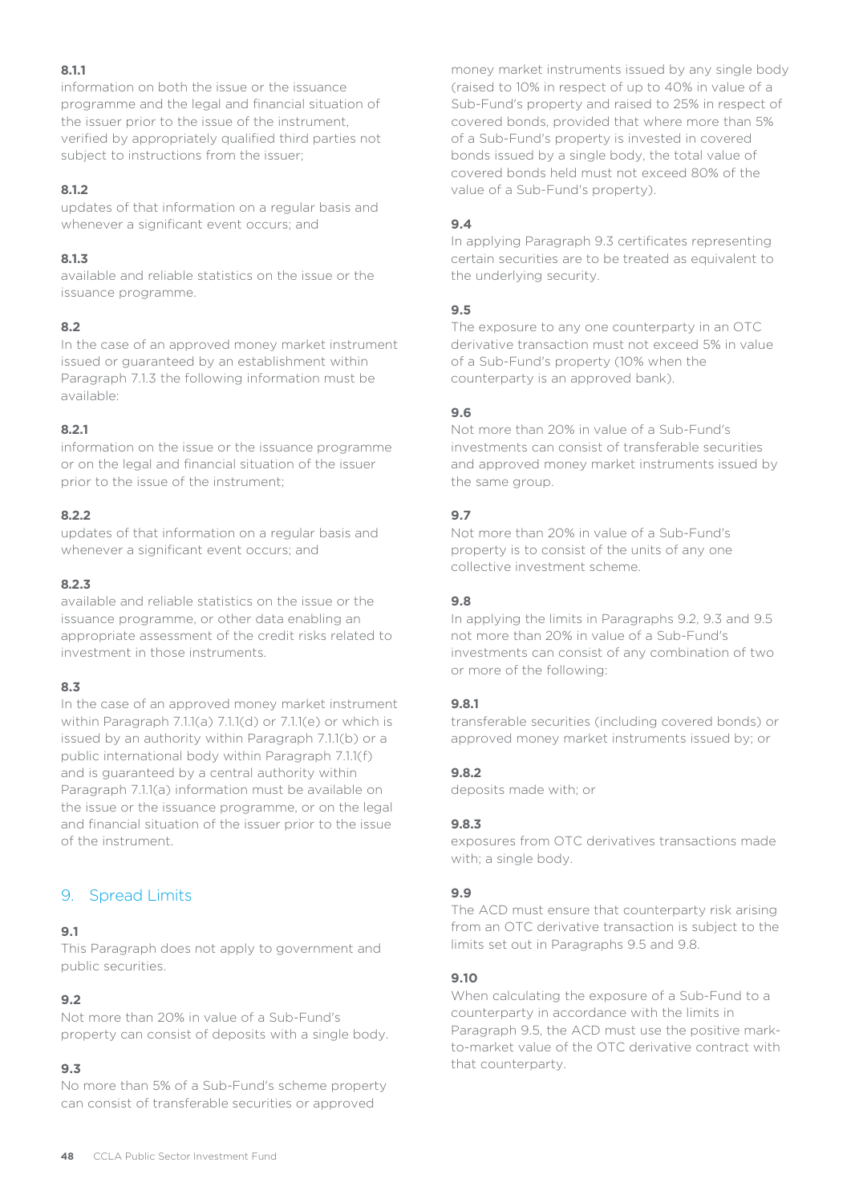**8.1.1**

information on both the issue or the issuance programme and the legal and financial situation of the issuer prior to the issue of the instrument, verified by appropriately qualified third parties not subject to instructions from the issuer;

**8.1.2**

updates of that information on a regular basis and whenever a significant event occurs; and

**8.1.3**

available and reliable statistics on the issue or the issuance programme.

**8.2**

In the case of an approved money market instrument issued or guaranteed by an establishment within Paragraph 7.1.3 the following information must be available:

**8.2.1**

information on the issue or the issuance programme or on the legal and financial situation of the issuer prior to the issue of the instrument;

**8.2.2**

updates of that information on a regular basis and whenever a significant event occurs; and

**8.2.3**

available and reliable statistics on the issue or the issuance programme, or other data enabling an appropriate assessment of the credit risks related to investment in those instruments.

**8.3**

In the case of an approved money market instrument within Paragraph 7.1.1(a) 7.1.1(d) or 7.1.1(e) or which is issued by an authority within Paragraph 7.1.1(b) or a public international body within Paragraph 7.1.1(f) and is guaranteed by a central authority within Paragraph 7.1.1(a) information must be available on the issue or the issuance programme, or on the legal and financial situation of the issuer prior to the issue of the instrument.

## 9. Spread Limits

**9.1**

This Paragraph does not apply to government and public securities.

**9.2**

Not more than 20% in value of a Sub-Fund's property can consist of deposits with a single body.

**9.3**

No more than 5% of a Sub-Fund's scheme property can consist of transferable securities or approved money market instruments issued by any single body (raised to 10% in respect of up to 40% in value of a Sub-Fund's property and raised to 25% in respect of covered bonds, provided that where more than 5% of a Sub-Fund's property is invested in covered bonds issued by a single body, the total value of covered bonds held must not exceed 80% of the value of a Sub-Fund's property).

**9.4**

In applying Paragraph 9.3 certificates representing certain securities are to be treated as equivalent to the underlying security.

**9.5**

The exposure to any one counterparty in an OTC derivative transaction must not exceed 5% in value of a Sub-Fund's property (10% when the counterparty is an approved bank).

**9.6**

Not more than 20% in value of a Sub-Fund's investments can consist of transferable securities and approved money market instruments issued by the same group.

**9.7**

Not more than 20% in value of a Sub-Fund's property is to consist of the units of any one collective investment scheme.

**9.8**

In applying the limits in Paragraphs 9.2, 9.3 and 9.5 not more than 20% in value of a Sub-Fund's investments can consist of any combination of two or more of the following:

**9.8.1**

transferable securities (including covered bonds) or approved money market instruments issued by; or

**9.8.2**

deposits made with; or

**9.8.3**

exposures from OTC derivatives transactions made with; a single body.

**9.9**

The ACD must ensure that counterparty risk arising from an OTC derivative transaction is subject to the limits set out in Paragraphs 9.5 and 9.8.

**9.10**

When calculating the exposure of a Sub-Fund to a counterparty in accordance with the limits in Paragraph 9.5, the ACD must use the positive mark-to-market value of the OTC derivative contract with that counterparty.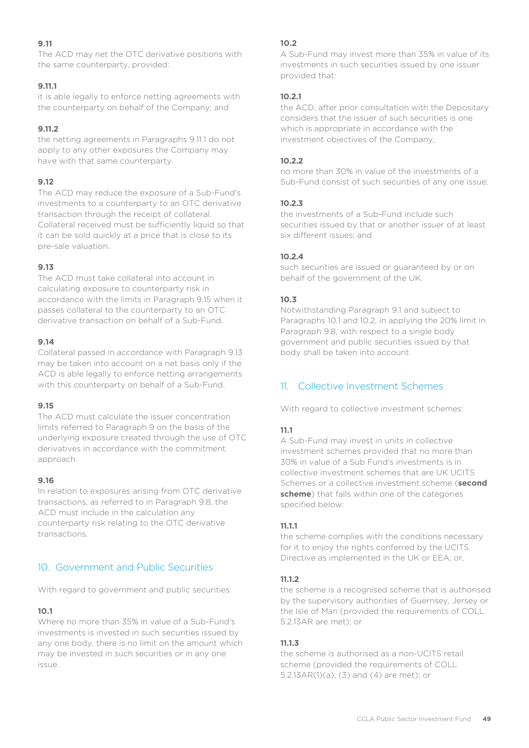**9.11**

The ACD may net the OTC derivative positions with the same counterparty, provided:

**9.11.1**

it is able legally to enforce netting agreements with the counterparty on behalf of the Company; and

**9.11.2**

the netting agreements in Paragraphs 9.11.1 do not apply to any other exposures the Company may have with that same counterparty.

**9.12**

The ACD may reduce the exposure of a Sub-Fund's investments to a counterparty to an OTC derivative transaction through the receipt of collateral. Collateral received must be sufficiently liquid so that it can be sold quickly at a price that is close to its pre-sale valuation.

**9.13**

The ACD must take collateral into account in calculating exposure to counterparty risk in accordance with the limits in Paragraph 9.15 when it passes collateral to the counterparty to an OTC derivative transaction on behalf of a Sub-Fund.

**9.14**

Collateral passed in accordance with Paragraph 9.13 may be taken into account on a net basis only if the ACD is able legally to enforce netting arrangements with this counterparty on behalf of a Sub-Fund.

**9.15**

The ACD must calculate the issuer concentration limits referred to Paragraph 9 on the basis of the underlying exposure created through the use of OTC derivatives in accordance with the commitment approach.

**9.16**

In relation to exposures arising from OTC derivative transactions, as referred to in Paragraph 9.8, the ACD must include in the calculation any counterparty risk relating to the OTC derivative transactions.

## 10. Government and Public Securities

With regard to government and public securities:

**10.1**

Where no more than 35% in value of a Sub-Fund's investments is invested in such securities issued by any one body, there is no limit on the amount which may be invested in such securities or in any one issue.

**10.2**

A Sub-Fund may invest more than 35% in value of its investments in such securities issued by one issuer provided that:

**10.2.1**

the ACD, after prior consultation with the Depositary considers that the issuer of such securities is one which is appropriate in accordance with the investment objectives of the Company;

**10.2.2**

no more than 30% in value of the investments of a Sub-Fund consist of such securities of any one issue;

**10.2.3**

the investments of a Sub-Fund include such securities issued by that or another issuer of at least six different issues; and

**10.2.4**

such securities are issued or guaranteed by or on behalf of the government of the UK.

**10.3**

Notwithstanding Paragraph 9.1 and subject to Paragraphs 10.1 and 10.2, in applying the 20% limit in Paragraph 9.8, with respect to a single body government and public securities issued by that body shall be taken into account.

## 11. Collective Investment Schemes

With regard to collective investment schemes:

**11.1**

A Sub-Fund may invest in units in collective investment schemes provided that no more than 30% in value of a Sub Fund's investments is in collective investment schemes that are UK UCITS Schemes or a collective investment scheme (**second scheme**) that falls within one of the categories specified below:

**11.1.1**

the scheme complies with the conditions necessary for it to enjoy the rights conferred by the UCITS Directive as implemented in the UK or EEA; or,

**11.1.2**

the scheme is a recognised scheme that is authorised by the supervisory authorities of Guernsey, Jersey or the Isle of Man (provided the requirements of COLL 5.2.13AR are met); or

**11.1.3**

the scheme is authorised as a non-UCITS retail scheme (provided the requirements of COLL 5.2.13AR(1)(a), (3) and (4) are met); or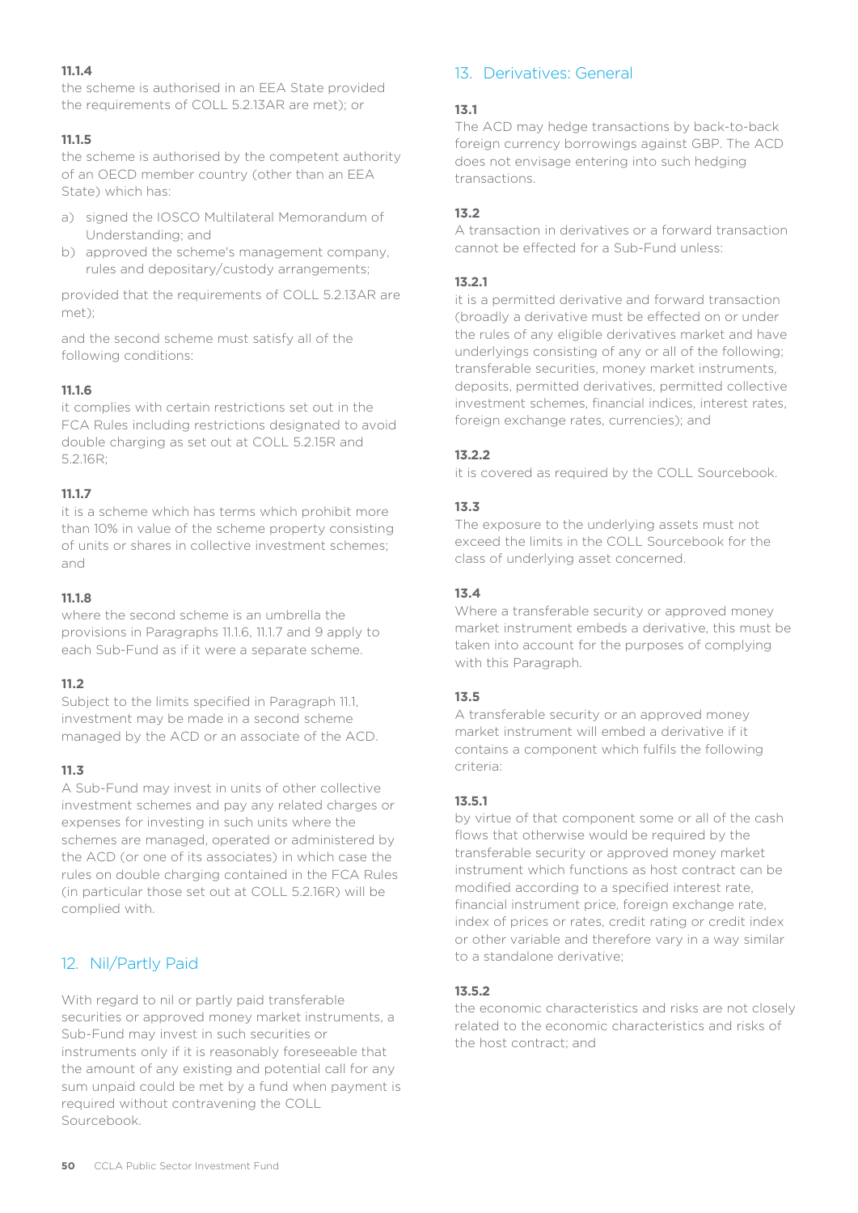**11.1.4**

the scheme is authorised in an EEA State provided the requirements of COLL 5.2.13AR are met); or

**11.1.5**

the scheme is authorised by the competent authority of an OECD member country (other than an EEA State) which has:

a) signed the IOSCO Multilateral Memorandum of Understanding; and
b) approved the scheme's management company, rules and depositary/custody arrangements;

provided that the requirements of COLL 5.2.13AR are met);

and the second scheme must satisfy all of the following conditions:

**11.1.6**

it complies with certain restrictions set out in the FCA Rules including restrictions designated to avoid double charging as set out at COLL 5.2.15R and 5.2.16R;

**11.1.7**

it is a scheme which has terms which prohibit more than 10% in value of the scheme property consisting of units or shares in collective investment schemes; and

**11.1.8**

where the second scheme is an umbrella the provisions in Paragraphs 11.1.6, 11.1.7 and 9 apply to each Sub-Fund as if it were a separate scheme.

**11.2**

Subject to the limits specified in Paragraph 11.1, investment may be made in a second scheme managed by the ACD or an associate of the ACD.

**11.3**

A Sub-Fund may invest in units of other collective investment schemes and pay any related charges or expenses for investing in such units where the schemes are managed, operated or administered by the ACD (or one of its associates) in which case the rules on double charging contained in the FCA Rules (in particular those set out at COLL 5.2.16R) will be complied with.

## 12. Nil/Partly Paid

With regard to nil or partly paid transferable securities or approved money market instruments, a Sub-Fund may invest in such securities or instruments only if it is reasonably foreseeable that the amount of any existing and potential call for any sum unpaid could be met by a fund when payment is required without contravening the COLL Sourcebook.

## 13. Derivatives: General

**13.1**

The ACD may hedge transactions by back-to-back foreign currency borrowings against GBP. The ACD does not envisage entering into such hedging transactions.

**13.2**

A transaction in derivatives or a forward transaction cannot be effected for a Sub-Fund unless:

**13.2.1**

it is a permitted derivative and forward transaction (broadly a derivative must be effected on or under the rules of any eligible derivatives market and have underlyings consisting of any or all of the following; transferable securities, money market instruments, deposits, permitted derivatives, permitted collective investment schemes, financial indices, interest rates, foreign exchange rates, currencies); and

**13.2.2**

it is covered as required by the COLL Sourcebook.

**13.3**

The exposure to the underlying assets must not exceed the limits in the COLL Sourcebook for the class of underlying asset concerned.

**13.4**

Where a transferable security or approved money market instrument embeds a derivative, this must be taken into account for the purposes of complying with this Paragraph.

**13.5**

A transferable security or an approved money market instrument will embed a derivative if it contains a component which fulfils the following criteria:

**13.5.1**

by virtue of that component some or all of the cash flows that otherwise would be required by the transferable security or approved money market instrument which functions as host contract can be modified according to a specified interest rate, financial instrument price, foreign exchange rate, index of prices or rates, credit rating or credit index or other variable and therefore vary in a way similar to a standalone derivative;

**13.5.2**

the economic characteristics and risks are not closely related to the economic characteristics and risks of the host contract; and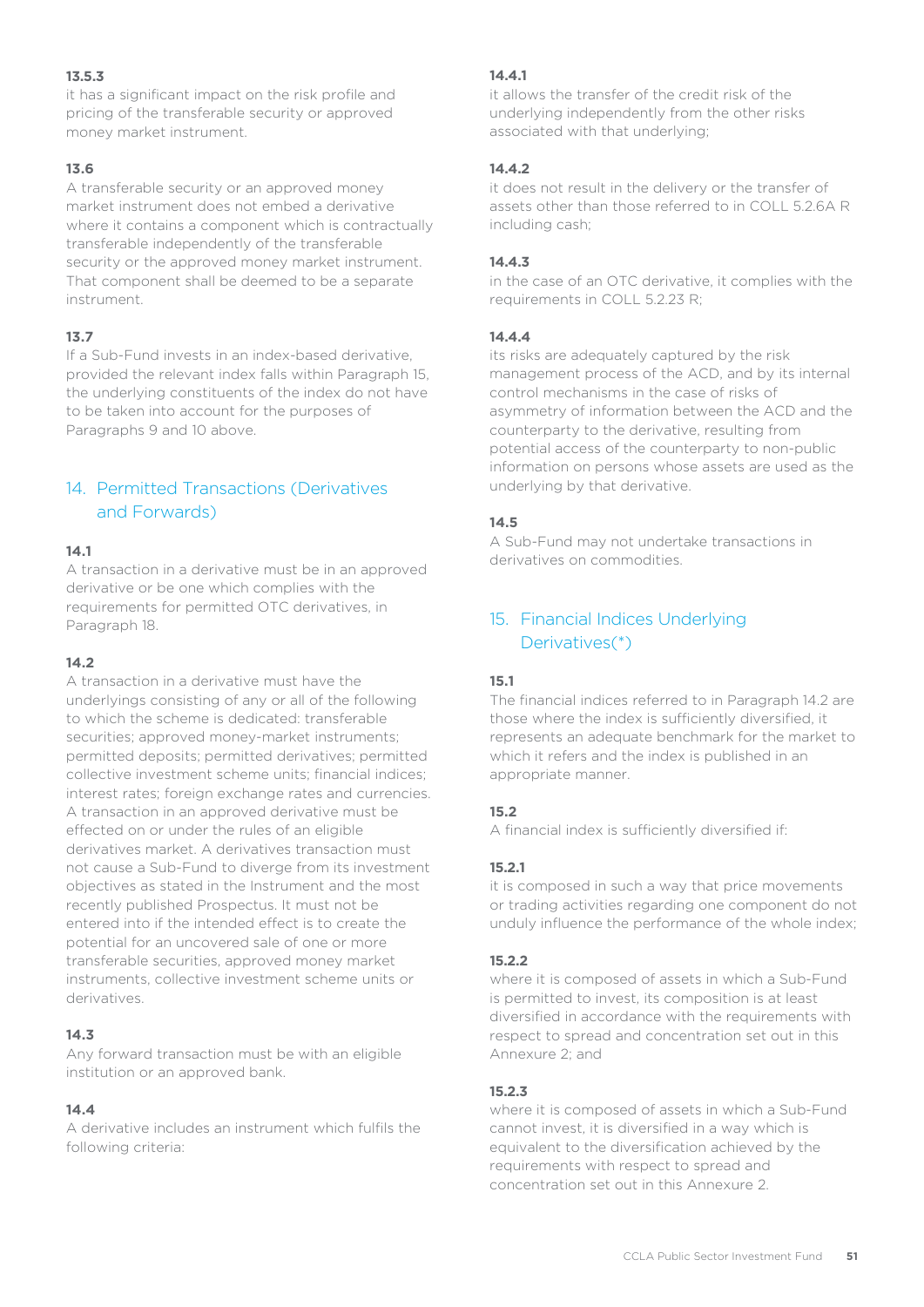**13.5.3**

it has a significant impact on the risk profile and pricing of the transferable security or approved money market instrument.

**13.6**

A transferable security or an approved money market instrument does not embed a derivative where it contains a component which is contractually transferable independently of the transferable security or the approved money market instrument. That component shall be deemed to be a separate instrument.

**13.7**

If a Sub-Fund invests in an index-based derivative, provided the relevant index falls within Paragraph 15, the underlying constituents of the index do not have to be taken into account for the purposes of Paragraphs 9 and 10 above.

## 14. Permitted Transactions (Derivatives and Forwards)

**14.1**

A transaction in a derivative must be in an approved derivative or be one which complies with the requirements for permitted OTC derivatives, in Paragraph 18.

**14.2**

A transaction in a derivative must have the underlyings consisting of any or all of the following to which the scheme is dedicated: transferable securities; approved money-market instruments; permitted deposits; permitted derivatives; permitted collective investment scheme units; financial indices; interest rates; foreign exchange rates and currencies. A transaction in an approved derivative must be effected on or under the rules of an eligible derivatives market. A derivatives transaction must not cause a Sub-Fund to diverge from its investment objectives as stated in the Instrument and the most recently published Prospectus. It must not be entered into if the intended effect is to create the potential for an uncovered sale of one or more transferable securities, approved money market instruments, collective investment scheme units or derivatives.

**14.3**

Any forward transaction must be with an eligible institution or an approved bank.

**14.4**

A derivative includes an instrument which fulfils the following criteria:

**14.4.1**

it allows the transfer of the credit risk of the underlying independently from the other risks associated with that underlying;

**14.4.2**

it does not result in the delivery or the transfer of assets other than those referred to in COLL 5.2.6A R including cash;

**14.4.3**

in the case of an OTC derivative, it complies with the requirements in COLL 5.2.23 R;

**14.4.4**

its risks are adequately captured by the risk management process of the ACD, and by its internal control mechanisms in the case of risks of asymmetry of information between the ACD and the counterparty to the derivative, resulting from potential access of the counterparty to non-public information on persons whose assets are used as the underlying by that derivative.

**14.5**

A Sub-Fund may not undertake transactions in derivatives on commodities.

## 15. Financial Indices Underlying Derivatives(*)

**15.1**

The financial indices referred to in Paragraph 14.2 are those where the index is sufficiently diversified, it represents an adequate benchmark for the market to which it refers and the index is published in an appropriate manner.

**15.2**

A financial index is sufficiently diversified if:

**15.2.1**

it is composed in such a way that price movements or trading activities regarding one component do not unduly influence the performance of the whole index;

**15.2.2**

where it is composed of assets in which a Sub-Fund is permitted to invest, its composition is at least diversified in accordance with the requirements with respect to spread and concentration set out in this Annexure 2; and

**15.2.3**

where it is composed of assets in which a Sub-Fund cannot invest, it is diversified in a way which is equivalent to the diversification achieved by the requirements with respect to spread and concentration set out in this Annexure 2.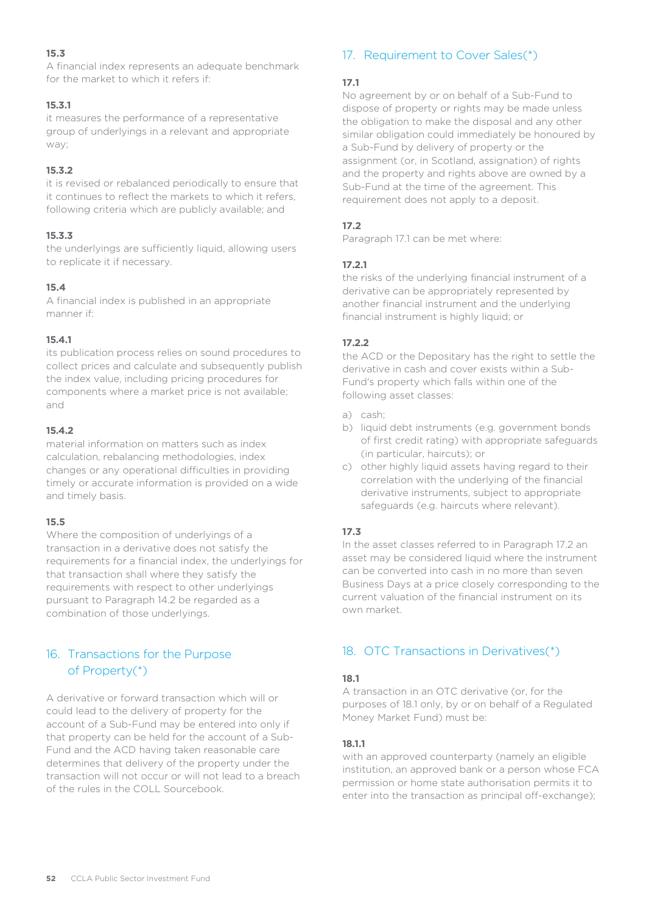**15.3**
A financial index represents an adequate benchmark for the market to which it refers if:

**15.3.1**
it measures the performance of a representative group of underlyings in a relevant and appropriate way;

**15.3.2**
it is revised or rebalanced periodically to ensure that it continues to reflect the markets to which it refers, following criteria which are publicly available; and

**15.3.3**
the underlyings are sufficiently liquid, allowing users to replicate it if necessary.

**15.4**
A financial index is published in an appropriate manner if:

**15.4.1**
its publication process relies on sound procedures to collect prices and calculate and subsequently publish the index value, including pricing procedures for components where a market price is not available; and

**15.4.2**
material information on matters such as index calculation, rebalancing methodologies, index changes or any operational difficulties in providing timely or accurate information is provided on a wide and timely basis.

**15.5**
Where the composition of underlyings of a transaction in a derivative does not satisfy the requirements for a financial index, the underlyings for that transaction shall where they satisfy the requirements with respect to other underlyings pursuant to Paragraph 14.2 be regarded as a combination of those underlyings.

## 16. Transactions for the Purpose of Property(*)

A derivative or forward transaction which will or could lead to the delivery of property for the account of a Sub-Fund may be entered into only if that property can be held for the account of a Sub-Fund and the ACD having taken reasonable care determines that delivery of the property under the transaction will not occur or will not lead to a breach of the rules in the COLL Sourcebook.

## 17. Requirement to Cover Sales(*)

**17.1**
No agreement by or on behalf of a Sub-Fund to dispose of property or rights may be made unless the obligation to make the disposal and any other similar obligation could immediately be honoured by a Sub-Fund by delivery of property or the assignment (or, in Scotland, assignation) of rights and the property and rights above are owned by a Sub-Fund at the time of the agreement. This requirement does not apply to a deposit.

**17.2**
Paragraph 17.1 can be met where:

**17.2.1**
the risks of the underlying financial instrument of a derivative can be appropriately represented by another financial instrument and the underlying financial instrument is highly liquid; or

**17.2.2**
the ACD or the Depositary has the right to settle the derivative in cash and cover exists within a Sub-Fund's property which falls within one of the following asset classes:

a) cash;
b) liquid debt instruments (e.g. government bonds of first credit rating) with appropriate safeguards (in particular, haircuts); or
c) other highly liquid assets having regard to their correlation with the underlying of the financial derivative instruments, subject to appropriate safeguards (e.g. haircuts where relevant).

**17.3**
In the asset classes referred to in Paragraph 17.2 an asset may be considered liquid where the instrument can be converted into cash in no more than seven Business Days at a price closely corresponding to the current valuation of the financial instrument on its own market.

## 18. OTC Transactions in Derivatives(*)

**18.1**
A transaction in an OTC derivative (or, for the purposes of 18.1 only, by or on behalf of a Regulated Money Market Fund) must be:

**18.1.1**
with an approved counterparty (namely an eligible institution, an approved bank or a person whose FCA permission or home state authorisation permits it to enter into the transaction as principal off-exchange);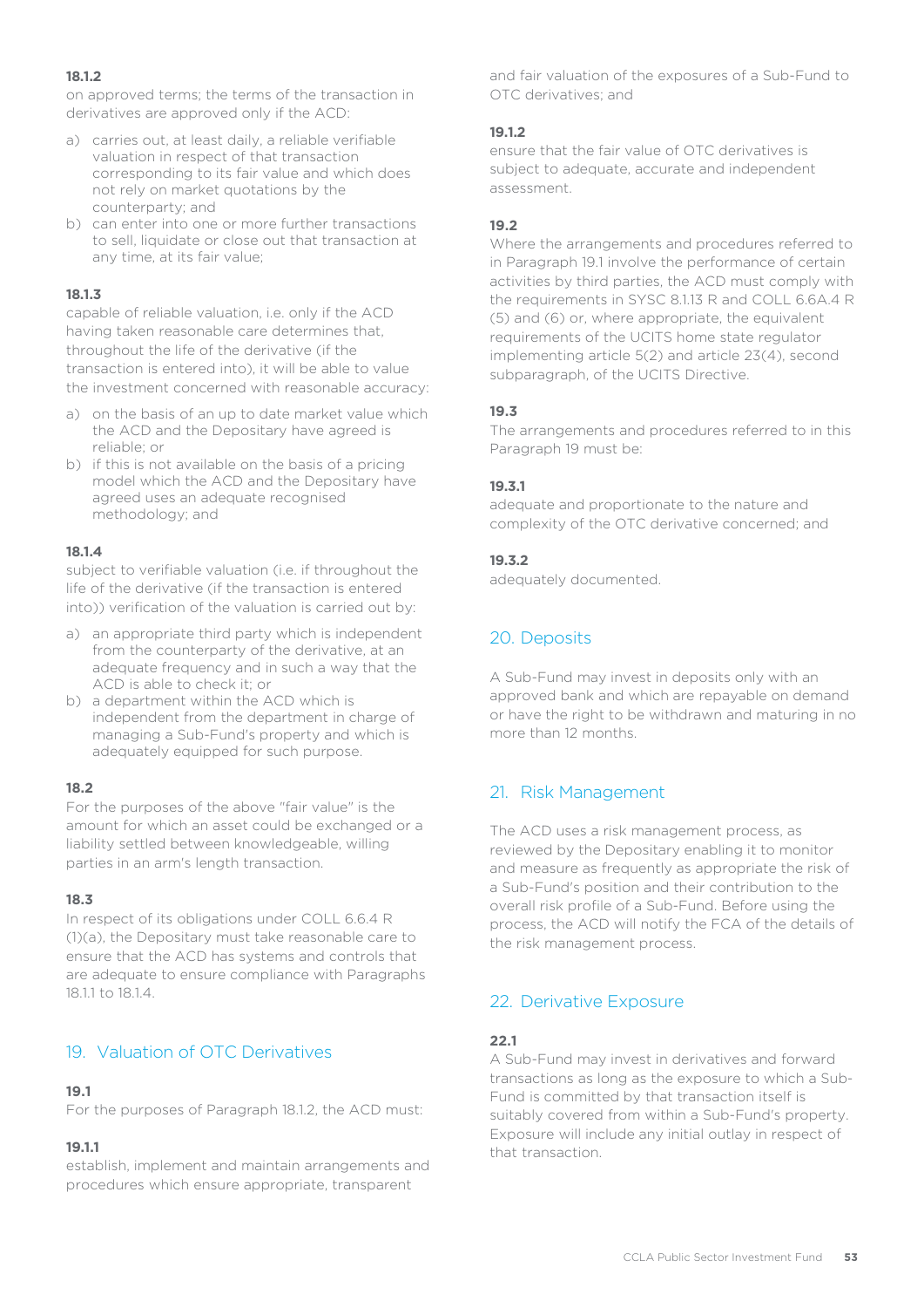#### 18.1.2

on approved terms; the terms of the transaction in derivatives are approved only if the ACD:

a) carries out, at least daily, a reliable verifiable valuation in respect of that transaction corresponding to its fair value and which does not rely on market quotations by the counterparty; and
b) can enter into one or more further transactions to sell, liquidate or close out that transaction at any time, at its fair value;

#### 18.1.3

capable of reliable valuation, i.e. only if the ACD having taken reasonable care determines that, throughout the life of the derivative (if the transaction is entered into), it will be able to value the investment concerned with reasonable accuracy:

a) on the basis of an up to date market value which the ACD and the Depositary have agreed is reliable; or
b) if this is not available on the basis of a pricing model which the ACD and the Depositary have agreed uses an adequate recognised methodology; and

#### 18.1.4

subject to verifiable valuation (i.e. if throughout the life of the derivative (if the transaction is entered into)) verification of the valuation is carried out by:

a) an appropriate third party which is independent from the counterparty of the derivative, at an adequate frequency and in such a way that the ACD is able to check it; or
b) a department within the ACD which is independent from the department in charge of managing a Sub-Fund's property and which is adequately equipped for such purpose.

#### 18.2

For the purposes of the above "fair value" is the amount for which an asset could be exchanged or a liability settled between knowledgeable, willing parties in an arm's length transaction.

#### 18.3

In respect of its obligations under COLL 6.6.4 R (1)(a), the Depositary must take reasonable care to ensure that the ACD has systems and controls that are adequate to ensure compliance with Paragraphs 18.1.1 to 18.1.4.

## 19. Valuation of OTC Derivatives

#### 19.1

For the purposes of Paragraph 18.1.2, the ACD must:

#### 19.1.1

establish, implement and maintain arrangements and procedures which ensure appropriate, transparent and fair valuation of the exposures of a Sub-Fund to OTC derivatives; and

#### 19.1.2

ensure that the fair value of OTC derivatives is subject to adequate, accurate and independent assessment.

#### 19.2

Where the arrangements and procedures referred to in Paragraph 19.1 involve the performance of certain activities by third parties, the ACD must comply with the requirements in SYSC 8.1.13 R and COLL 6.6A.4 R (5) and (6) or, where appropriate, the equivalent requirements of the UCITS home state regulator implementing article 5(2) and article 23(4), second subparagraph, of the UCITS Directive.

#### 19.3

The arrangements and procedures referred to in this Paragraph 19 must be:

#### 19.3.1

adequate and proportionate to the nature and complexity of the OTC derivative concerned; and

#### 19.3.2

adequately documented.

## 20. Deposits

A Sub-Fund may invest in deposits only with an approved bank and which are repayable on demand or have the right to be withdrawn and maturing in no more than 12 months.

## 21. Risk Management

The ACD uses a risk management process, as reviewed by the Depositary enabling it to monitor and measure as frequently as appropriate the risk of a Sub-Fund's position and their contribution to the overall risk profile of a Sub-Fund. Before using the process, the ACD will notify the FCA of the details of the risk management process.

## 22. Derivative Exposure

#### 22.1

A Sub-Fund may invest in derivatives and forward transactions as long as the exposure to which a Sub-Fund is committed by that transaction itself is suitably covered from within a Sub-Fund's property. Exposure will include any initial outlay in respect of that transaction.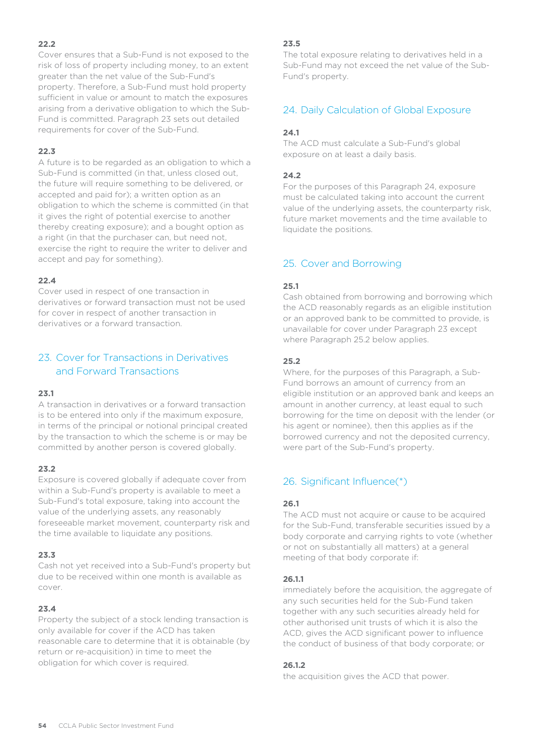**22.2**

Cover ensures that a Sub-Fund is not exposed to the risk of loss of property including money, to an extent greater than the net value of the Sub-Fund's property. Therefore, a Sub-Fund must hold property sufficient in value or amount to match the exposures arising from a derivative obligation to which the Sub-Fund is committed. Paragraph 23 sets out detailed requirements for cover of the Sub-Fund.

**22.3**

A future is to be regarded as an obligation to which a Sub-Fund is committed (in that, unless closed out, the future will require something to be delivered, or accepted and paid for); a written option as an obligation to which the scheme is committed (in that it gives the right of potential exercise to another thereby creating exposure); and a bought option as a right (in that the purchaser can, but need not, exercise the right to require the writer to deliver and accept and pay for something).

**22.4**

Cover used in respect of one transaction in derivatives or forward transaction must not be used for cover in respect of another transaction in derivatives or a forward transaction.

## 23. Cover for Transactions in Derivatives and Forward Transactions

**23.1**

A transaction in derivatives or a forward transaction is to be entered into only if the maximum exposure, in terms of the principal or notional principal created by the transaction to which the scheme is or may be committed by another person is covered globally.

**23.2**

Exposure is covered globally if adequate cover from within a Sub-Fund's property is available to meet a Sub-Fund's total exposure, taking into account the value of the underlying assets, any reasonably foreseeable market movement, counterparty risk and the time available to liquidate any positions.

**23.3**

Cash not yet received into a Sub-Fund's property but due to be received within one month is available as cover.

**23.4**

Property the subject of a stock lending transaction is only available for cover if the ACD has taken reasonable care to determine that it is obtainable (by return or re-acquisition) in time to meet the obligation for which cover is required.

**23.5**

The total exposure relating to derivatives held in a Sub-Fund may not exceed the net value of the Sub-Fund's property.

## 24. Daily Calculation of Global Exposure

**24.1**

The ACD must calculate a Sub-Fund's global exposure on at least a daily basis.

**24.2**

For the purposes of this Paragraph 24, exposure must be calculated taking into account the current value of the underlying assets, the counterparty risk, future market movements and the time available to liquidate the positions.

## 25. Cover and Borrowing

**25.1**

Cash obtained from borrowing and borrowing which the ACD reasonably regards as an eligible institution or an approved bank to be committed to provide, is unavailable for cover under Paragraph 23 except where Paragraph 25.2 below applies.

**25.2**

Where, for the purposes of this Paragraph, a Sub-Fund borrows an amount of currency from an eligible institution or an approved bank and keeps an amount in another currency, at least equal to such borrowing for the time on deposit with the lender (or his agent or nominee), then this applies as if the borrowed currency and not the deposited currency, were part of the Sub-Fund's property.

## 26. Significant Influence(*)

**26.1**

The ACD must not acquire or cause to be acquired for the Sub-Fund, transferable securities issued by a body corporate and carrying rights to vote (whether or not on substantially all matters) at a general meeting of that body corporate if:

**26.1.1**

immediately before the acquisition, the aggregate of any such securities held for the Sub-Fund taken together with any such securities already held for other authorised unit trusts of which it is also the ACD, gives the ACD significant power to influence the conduct of business of that body corporate; or

**26.1.2**

the acquisition gives the ACD that power.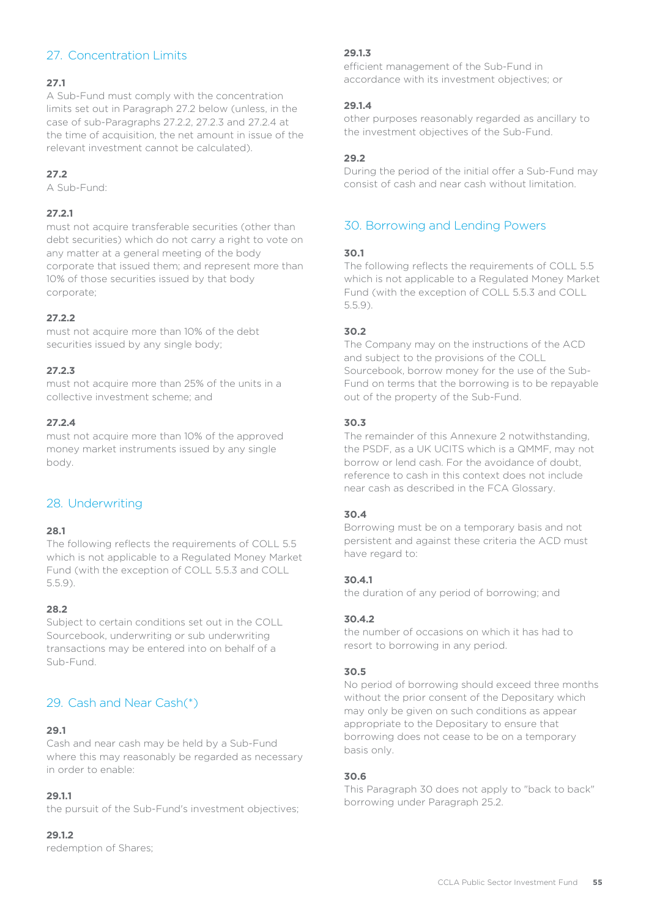## 27. Concentration Limits

**27.1**
A Sub-Fund must comply with the concentration limits set out in Paragraph 27.2 below (unless, in the case of sub-Paragraphs 27.2.2, 27.2.3 and 27.2.4 at the time of acquisition, the net amount in issue of the relevant investment cannot be calculated).

**27.2**
A Sub-Fund:

**27.2.1**
must not acquire transferable securities (other than debt securities) which do not carry a right to vote on any matter at a general meeting of the body corporate that issued them; and represent more than 10% of those securities issued by that body corporate;

**27.2.2**
must not acquire more than 10% of the debt securities issued by any single body;

**27.2.3**
must not acquire more than 25% of the units in a collective investment scheme; and

**27.2.4**
must not acquire more than 10% of the approved money market instruments issued by any single body.

## 28. Underwriting

**28.1**
The following reflects the requirements of COLL 5.5 which is not applicable to a Regulated Money Market Fund (with the exception of COLL 5.5.3 and COLL 5.5.9).

**28.2**
Subject to certain conditions set out in the COLL Sourcebook, underwriting or sub underwriting transactions may be entered into on behalf of a Sub-Fund.

## 29. Cash and Near Cash(*)

**29.1**
Cash and near cash may be held by a Sub-Fund where this may reasonably be regarded as necessary in order to enable:

**29.1.1**
the pursuit of the Sub-Fund's investment objectives;

**29.1.2**
redemption of Shares;

**29.1.3**
efficient management of the Sub-Fund in accordance with its investment objectives; or

**29.1.4**
other purposes reasonably regarded as ancillary to the investment objectives of the Sub-Fund.

**29.2**
During the period of the initial offer a Sub-Fund may consist of cash and near cash without limitation.

## 30. Borrowing and Lending Powers

**30.1**
The following reflects the requirements of COLL 5.5 which is not applicable to a Regulated Money Market Fund (with the exception of COLL 5.5.3 and COLL 5.5.9).

**30.2**
The Company may on the instructions of the ACD and subject to the provisions of the COLL Sourcebook, borrow money for the use of the Sub-Fund on terms that the borrowing is to be repayable out of the property of the Sub-Fund.

**30.3**
The remainder of this Annexure 2 notwithstanding, the PSDF, as a UK UCITS which is a QMMF, may not borrow or lend cash. For the avoidance of doubt, reference to cash in this context does not include near cash as described in the FCA Glossary.

**30.4**
Borrowing must be on a temporary basis and not persistent and against these criteria the ACD must have regard to:

**30.4.1**
the duration of any period of borrowing; and

**30.4.2**
the number of occasions on which it has had to resort to borrowing in any period.

**30.5**
No period of borrowing should exceed three months without the prior consent of the Depositary which may only be given on such conditions as appear appropriate to the Depositary to ensure that borrowing does not cease to be on a temporary basis only.

**30.6**
This Paragraph 30 does not apply to "back to back" borrowing under Paragraph 25.2.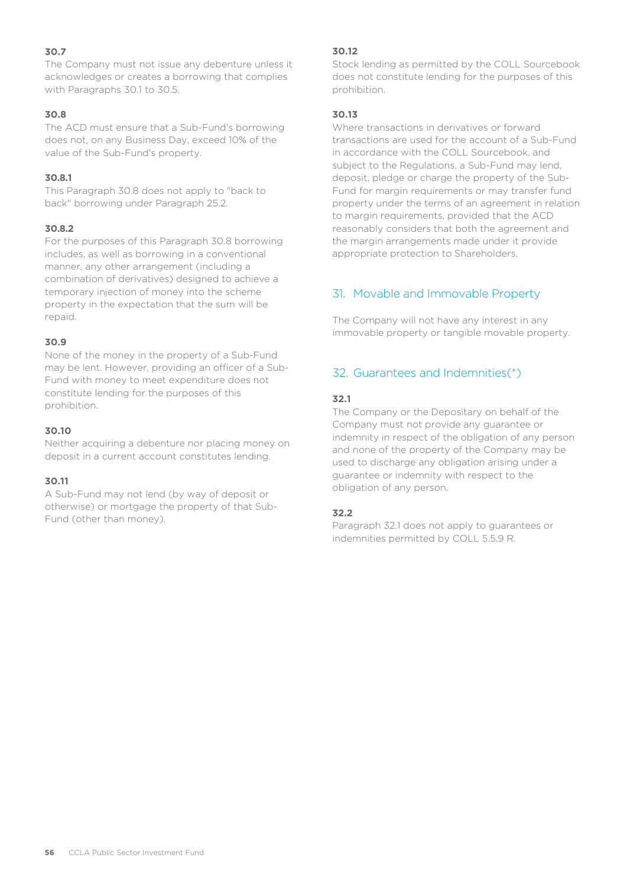**30.7**

The Company must not issue any debenture unless it acknowledges or creates a borrowing that complies with Paragraphs 30.1 to 30.5.

**30.8**

The ACD must ensure that a Sub-Fund's borrowing does not, on any Business Day, exceed 10% of the value of the Sub-Fund's property.

**30.8.1**

This Paragraph 30.8 does not apply to "back to back" borrowing under Paragraph 25.2.

**30.8.2**

For the purposes of this Paragraph 30.8 borrowing includes, as well as borrowing in a conventional manner, any other arrangement (including a combination of derivatives) designed to achieve a temporary injection of money into the scheme property in the expectation that the sum will be repaid.

**30.9**

None of the money in the property of a Sub-Fund may be lent. However, providing an officer of a Sub-Fund with money to meet expenditure does not constitute lending for the purposes of this prohibition.

**30.10**

Neither acquiring a debenture nor placing money on deposit in a current account constitutes lending.

**30.11**

A Sub-Fund may not lend (by way of deposit or otherwise) or mortgage the property of that Sub-Fund (other than money).

**30.12**

Stock lending as permitted by the COLL Sourcebook does not constitute lending for the purposes of this prohibition.

**30.13**

Where transactions in derivatives or forward transactions are used for the account of a Sub-Fund in accordance with the COLL Sourcebook, and subject to the Regulations, a Sub-Fund may lend, deposit, pledge or charge the property of the Sub-Fund for margin requirements or may transfer fund property under the terms of an agreement in relation to margin requirements, provided that the ACD reasonably considers that both the agreement and the margin arrangements made under it provide appropriate protection to Shareholders.

## 31. Movable and Immovable Property

The Company will not have any interest in any immovable property or tangible movable property.

## 32. Guarantees and Indemnities(*)

**32.1**

The Company or the Depositary on behalf of the Company must not provide any guarantee or indemnity in respect of the obligation of any person and none of the property of the Company may be used to discharge any obligation arising under a guarantee or indemnity with respect to the obligation of any person.

**32.2**

Paragraph 32.1 does not apply to guarantees or indemnities permitted by COLL 5.5.9 R.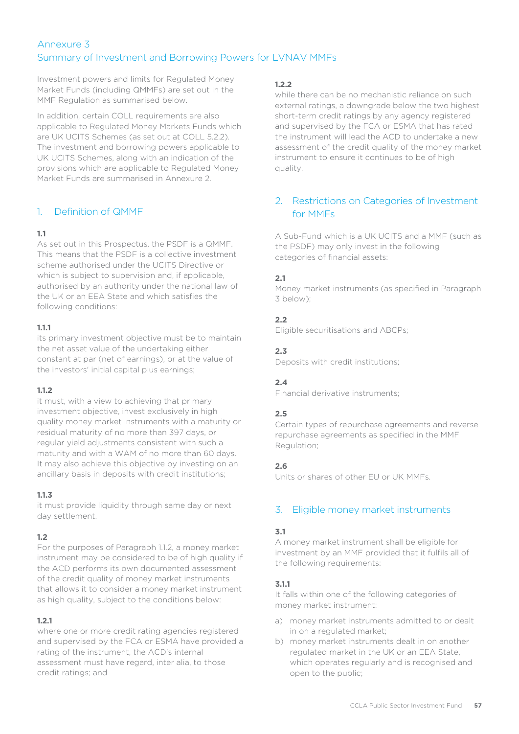# Annexure 3
## Summary of Investment and Borrowing Powers for LVNAV MMFs

Investment powers and limits for Regulated Money Market Funds (including QMMFs) are set out in the MMF Regulation as summarised below.

In addition, certain COLL requirements are also applicable to Regulated Money Markets Funds which are UK UCITS Schemes (as set out at COLL 5.2.2). The investment and borrowing powers applicable to UK UCITS Schemes, along with an indication of the provisions which are applicable to Regulated Money Market Funds are summarised in Annexure 2.

## 1. Definition of QMMF

**1.1**
As set out in this Prospectus, the PSDF is a QMMF. This means that the PSDF is a collective investment scheme authorised under the UCITS Directive or which is subject to supervision and, if applicable, authorised by an authority under the national law of the UK or an EEA State and which satisfies the following conditions:

**1.1.1**
its primary investment objective must be to maintain the net asset value of the undertaking either constant at par (net of earnings), or at the value of the investors' initial capital plus earnings;

**1.1.2**
it must, with a view to achieving that primary investment objective, invest exclusively in high quality money market instruments with a maturity or residual maturity of no more than 397 days, or regular yield adjustments consistent with such a maturity and with a WAM of no more than 60 days. It may also achieve this objective by investing on an ancillary basis in deposits with credit institutions;

**1.1.3**
it must provide liquidity through same day or next day settlement.

**1.2**
For the purposes of Paragraph 1.1.2, a money market instrument may be considered to be of high quality if the ACD performs its own documented assessment of the credit quality of money market instruments that allows it to consider a money market instrument as high quality, subject to the conditions below:

**1.2.1**
where one or more credit rating agencies registered and supervised by the FCA or ESMA have provided a rating of the instrument, the ACD's internal assessment must have regard, inter alia, to those credit ratings; and

**1.2.2**
while there can be no mechanistic reliance on such external ratings, a downgrade below the two highest short-term credit ratings by any agency registered and supervised by the FCA or ESMA that has rated the instrument will lead the ACD to undertake a new assessment of the credit quality of the money market instrument to ensure it continues to be of high quality.

## 2. Restrictions on Categories of Investment for MMFs

A Sub-Fund which is a UK UCITS and a MMF (such as the PSDF) may only invest in the following categories of financial assets:

**2.1**
Money market instruments (as specified in Paragraph 3 below);

**2.2**
Eligible securitisations and ABCPs;

**2.3**
Deposits with credit institutions;

**2.4**
Financial derivative instruments;

**2.5**
Certain types of repurchase agreements and reverse repurchase agreements as specified in the MMF Regulation;

**2.6**
Units or shares of other EU or UK MMFs.

## 3. Eligible money market instruments

**3.1**
A money market instrument shall be eligible for investment by an MMF provided that it fulfils all of the following requirements:

**3.1.1**
It falls within one of the following categories of money market instrument:

a) money market instruments admitted to or dealt in on a regulated market;
b) money market instruments dealt in on another regulated market in the UK or an EEA State, which operates regularly and is recognised and open to the public;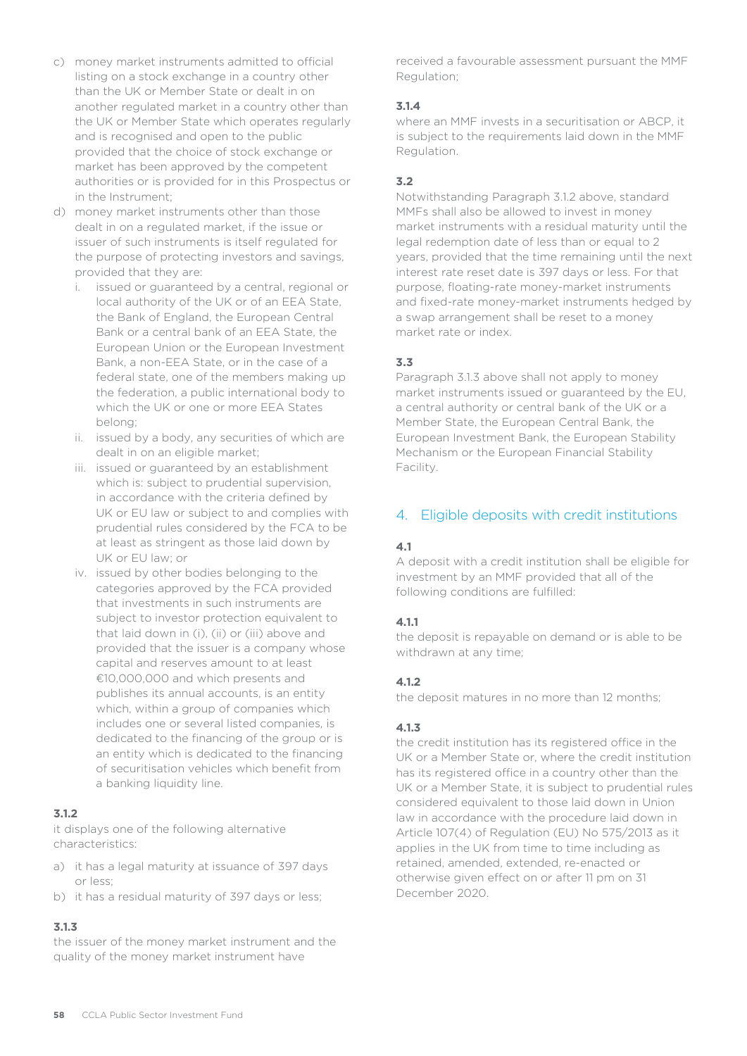c) money market instruments admitted to official listing on a stock exchange in a country other than the UK or Member State or dealt in on another regulated market in a country other than the UK or Member State which operates regularly and is recognised and open to the public provided that the choice of stock exchange or market has been approved by the competent authorities or is provided for in this Prospectus or in the Instrument;
d) money market instruments other than those dealt in on a regulated market, if the issue or issuer of such instruments is itself regulated for the purpose of protecting investors and savings, provided that they are:
    i. issued or guaranteed by a central, regional or local authority of the UK or of an EEA State, the Bank of England, the European Central Bank or a central bank of an EEA State, the European Union or the European Investment Bank, a non-EEA State, or in the case of a federal state, one of the members making up the federation, a public international body to which the UK or one or more EEA States belong;
    ii. issued by a body, any securities of which are dealt in on an eligible market;
    iii. issued or guaranteed by an establishment which is: subject to prudential supervision, in accordance with the criteria defined by UK or EU law or subject to and complies with prudential rules considered by the FCA to be at least as stringent as those laid down by UK or EU law; or
    iv. issued by other bodies belonging to the categories approved by the FCA provided that investments in such instruments are subject to investor protection equivalent to that laid down in (i), (ii) or (iii) above and provided that the issuer is a company whose capital and reserves amount to at least €10,000,000 and which presents and publishes its annual accounts, is an entity which, within a group of companies which includes one or several listed companies, is dedicated to the financing of the group or is an entity which is dedicated to the financing of securitisation vehicles which benefit from a banking liquidity line.

**3.1.2**

it displays one of the following alternative characteristics:

a) it has a legal maturity at issuance of 397 days or less;
b) it has a residual maturity of 397 days or less;

**3.1.3**

the issuer of the money market instrument and the quality of the money market instrument have received a favourable assessment pursuant the MMF Regulation;

**3.1.4**

where an MMF invests in a securitisation or ABCP, it is subject to the requirements laid down in the MMF Regulation.

**3.2**

Notwithstanding Paragraph 3.1.2 above, standard MMFs shall also be allowed to invest in money market instruments with a residual maturity until the legal redemption date of less than or equal to 2 years, provided that the time remaining until the next interest rate reset date is 397 days or less. For that purpose, floating-rate money-market instruments and fixed-rate money-market instruments hedged by a swap arrangement shall be reset to a money market rate or index.

**3.3**

Paragraph 3.1.3 above shall not apply to money market instruments issued or guaranteed by the EU, a central authority or central bank of the UK or a Member State, the European Central Bank, the European Investment Bank, the European Stability Mechanism or the European Financial Stability Facility.

## 4. Eligible deposits with credit institutions

**4.1**

A deposit with a credit institution shall be eligible for investment by an MMF provided that all of the following conditions are fulfilled:

**4.1.1**

the deposit is repayable on demand or is able to be withdrawn at any time;

**4.1.2**

the deposit matures in no more than 12 months;

**4.1.3**

the credit institution has its registered office in the UK or a Member State or, where the credit institution has its registered office in a country other than the UK or a Member State, it is subject to prudential rules considered equivalent to those laid down in Union law in accordance with the procedure laid down in Article 107(4) of Regulation (EU) No 575/2013 as it applies in the UK from time to time including as retained, amended, extended, re-enacted or otherwise given effect on or after 11 pm on 31 December 2020.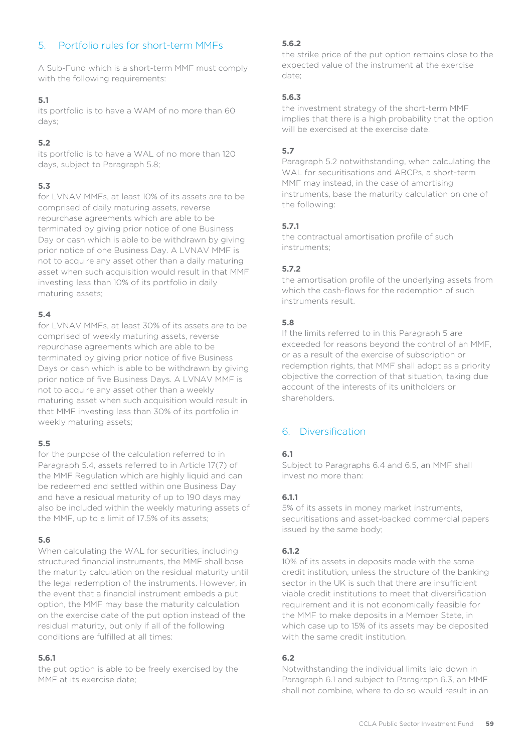## 5. Portfolio rules for short-term MMFs

A Sub-Fund which is a short-term MMF must comply with the following requirements:

**5.1**
its portfolio is to have a WAM of no more than 60 days;

**5.2**
its portfolio is to have a WAL of no more than 120 days, subject to Paragraph 5.8;

**5.3**
for LVNAV MMFs, at least 10% of its assets are to be comprised of daily maturing assets, reverse repurchase agreements which are able to be terminated by giving prior notice of one Business Day or cash which is able to be withdrawn by giving prior notice of one Business Day. A LVNAV MMF is not to acquire any asset other than a daily maturing asset when such acquisition would result in that MMF investing less than 10% of its portfolio in daily maturing assets;

**5.4**
for LVNAV MMFs, at least 30% of its assets are to be comprised of weekly maturing assets, reverse repurchase agreements which are able to be terminated by giving prior notice of five Business Days or cash which is able to be withdrawn by giving prior notice of five Business Days. A LVNAV MMF is not to acquire any asset other than a weekly maturing asset when such acquisition would result in that MMF investing less than 30% of its portfolio in weekly maturing assets;

**5.5**
for the purpose of the calculation referred to in Paragraph 5.4, assets referred to in Article 17(7) of the MMF Regulation which are highly liquid and can be redeemed and settled within one Business Day and have a residual maturity of up to 190 days may also be included within the weekly maturing assets of the MMF, up to a limit of 17.5% of its assets;

**5.6**
When calculating the WAL for securities, including structured financial instruments, the MMF shall base the maturity calculation on the residual maturity until the legal redemption of the instruments. However, in the event that a financial instrument embeds a put option, the MMF may base the maturity calculation on the exercise date of the put option instead of the residual maturity, but only if all of the following conditions are fulfilled at all times:

**5.6.1**
the put option is able to be freely exercised by the MMF at its exercise date;

**5.6.2**
the strike price of the put option remains close to the expected value of the instrument at the exercise date;

**5.6.3**
the investment strategy of the short-term MMF implies that there is a high probability that the option will be exercised at the exercise date.

**5.7**
Paragraph 5.2 notwithstanding, when calculating the WAL for securitisations and ABCPs, a short-term MMF may instead, in the case of amortising instruments, base the maturity calculation on one of the following:

**5.7.1**
the contractual amortisation profile of such instruments;

**5.7.2**
the amortisation profile of the underlying assets from which the cash-flows for the redemption of such instruments result.

**5.8**
If the limits referred to in this Paragraph 5 are exceeded for reasons beyond the control of an MMF, or as a result of the exercise of subscription or redemption rights, that MMF shall adopt as a priority objective the correction of that situation, taking due account of the interests of its unitholders or shareholders.

## 6. Diversification

**6.1**
Subject to Paragraphs 6.4 and 6.5, an MMF shall invest no more than:

**6.1.1**
5% of its assets in money market instruments, securitisations and asset-backed commercial papers issued by the same body;

**6.1.2**
10% of its assets in deposits made with the same credit institution, unless the structure of the banking sector in the UK is such that there are insufficient viable credit institutions to meet that diversification requirement and it is not economically feasible for the MMF to make deposits in a Member State, in which case up to 15% of its assets may be deposited with the same credit institution.

**6.2**
Notwithstanding the individual limits laid down in Paragraph 6.1 and subject to Paragraph 6.3, an MMF shall not combine, where to do so would result in an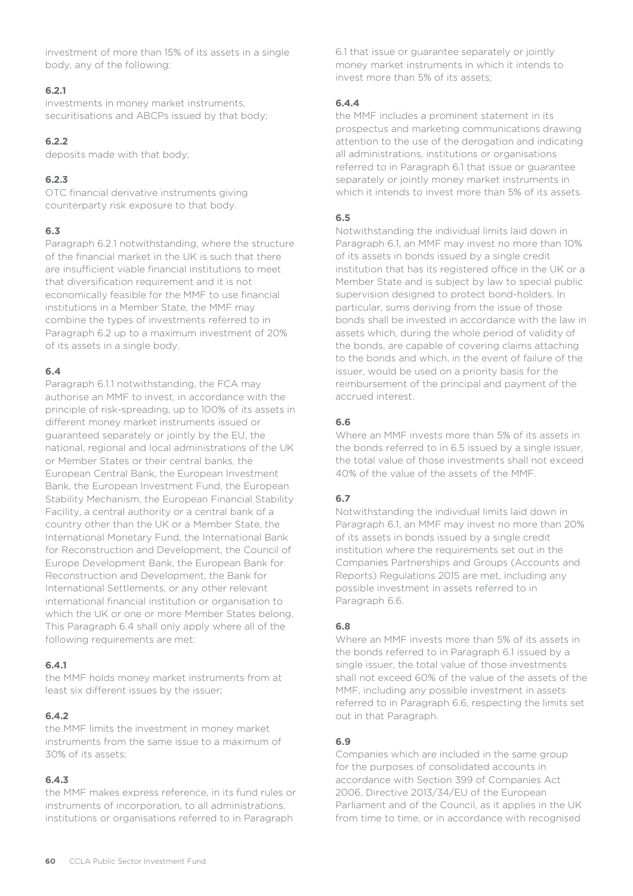investment of more than 15% of its assets in a single body, any of the following:

**6.2.1**

investments in money market instruments, securitisations and ABCPs issued by that body;

**6.2.2**

deposits made with that body;

**6.2.3**

OTC financial derivative instruments giving counterparty risk exposure to that body.

**6.3**

Paragraph 6.2.1 notwithstanding, where the structure of the financial market in the UK is such that there are insufficient viable financial institutions to meet that diversification requirement and it is not economically feasible for the MMF to use financial institutions in a Member State, the MMF may combine the types of investments referred to in Paragraph 6.2 up to a maximum investment of 20% of its assets in a single body.

**6.4**

Paragraph 6.1.1 notwithstanding, the FCA may authorise an MMF to invest, in accordance with the principle of risk-spreading, up to 100% of its assets in different money market instruments issued or guaranteed separately or jointly by the EU, the national, regional and local administrations of the UK or Member States or their central banks, the European Central Bank, the European Investment Bank, the European Investment Fund, the European Stability Mechanism, the European Financial Stability Facility, a central authority or a central bank of a country other than the UK or a Member State, the International Monetary Fund, the International Bank for Reconstruction and Development, the Council of Europe Development Bank, the European Bank for Reconstruction and Development, the Bank for International Settlements, or any other relevant international financial institution or organisation to which the UK or one or more Member States belong. This Paragraph 6.4 shall only apply where all of the following requirements are met:

**6.4.1**

the MMF holds money market instruments from at least six different issues by the issuer;

**6.4.2**

the MMF limits the investment in money market instruments from the same issue to a maximum of 30% of its assets;

**6.4.3**

the MMF makes express reference, in its fund rules or instruments of incorporation, to all administrations, institutions or organisations referred to in Paragraph 6.1 that issue or guarantee separately or jointly money market instruments in which it intends to invest more than 5% of its assets;

**6.4.4**

the MMF includes a prominent statement in its prospectus and marketing communications drawing attention to the use of the derogation and indicating all administrations, institutions or organisations referred to in Paragraph 6.1 that issue or guarantee separately or jointly money market instruments in which it intends to invest more than 5% of its assets.

**6.5**

Notwithstanding the individual limits laid down in Paragraph 6.1, an MMF may invest no more than 10% of its assets in bonds issued by a single credit institution that has its registered office in the UK or a Member State and is subject by law to special public supervision designed to protect bond-holders. In particular, sums deriving from the issue of those bonds shall be invested in accordance with the law in assets which, during the whole period of validity of the bonds, are capable of covering claims attaching to the bonds and which, in the event of failure of the issuer, would be used on a priority basis for the reimbursement of the principal and payment of the accrued interest.

**6.6**

Where an MMF invests more than 5% of its assets in the bonds referred to in 6.5 issued by a single issuer, the total value of those investments shall not exceed 40% of the value of the assets of the MMF.

**6.7**

Notwithstanding the individual limits laid down in Paragraph 6.1, an MMF may invest no more than 20% of its assets in bonds issued by a single credit institution where the requirements set out in the Companies Partnerships and Groups (Accounts and Reports) Regulations 2015 are met, including any possible investment in assets referred to in Paragraph 6.6.

**6.8**

Where an MMF invests more than 5% of its assets in the bonds referred to in Paragraph 6.1 issued by a single issuer, the total value of those investments shall not exceed 60% of the value of the assets of the MMF, including any possible investment in assets referred to in Paragraph 6.6, respecting the limits set out in that Paragraph.

**6.9**

Companies which are included in the same group for the purposes of consolidated accounts in accordance with Section 399 of Companies Act 2006, Directive 2013/34/EU of the European Parliament and of the Council, as it applies in the UK from time to time, or in accordance with recognised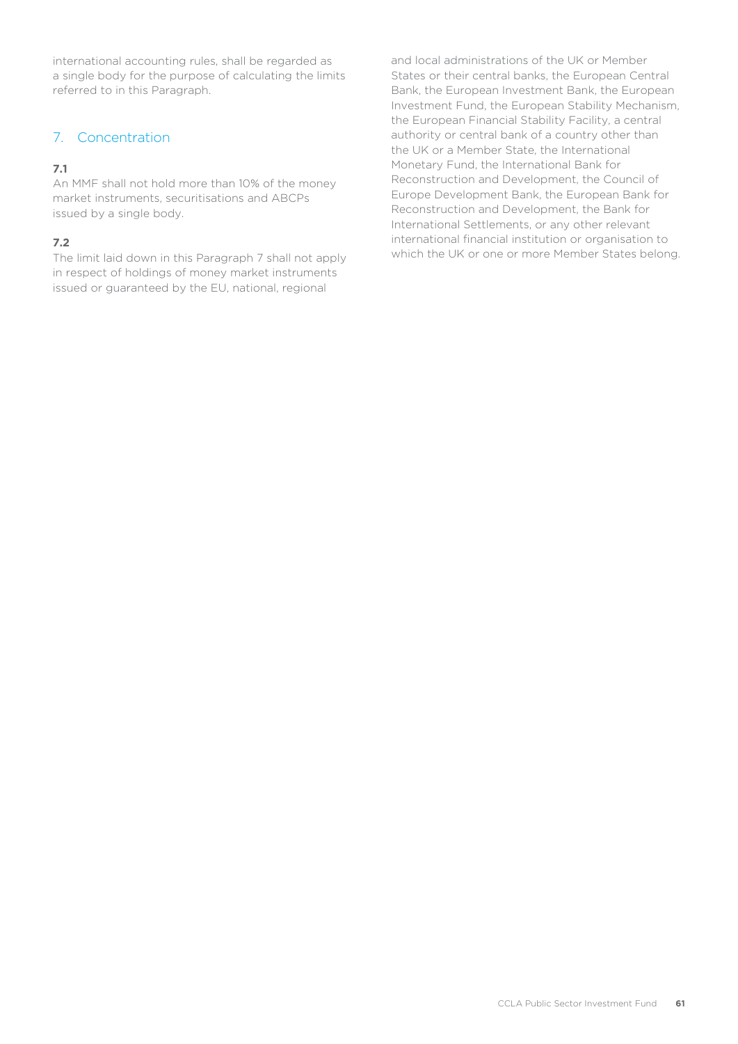international accounting rules, shall be regarded as a single body for the purpose of calculating the limits referred to in this Paragraph.

## 7. Concentration

**7.1**

An MMF shall not hold more than 10% of the money market instruments, securitisations and ABCPs issued by a single body.

**7.2**

The limit laid down in this Paragraph 7 shall not apply in respect of holdings of money market instruments issued or guaranteed by the EU, national, regional and local administrations of the UK or Member States or their central banks, the European Central Bank, the European Investment Bank, the European Investment Fund, the European Stability Mechanism, the European Financial Stability Facility, a central authority or central bank of a country other than the UK or a Member State, the International Monetary Fund, the International Bank for Reconstruction and Development, the Council of Europe Development Bank, the European Bank for Reconstruction and Development, the Bank for International Settlements, or any other relevant international financial institution or organisation to which the UK or one or more Member States belong.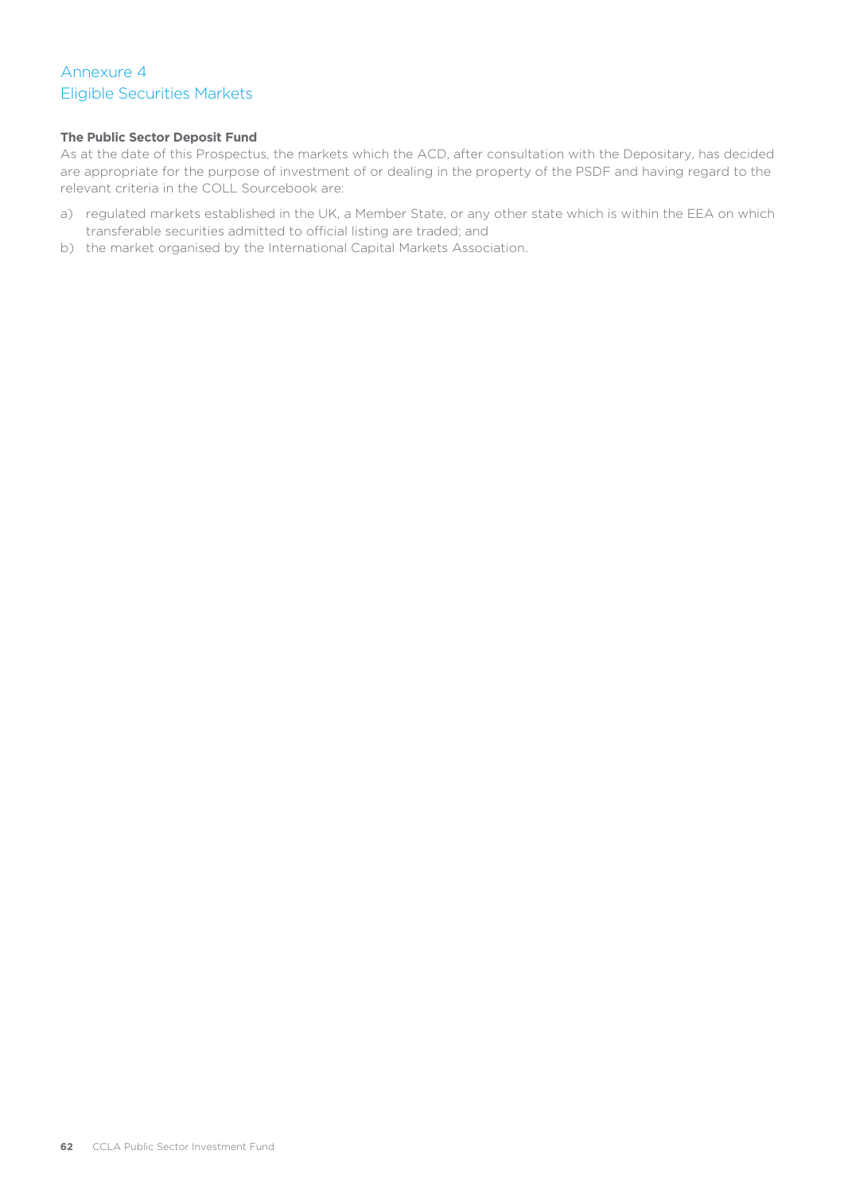# Annexure 4
## Eligible Securities Markets

**The Public Sector Deposit Fund**

As at the date of this Prospectus, the markets which the ACD, after consultation with the Depositary, has decided are appropriate for the purpose of investment of or dealing in the property of the PSDF and having regard to the relevant criteria in the COLL Sourcebook are:

a) regulated markets established in the UK, a Member State, or any other state which is within the EEA on which transferable securities admitted to official listing are traded; and

b) the market organised by the International Capital Markets Association.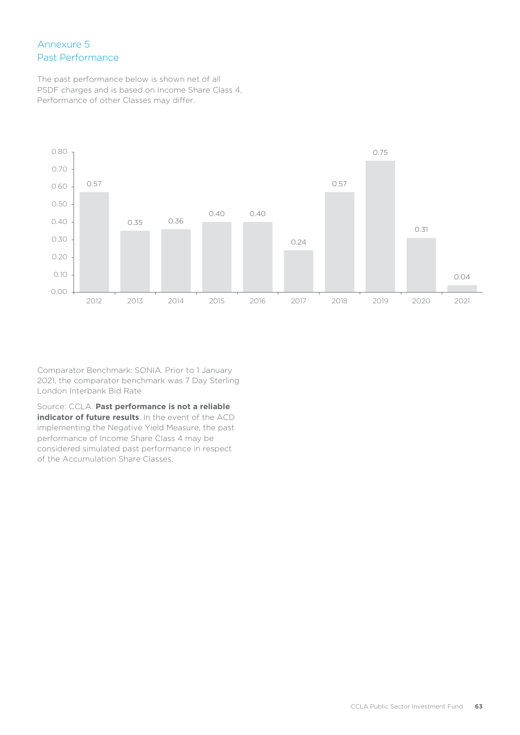# Annexure 5
## Past Performance

The past performance below is shown net of all PSDF charges and is based on Income Share Class 4, Performance of other Classes may differ.

| Year | Performance |
|---|---|
| 2012 | 0.57 |
| 2013 | 0.35 |
| 2014 | 0.36 |
| 2015 | 0.40 |
| 2016 | 0.40 |
| 2017 | 0.24 |
| 2018 | 0.57 |
| 2019 | 0.75 |
| 2020 | 0.31 |
| 2021 | 0.04 |

Comparator Benchmark: SONIA. Prior to 1 January 2021, the comparator benchmark was 7 Day Sterling London Interbank Bid Rate

Source: CCLA. **Past performance is not a reliable indicator of future results**. In the event of the ACD implementing the Negative Yield Measure, the past performance of Income Share Class 4 may be considered simulated past performance in respect of the Accumulation Share Classes.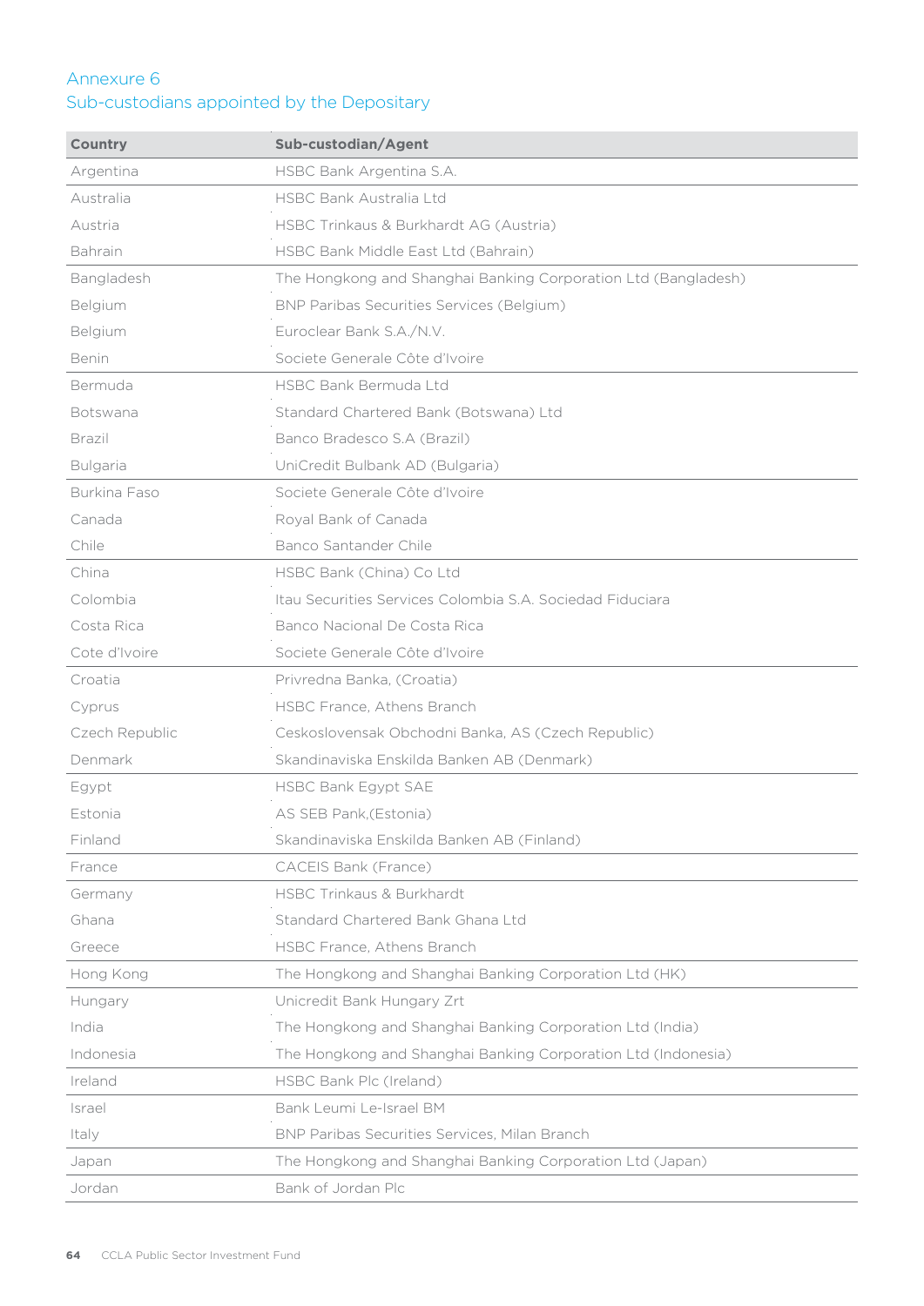## Annexure 6
## Sub-custodians appointed by the Depositary

| Country | Sub-custodian/Agent |
|---|---|
| Argentina | HSBC Bank Argentina S.A. |
| Australia | HSBC Bank Australia Ltd |
| Austria | HSBC Trinkaus & Burkhardt AG (Austria) |
| Bahrain | HSBC Bank Middle East Ltd (Bahrain) |
| Bangladesh | The Hongkong and Shanghai Banking Corporation Ltd (Bangladesh) |
| Belgium | BNP Paribas Securities Services (Belgium) |
| Belgium | Euroclear Bank S.A./N.V. |
| Benin | Societe Generale Côte d'Ivoire |
| Bermuda | HSBC Bank Bermuda Ltd |
| Botswana | Standard Chartered Bank (Botswana) Ltd |
| Brazil | Banco Bradesco S.A (Brazil) |
| Bulgaria | UniCredit Bulbank AD (Bulgaria) |
| Burkina Faso | Societe Generale Côte d'Ivoire |
| Canada | Royal Bank of Canada |
| Chile | Banco Santander Chile |
| China | HSBC Bank (China) Co Ltd |
| Colombia | Itau Securities Services Colombia S.A. Sociedad Fiduciara |
| Costa Rica | Banco Nacional De Costa Rica |
| Cote d'Ivoire | Societe Generale Côte d'Ivoire |
| Croatia | Privredna Banka, (Croatia) |
| Cyprus | HSBC France, Athens Branch |
| Czech Republic | Ceskoslovensak Obchodni Banka, AS (Czech Republic) |
| Denmark | Skandinaviska Enskilda Banken AB (Denmark) |
| Egypt | HSBC Bank Egypt SAE |
| Estonia | AS SEB Pank,(Estonia) |
| Finland | Skandinaviska Enskilda Banken AB (Finland) |
| France | CACEIS Bank (France) |
| Germany | HSBC Trinkaus & Burkhardt |
| Ghana | Standard Chartered Bank Ghana Ltd |
| Greece | HSBC France, Athens Branch |
| Hong Kong | The Hongkong and Shanghai Banking Corporation Ltd (HK) |
| Hungary | Unicredit Bank Hungary Zrt |
| India | The Hongkong and Shanghai Banking Corporation Ltd (India) |
| Indonesia | The Hongkong and Shanghai Banking Corporation Ltd (Indonesia) |
| Ireland | HSBC Bank Plc (Ireland) |
| Israel | Bank Leumi Le-Israel BM |
| Italy | BNP Paribas Securities Services, Milan Branch |
| Japan | The Hongkong and Shanghai Banking Corporation Ltd (Japan) |
| Jordan | Bank of Jordan Plc |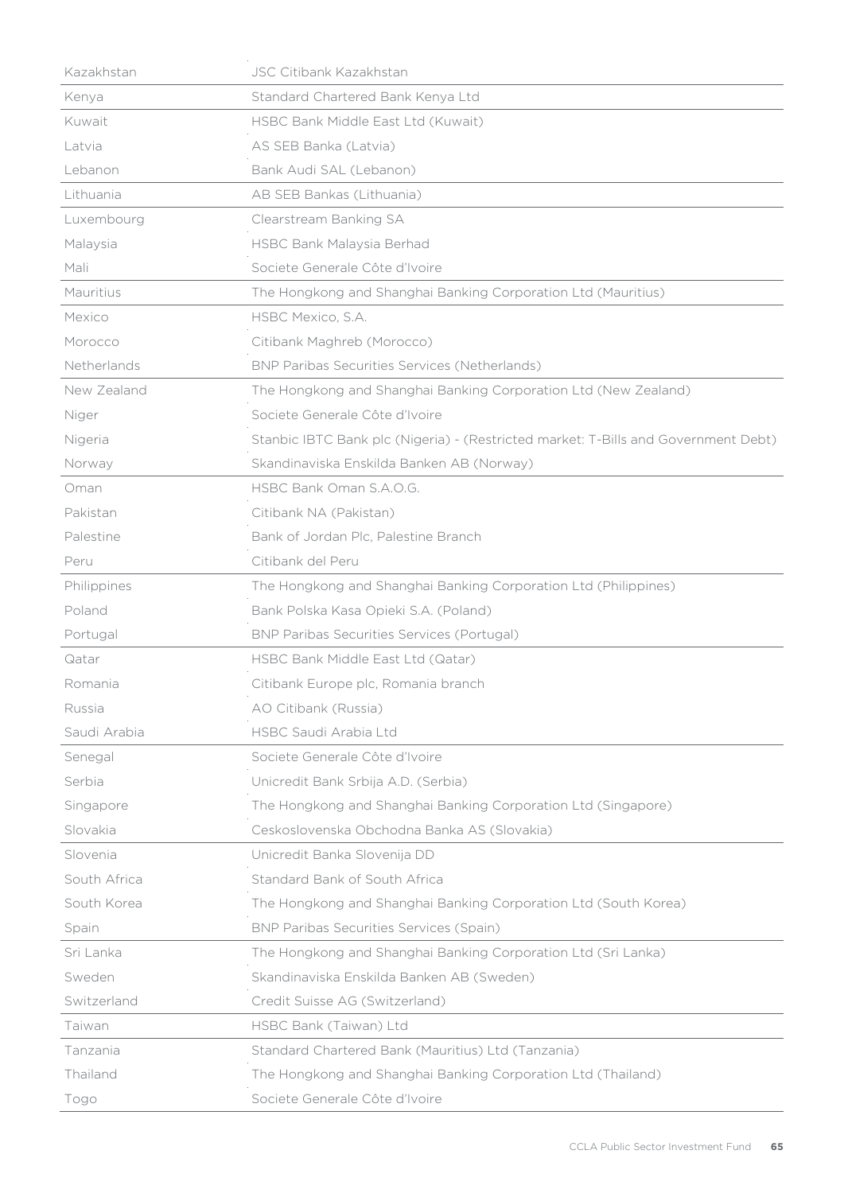| | |
|---|---|
| Kazakhstan | JSC Citibank Kazakhstan |
| Kenya | Standard Chartered Bank Kenya Ltd |
| Kuwait | HSBC Bank Middle East Ltd (Kuwait) |
| Latvia | AS SEB Banka (Latvia) |
| Lebanon | Bank Audi SAL (Lebanon) |
| Lithuania | AB SEB Bankas (Lithuania) |
| Luxembourg | Clearstream Banking SA |
| Malaysia | HSBC Bank Malaysia Berhad |
| Mali | Societe Generale Côte d'Ivoire |
| Mauritius | The Hongkong and Shanghai Banking Corporation Ltd (Mauritius) |
| Mexico | HSBC Mexico, S.A. |
| Morocco | Citibank Maghreb (Morocco) |
| Netherlands | BNP Paribas Securities Services (Netherlands) |
| New Zealand | The Hongkong and Shanghai Banking Corporation Ltd (New Zealand) |
| Niger | Societe Generale Côte d'Ivoire |
| Nigeria | Stanbic IBTC Bank plc (Nigeria) - (Restricted market: T-Bills and Government Debt) |
| Norway | Skandinaviska Enskilda Banken AB (Norway) |
| Oman | HSBC Bank Oman S.A.O.G. |
| Pakistan | Citibank NA (Pakistan) |
| Palestine | Bank of Jordan Plc, Palestine Branch |
| Peru | Citibank del Peru |
| Philippines | The Hongkong and Shanghai Banking Corporation Ltd (Philippines) |
| Poland | Bank Polska Kasa Opieki S.A. (Poland) |
| Portugal | BNP Paribas Securities Services (Portugal) |
| Qatar | HSBC Bank Middle East Ltd (Qatar) |
| Romania | Citibank Europe plc, Romania branch |
| Russia | AO Citibank (Russia) |
| Saudi Arabia | HSBC Saudi Arabia Ltd |
| Senegal | Societe Generale Côte d'Ivoire |
| Serbia | Unicredit Bank Srbija A.D. (Serbia) |
| Singapore | The Hongkong and Shanghai Banking Corporation Ltd (Singapore) |
| Slovakia | Ceskoslovenska Obchodna Banka AS (Slovakia) |
| Slovenia | Unicredit Banka Slovenija DD |
| South Africa | Standard Bank of South Africa |
| South Korea | The Hongkong and Shanghai Banking Corporation Ltd (South Korea) |
| Spain | BNP Paribas Securities Services (Spain) |
| Sri Lanka | The Hongkong and Shanghai Banking Corporation Ltd (Sri Lanka) |
| Sweden | Skandinaviska Enskilda Banken AB (Sweden) |
| Switzerland | Credit Suisse AG (Switzerland) |
| Taiwan | HSBC Bank (Taiwan) Ltd |
| Tanzania | Standard Chartered Bank (Mauritius) Ltd (Tanzania) |
| Thailand | The Hongkong and Shanghai Banking Corporation Ltd (Thailand) |
| Togo | Societe Generale Côte d'Ivoire |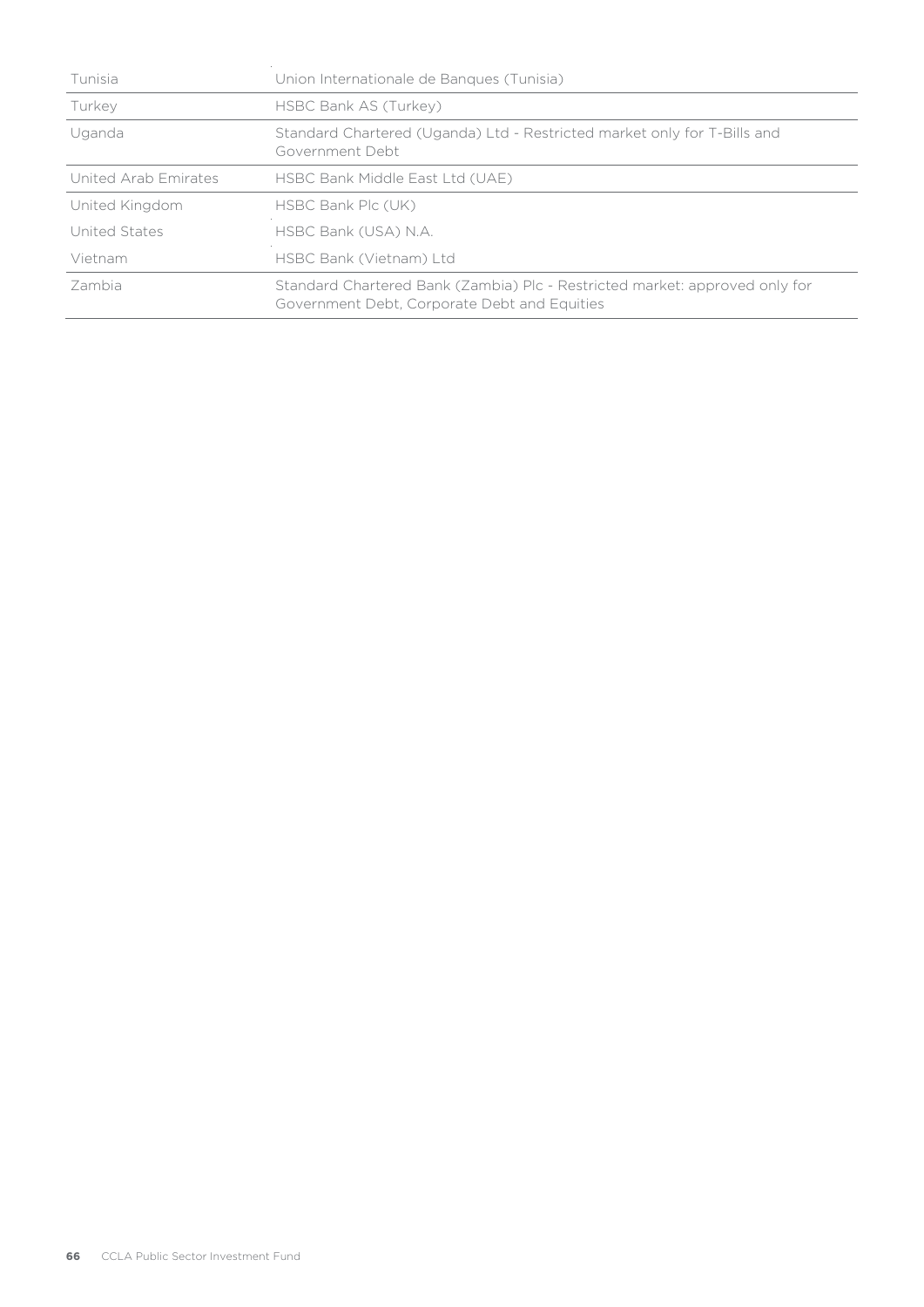| | |
|---|---|
| Tunisia | Union Internationale de Banques (Tunisia) |
| Turkey | HSBC Bank AS (Turkey) |
| Uganda | Standard Chartered (Uganda) Ltd - Restricted market only for T-Bills and Government Debt |
| United Arab Emirates | HSBC Bank Middle East Ltd (UAE) |
| United Kingdom | HSBC Bank Plc (UK) |
| United States | HSBC Bank (USA) N.A. |
| Vietnam | HSBC Bank (Vietnam) Ltd |
| Zambia | Standard Chartered Bank (Zambia) Plc - Restricted market: approved only for Government Debt, Corporate Debt and Equities |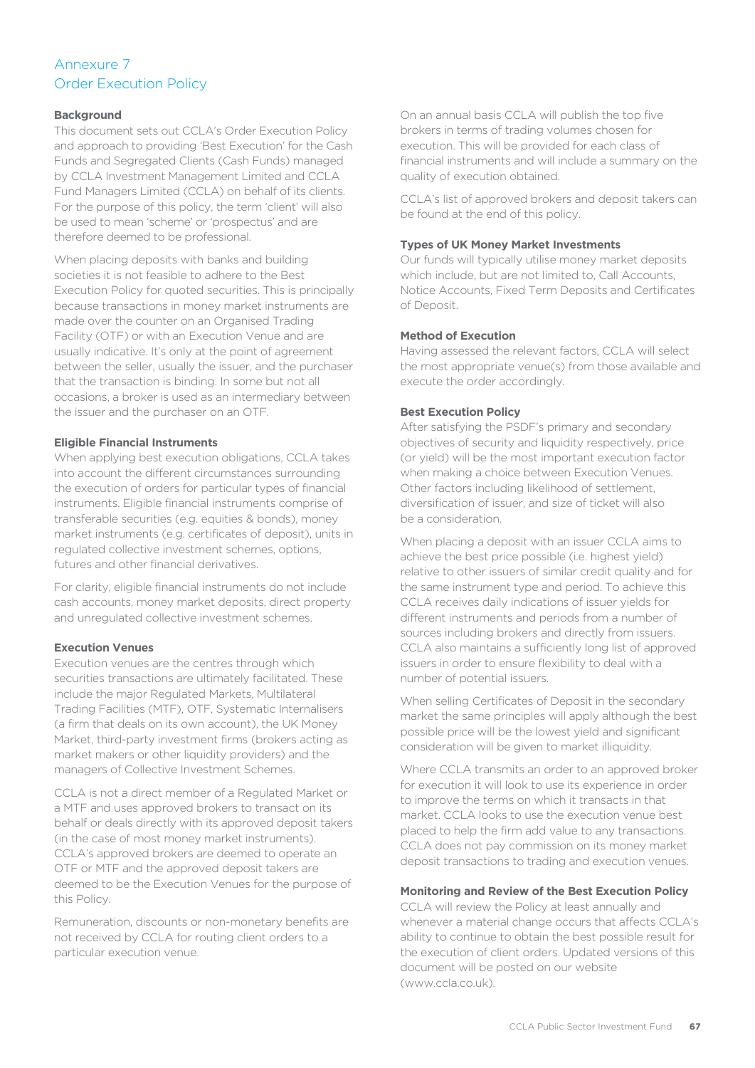# Annexure 7
## Order Execution Policy

**Background**

This document sets out CCLA's Order Execution Policy and approach to providing 'Best Execution' for the Cash Funds and Segregated Clients (Cash Funds) managed by CCLA Investment Management Limited and CCLA Fund Managers Limited (CCLA) on behalf of its clients. For the purpose of this policy, the term 'client' will also be used to mean 'scheme' or 'prospectus' and are therefore deemed to be professional.

When placing deposits with banks and building societies it is not feasible to adhere to the Best Execution Policy for quoted securities. This is principally because transactions in money market instruments are made over the counter on an Organised Trading Facility (OTF) or with an Execution Venue and are usually indicative. It's only at the point of agreement between the seller, usually the issuer, and the purchaser that the transaction is binding. In some but not all occasions, a broker is used as an intermediary between the issuer and the purchaser on an OTF.

**Eligible Financial Instruments**

When applying best execution obligations, CCLA takes into account the different circumstances surrounding the execution of orders for particular types of financial instruments. Eligible financial instruments comprise of transferable securities (e.g. equities & bonds), money market instruments (e.g. certificates of deposit), units in regulated collective investment schemes, options, futures and other financial derivatives.

For clarity, eligible financial instruments do not include cash accounts, money market deposits, direct property and unregulated collective investment schemes.

**Execution Venues**

Execution venues are the centres through which securities transactions are ultimately facilitated. These include the major Regulated Markets, Multilateral Trading Facilities (MTF), OTF, Systematic Internalisers (a firm that deals on its own account), the UK Money Market, third-party investment firms (brokers acting as market makers or other liquidity providers) and the managers of Collective Investment Schemes.

CCLA is not a direct member of a Regulated Market or a MTF and uses approved brokers to transact on its behalf or deals directly with its approved deposit takers (in the case of most money market instruments). CCLA's approved brokers are deemed to operate an OTF or MTF and the approved deposit takers are deemed to be the Execution Venues for the purpose of this Policy.

Remuneration, discounts or non-monetary benefits are not received by CCLA for routing client orders to a particular execution venue.

On an annual basis CCLA will publish the top five brokers in terms of trading volumes chosen for execution. This will be provided for each class of financial instruments and will include a summary on the quality of execution obtained.

CCLA's list of approved brokers and deposit takers can be found at the end of this policy.

**Types of UK Money Market Investments**

Our funds will typically utilise money market deposits which include, but are not limited to, Call Accounts, Notice Accounts, Fixed Term Deposits and Certificates of Deposit.

**Method of Execution**

Having assessed the relevant factors, CCLA will select the most appropriate venue(s) from those available and execute the order accordingly.

**Best Execution Policy**

After satisfying the PSDF's primary and secondary objectives of security and liquidity respectively, price (or yield) will be the most important execution factor when making a choice between Execution Venues. Other factors including likelihood of settlement, diversification of issuer, and size of ticket will also be a consideration.

When placing a deposit with an issuer CCLA aims to achieve the best price possible (i.e. highest yield) relative to other issuers of similar credit quality and for the same instrument type and period. To achieve this CCLA receives daily indications of issuer yields for different instruments and periods from a number of sources including brokers and directly from issuers. CCLA also maintains a sufficiently long list of approved issuers in order to ensure flexibility to deal with a number of potential issuers.

When selling Certificates of Deposit in the secondary market the same principles will apply although the best possible price will be the lowest yield and significant consideration will be given to market illiquidity.

Where CCLA transmits an order to an approved broker for execution it will look to use its experience in order to improve the terms on which it transacts in that market. CCLA looks to use the execution venue best placed to help the firm add value to any transactions. CCLA does not pay commission on its money market deposit transactions to trading and execution venues.

**Monitoring and Review of the Best Execution Policy**

CCLA will review the Policy at least annually and whenever a material change occurs that affects CCLA's ability to continue to obtain the best possible result for the execution of client orders. Updated versions of this document will be posted on our website (www.ccla.co.uk).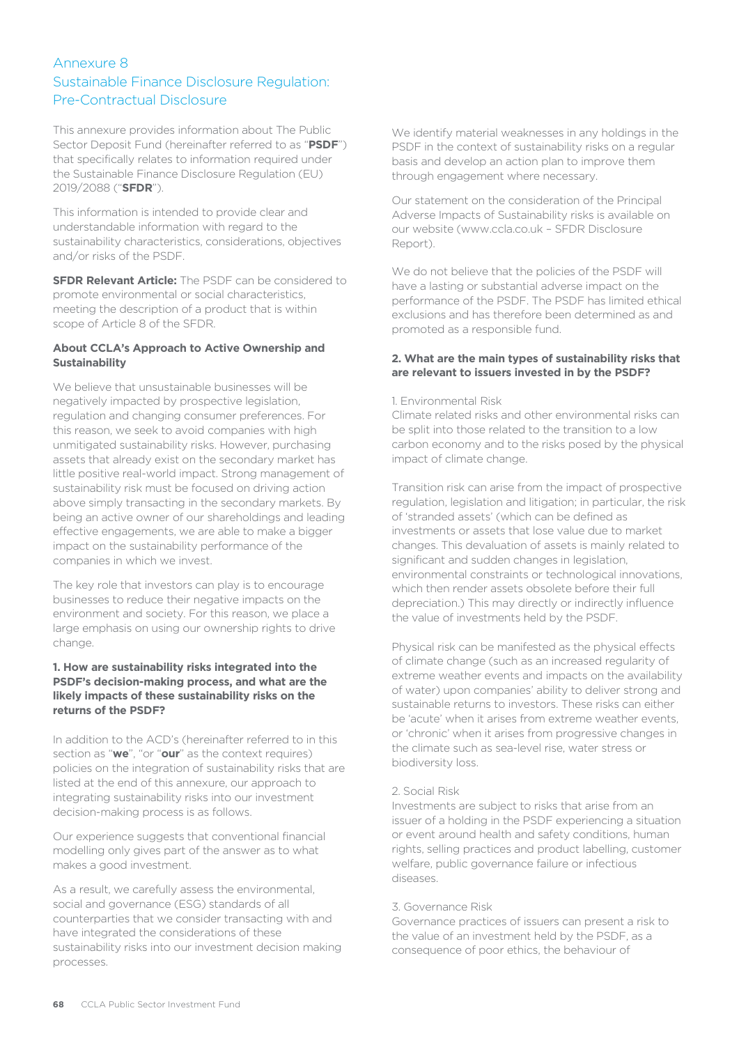# Annexure 8
## Sustainable Finance Disclosure Regulation: Pre-Contractual Disclosure

This annexure provides information about The Public Sector Deposit Fund (hereinafter referred to as "**PSDF**") that specifically relates to information required under the Sustainable Finance Disclosure Regulation (EU) 2019/2088 ("**SFDR**").

This information is intended to provide clear and understandable information with regard to the sustainability characteristics, considerations, objectives and/or risks of the PSDF.

**SFDR Relevant Article:** The PSDF can be considered to promote environmental or social characteristics, meeting the description of a product that is within scope of Article 8 of the SFDR.

### About CCLA's Approach to Active Ownership and Sustainability

We believe that unsustainable businesses will be negatively impacted by prospective legislation, regulation and changing consumer preferences. For this reason, we seek to avoid companies with high unmitigated sustainability risks. However, purchasing assets that already exist on the secondary market has little positive real-world impact. Strong management of sustainability risk must be focused on driving action above simply transacting in the secondary markets. By being an active owner of our shareholdings and leading effective engagements, we are able to make a bigger impact on the sustainability performance of the companies in which we invest.

The key role that investors can play is to encourage businesses to reduce their negative impacts on the environment and society. For this reason, we place a large emphasis on using our ownership rights to drive change.

### 1. How are sustainability risks integrated into the PSDF's decision-making process, and what are the likely impacts of these sustainability risks on the returns of the PSDF?

In addition to the ACD's (hereinafter referred to in this section as "**we**", "or "**our**" as the context requires) policies on the integration of sustainability risks that are listed at the end of this annexure, our approach to integrating sustainability risks into our investment decision-making process is as follows.

Our experience suggests that conventional financial modelling only gives part of the answer as to what makes a good investment.

As a result, we carefully assess the environmental, social and governance (ESG) standards of all counterparties that we consider transacting with and have integrated the considerations of these sustainability risks into our investment decision making processes.

We identify material weaknesses in any holdings in the PSDF in the context of sustainability risks on a regular basis and develop an action plan to improve them through engagement where necessary.

Our statement on the consideration of the Principal Adverse Impacts of Sustainability risks is available on our website (www.ccla.co.uk – SFDR Disclosure Report).

We do not believe that the policies of the PSDF will have a lasting or substantial adverse impact on the performance of the PSDF. The PSDF has limited ethical exclusions and has therefore been determined as and promoted as a responsible fund.

### 2. What are the main types of sustainability risks that are relevant to issuers invested in by the PSDF?

1. Environmental Risk

Climate related risks and other environmental risks can be split into those related to the transition to a low carbon economy and to the risks posed by the physical impact of climate change.

Transition risk can arise from the impact of prospective regulation, legislation and litigation; in particular, the risk of 'stranded assets' (which can be defined as investments or assets that lose value due to market changes. This devaluation of assets is mainly related to significant and sudden changes in legislation, environmental constraints or technological innovations, which then render assets obsolete before their full depreciation.) This may directly or indirectly influence the value of investments held by the PSDF.

Physical risk can be manifested as the physical effects of climate change (such as an increased regularity of extreme weather events and impacts on the availability of water) upon companies' ability to deliver strong and sustainable returns to investors. These risks can either be 'acute' when it arises from extreme weather events, or 'chronic' when it arises from progressive changes in the climate such as sea-level rise, water stress or biodiversity loss.

2. Social Risk

Investments are subject to risks that arise from an issuer of a holding in the PSDF experiencing a situation or event around health and safety conditions, human rights, selling practices and product labelling, customer welfare, public governance failure or infectious diseases.

3. Governance Risk

Governance practices of issuers can present a risk to the value of an investment held by the PSDF, as a consequence of poor ethics, the behaviour of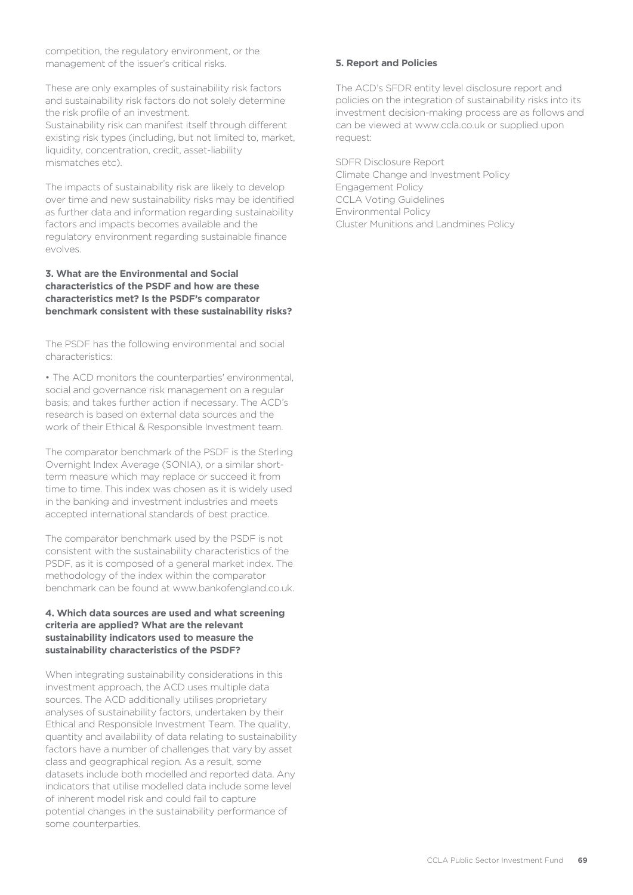competition, the regulatory environment, or the management of the issuer's critical risks.

These are only examples of sustainability risk factors and sustainability risk factors do not solely determine the risk profile of an investment.
Sustainability risk can manifest itself through different existing risk types (including, but not limited to, market, liquidity, concentration, credit, asset-liability mismatches etc).

The impacts of sustainability risk are likely to develop over time and new sustainability risks may be identified as further data and information regarding sustainability factors and impacts becomes available and the regulatory environment regarding sustainable finance evolves.

**3. What are the Environmental and Social characteristics of the PSDF and how are these characteristics met? Is the PSDF's comparator benchmark consistent with these sustainability risks?**

The PSDF has the following environmental and social characteristics:

- The ACD monitors the counterparties' environmental, social and governance risk management on a regular basis; and takes further action if necessary. The ACD's research is based on external data sources and the work of their Ethical & Responsible Investment team.

The comparator benchmark of the PSDF is the Sterling Overnight Index Average (SONIA), or a similar short-term measure which may replace or succeed it from time to time. This index was chosen as it is widely used in the banking and investment industries and meets accepted international standards of best practice.

The comparator benchmark used by the PSDF is not consistent with the sustainability characteristics of the PSDF, as it is composed of a general market index. The methodology of the index within the comparator benchmark can be found at www.bankofengland.co.uk.

**4. Which data sources are used and what screening criteria are applied? What are the relevant sustainability indicators used to measure the sustainability characteristics of the PSDF?**

When integrating sustainability considerations in this investment approach, the ACD uses multiple data sources. The ACD additionally utilises proprietary analyses of sustainability factors, undertaken by their Ethical and Responsible Investment Team. The quality, quantity and availability of data relating to sustainability factors have a number of challenges that vary by asset class and geographical region. As a result, some datasets include both modelled and reported data. Any indicators that utilise modelled data include some level of inherent model risk and could fail to capture potential changes in the sustainability performance of some counterparties.

**5. Report and Policies**

The ACD's SFDR entity level disclosure report and policies on the integration of sustainability risks into its investment decision-making process are as follows and can be viewed at www.ccla.co.uk or supplied upon request:

SDFR Disclosure Report
Climate Change and Investment Policy
Engagement Policy
CCLA Voting Guidelines
Environmental Policy
Cluster Munitions and Landmines Policy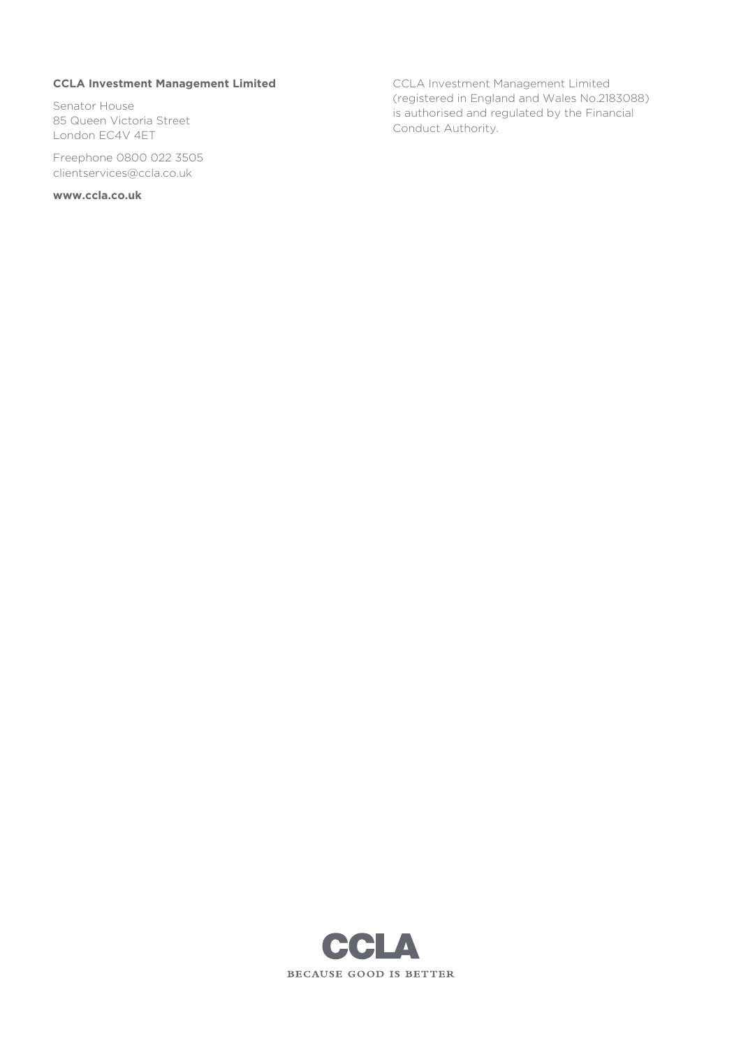**CCLA Investment Management Limited**

Senator House
85 Queen Victoria Street
London EC4V 4ET

Freephone 0800 022 3505
clientservices@ccla.co.uk

**www.ccla.co.uk**

CCLA Investment Management Limited (registered in England and Wales No.2183088) is authorised and regulated by the Financial Conduct Authority.

CCLA

BECAUSE GOOD IS BETTER